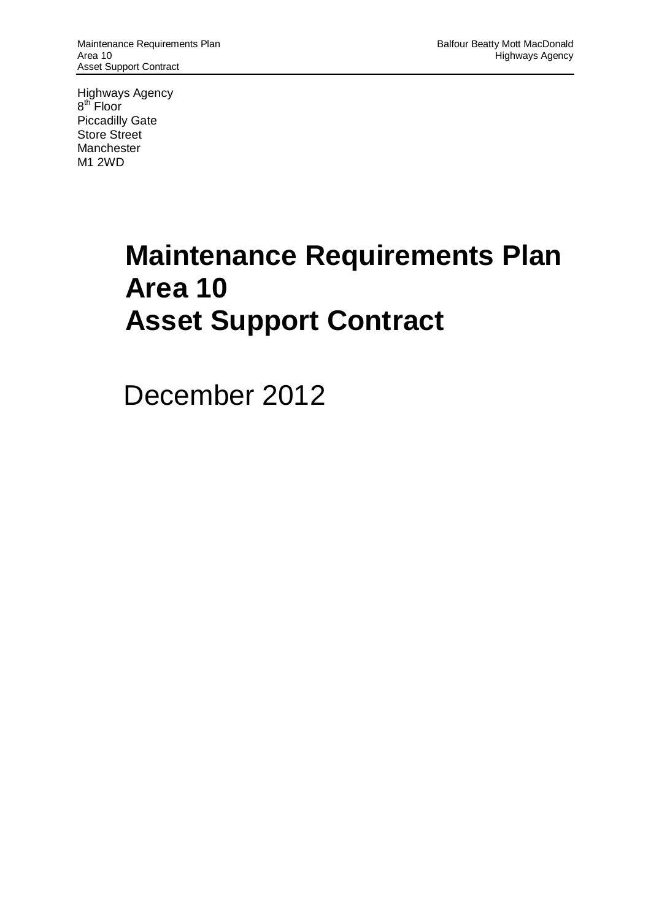Highways Agency
8th Floor
Piccadilly Gate
Store Street
Manchester
M1 2WD

# Maintenance Requirements Plan Area 10 Asset Support Contract

December 2012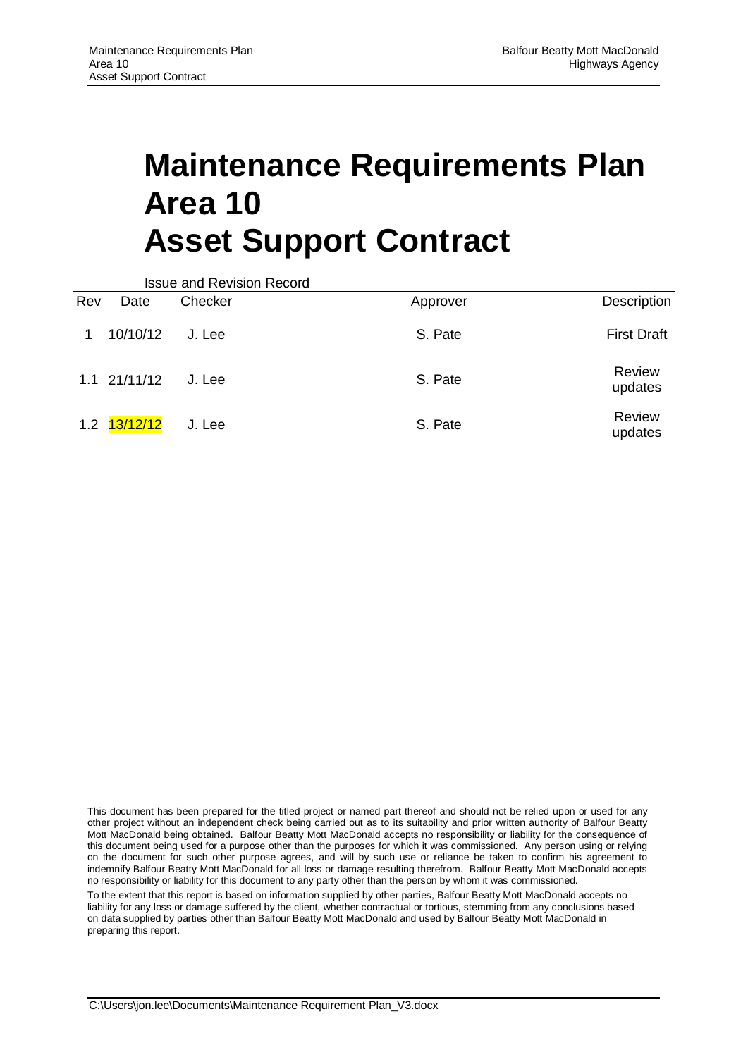# Maintenance Requirements Plan
# Area 10
# Asset Support Contract

Issue and Revision Record

| Rev | Date | Checker | Approver | Description |
|---|---|---|---|---|
| 1 | 10/10/12 | J. Lee | S. Pate | First Draft |
| 1.1 | 21/11/12 | J. Lee | S. Pate | Review updates |
| 1.2 | 13/12/12 | J. Lee | S. Pate | Review updates |

This document has been prepared for the titled project or named part thereof and should not be relied upon or used for any other project without an independent check being carried out as to its suitability and prior written authority of Balfour Beatty Mott MacDonald being obtained. Balfour Beatty Mott MacDonald accepts no responsibility or liability for the consequence of this document being used for a purpose other than the purposes for which it was commissioned. Any person using or relying on the document for such other purpose agrees, and will by such use or reliance be taken to confirm his agreement to indemnify Balfour Beatty Mott MacDonald for all loss or damage resulting therefrom. Balfour Beatty Mott MacDonald accepts no responsibility or liability for this document to any party other than the person by whom it was commissioned.

To the extent that this report is based on information supplied by other parties, Balfour Beatty Mott MacDonald accepts no liability for any loss or damage suffered by the client, whether contractual or tortious, stemming from any conclusions based on data supplied by parties other than Balfour Beatty Mott MacDonald and used by Balfour Beatty Mott MacDonald in preparing this report.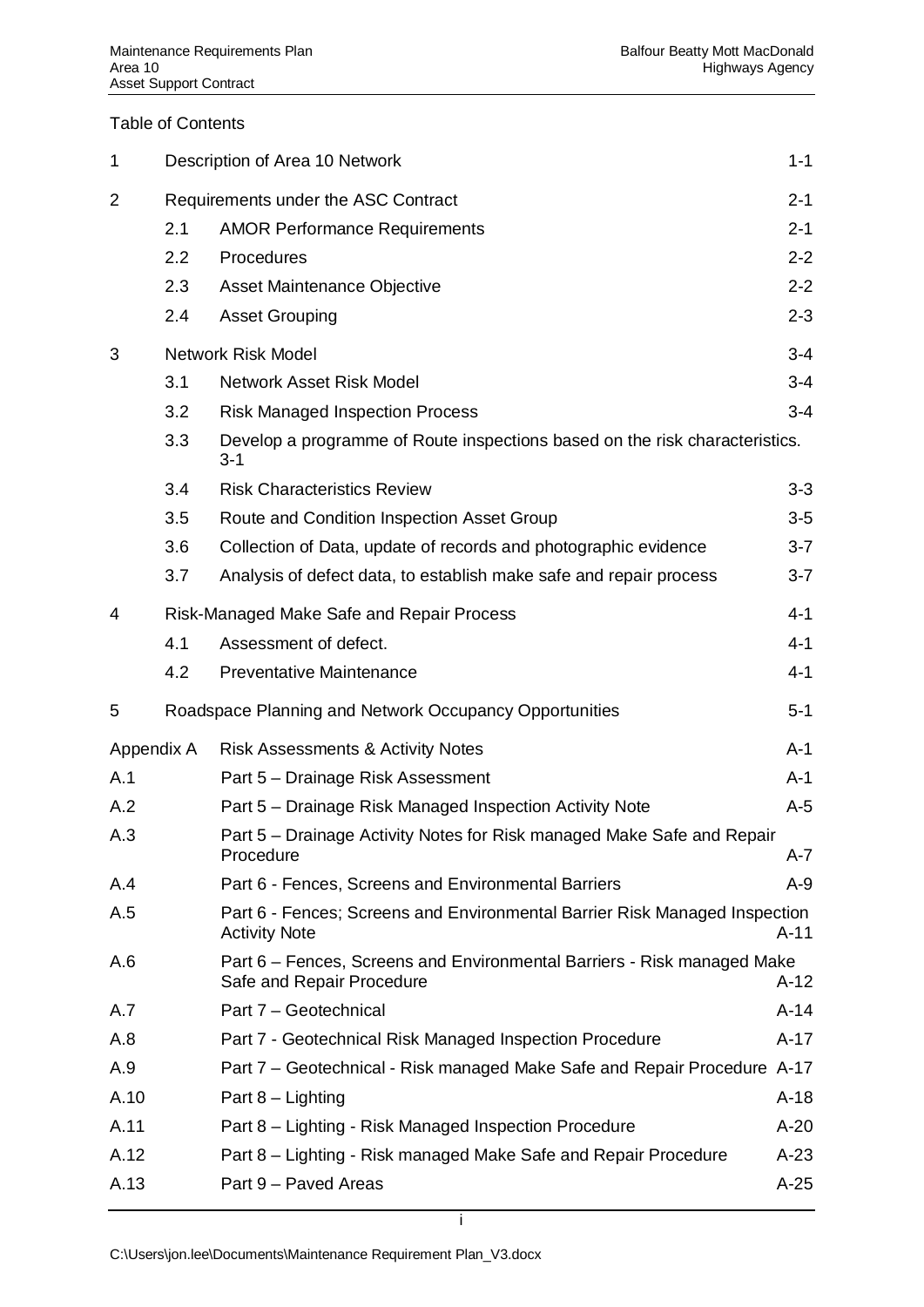Table of Contents

| | | | |
|---|---|---|---|
| 1 | | Description of Area 10 Network | 1-1 |
| 2 | | Requirements under the ASC Contract | 2-1 |
| | 2.1 | AMOR Performance Requirements | 2-1 |
| | 2.2 | Procedures | 2-2 |
| | 2.3 | Asset Maintenance Objective | 2-2 |
| | 2.4 | Asset Grouping | 2-3 |
| 3 | | Network Risk Model | 3-4 |
| | 3.1 | Network Asset Risk Model | 3-4 |
| | 3.2 | Risk Managed Inspection Process | 3-4 |
| | 3.3 | Develop a programme of Route inspections based on the risk characteristics. 3-1 | |
| | 3.4 | Risk Characteristics Review | 3-3 |
| | 3.5 | Route and Condition Inspection Asset Group | 3-5 |
| | 3.6 | Collection of Data, update of records and photographic evidence | 3-7 |
| | 3.7 | Analysis of defect data, to establish make safe and repair process | 3-7 |
| 4 | | Risk-Managed Make Safe and Repair Process | 4-1 |
| | 4.1 | Assessment of defect. | 4-1 |
| | 4.2 | Preventative Maintenance | 4-1 |
| 5 | | Roadspace Planning and Network Occupancy Opportunities | 5-1 |
| Appendix A | | Risk Assessments & Activity Notes | A-1 |
| A.1 | | Part 5 – Drainage Risk Assessment | A-1 |
| A.2 | | Part 5 – Drainage Risk Managed Inspection Activity Note | A-5 |
| A.3 | | Part 5 – Drainage Activity Notes for Risk managed Make Safe and Repair Procedure | A-7 |
| A.4 | | Part 6 - Fences, Screens and Environmental Barriers | A-9 |
| A.5 | | Part 6 - Fences; Screens and Environmental Barrier Risk Managed Inspection Activity Note | A-11 |
| A.6 | | Part 6 – Fences, Screens and Environmental Barriers - Risk managed Make Safe and Repair Procedure | A-12 |
| A.7 | | Part 7 – Geotechnical | A-14 |
| A.8 | | Part 7 - Geotechnical Risk Managed Inspection Procedure | A-17 |
| A.9 | | Part 7 – Geotechnical - Risk managed Make Safe and Repair Procedure | A-17 |
| A.10 | | Part 8 – Lighting | A-18 |
| A.11 | | Part 8 – Lighting - Risk Managed Inspection Procedure | A-20 |
| A.12 | | Part 8 – Lighting - Risk managed Make Safe and Repair Procedure | A-23 |
| A.13 | | Part 9 – Paved Areas | A-25 |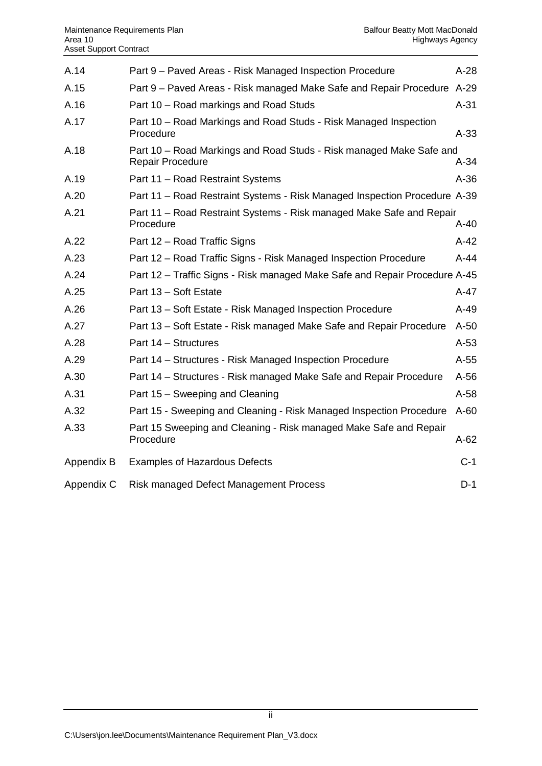| | | |
|---|---|---|
| A.14 | Part 9 – Paved Areas - Risk Managed Inspection Procedure | A-28 |
| A.15 | Part 9 – Paved Areas - Risk managed Make Safe and Repair Procedure | A-29 |
| A.16 | Part 10 – Road markings and Road Studs | A-31 |
| A.17 | Part 10 – Road Markings and Road Studs - Risk Managed Inspection Procedure | A-33 |
| A.18 | Part 10 – Road Markings and Road Studs - Risk managed Make Safe and Repair Procedure | A-34 |
| A.19 | Part 11 – Road Restraint Systems | A-36 |
| A.20 | Part 11 – Road Restraint Systems - Risk Managed Inspection Procedure | A-39 |
| A.21 | Part 11 – Road Restraint Systems - Risk managed Make Safe and Repair Procedure | A-40 |
| A.22 | Part 12 – Road Traffic Signs | A-42 |
| A.23 | Part 12 – Road Traffic Signs - Risk Managed Inspection Procedure | A-44 |
| A.24 | Part 12 – Traffic Signs - Risk managed Make Safe and Repair Procedure | A-45 |
| A.25 | Part 13 – Soft Estate | A-47 |
| A.26 | Part 13 – Soft Estate - Risk Managed Inspection Procedure | A-49 |
| A.27 | Part 13 – Soft Estate - Risk managed Make Safe and Repair Procedure | A-50 |
| A.28 | Part 14 – Structures | A-53 |
| A.29 | Part 14 – Structures - Risk Managed Inspection Procedure | A-55 |
| A.30 | Part 14 – Structures - Risk managed Make Safe and Repair Procedure | A-56 |
| A.31 | Part 15 – Sweeping and Cleaning | A-58 |
| A.32 | Part 15 - Sweeping and Cleaning - Risk Managed Inspection Procedure | A-60 |
| A.33 | Part 15 Sweeping and Cleaning - Risk managed Make Safe and Repair Procedure | A-62 |
| Appendix B | Examples of Hazardous Defects | C-1 |
| Appendix C | Risk managed Defect Management Process | D-1 |

C:\Users\jon.lee\Documents\Maintenance Requirement Plan_V3.docx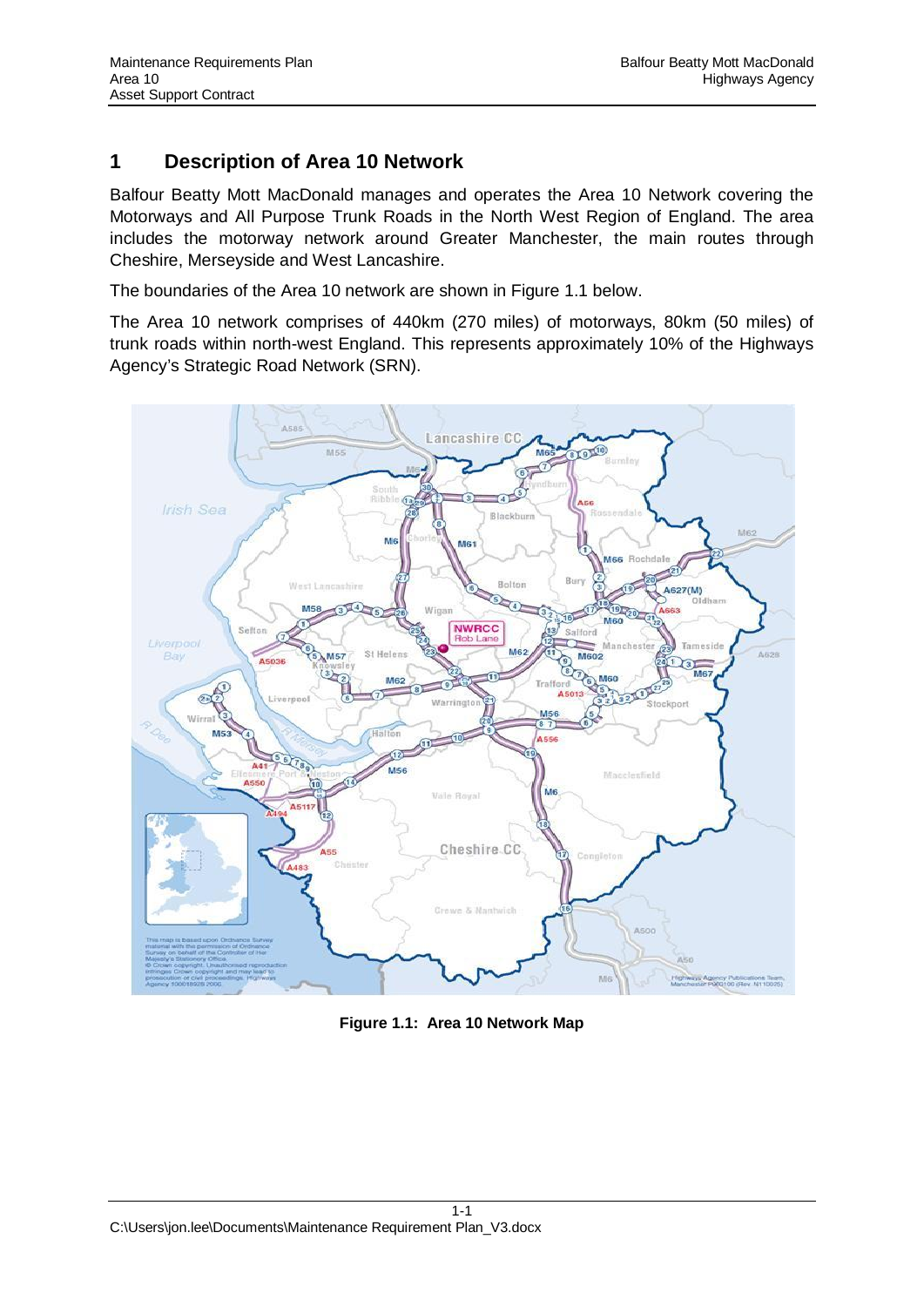# 1 Description of Area 10 Network

Balfour Beatty Mott MacDonald manages and operates the Area 10 Network covering the Motorways and All Purpose Trunk Roads in the North West Region of England. The area includes the motorway network around Greater Manchester, the main routes through Cheshire, Merseyside and West Lancashire.

The boundaries of the Area 10 network are shown in Figure 1.1 below.

The Area 10 network comprises of 440km (270 miles) of motorways, 80km (50 miles) of trunk roads within north-west England. This represents approximately 10% of the Highways Agency's Strategic Road Network (SRN).

**Figure 1.1: Area 10 Network Map**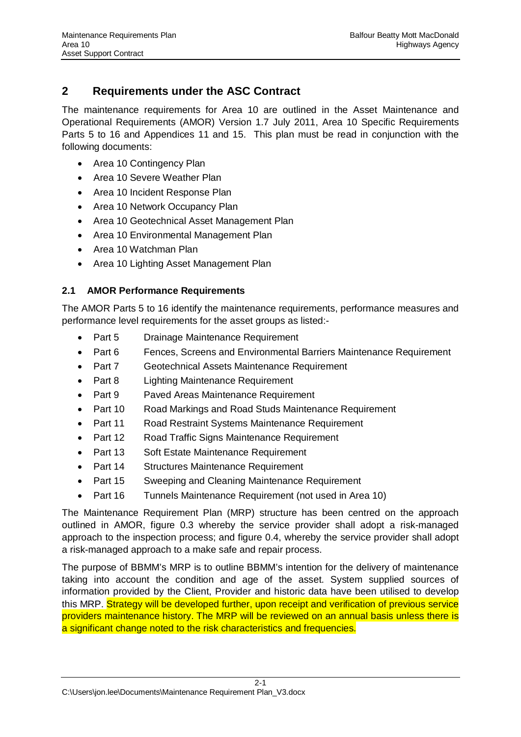## 2 Requirements under the ASC Contract

The maintenance requirements for Area 10 are outlined in the Asset Maintenance and Operational Requirements (AMOR) Version 1.7 July 2011, Area 10 Specific Requirements Parts 5 to 16 and Appendices 11 and 15. This plan must be read in conjunction with the following documents:

- Area 10 Contingency Plan
- Area 10 Severe Weather Plan
- Area 10 Incident Response Plan
- Area 10 Network Occupancy Plan
- Area 10 Geotechnical Asset Management Plan
- Area 10 Environmental Management Plan
- Area 10 Watchman Plan
- Area 10 Lighting Asset Management Plan

### 2.1 AMOR Performance Requirements

The AMOR Parts 5 to 16 identify the maintenance requirements, performance measures and performance level requirements for the asset groups as listed:-

- Part 5 Drainage Maintenance Requirement
- Part 6 Fences, Screens and Environmental Barriers Maintenance Requirement
- Part 7 Geotechnical Assets Maintenance Requirement
- Part 8 Lighting Maintenance Requirement
- Part 9 Paved Areas Maintenance Requirement
- Part 10 Road Markings and Road Studs Maintenance Requirement
- Part 11 Road Restraint Systems Maintenance Requirement
- Part 12 Road Traffic Signs Maintenance Requirement
- Part 13 Soft Estate Maintenance Requirement
- Part 14 Structures Maintenance Requirement
- Part 15 Sweeping and Cleaning Maintenance Requirement
- Part 16 Tunnels Maintenance Requirement (not used in Area 10)

The Maintenance Requirement Plan (MRP) structure has been centred on the approach outlined in AMOR, figure 0.3 whereby the service provider shall adopt a risk-managed approach to the inspection process; and figure 0.4, whereby the service provider shall adopt a risk-managed approach to a make safe and repair process.

The purpose of BBMM's MRP is to outline BBMM's intention for the delivery of maintenance taking into account the condition and age of the asset. System supplied sources of information provided by the Client, Provider and historic data have been utilised to develop this MRP. Strategy will be developed further, upon receipt and verification of previous service providers maintenance history. The MRP will be reviewed on an annual basis unless there is a significant change noted to the risk characteristics and frequencies.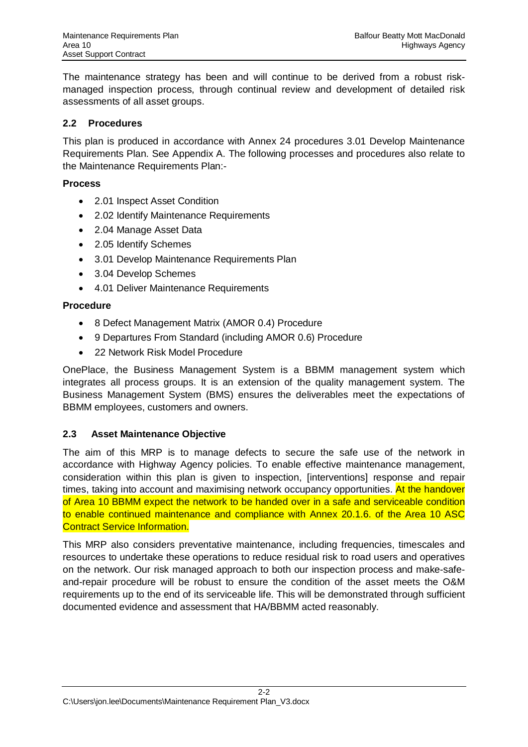The maintenance strategy has been and will continue to be derived from a robust risk-managed inspection process, through continual review and development of detailed risk assessments of all asset groups.

## 2.2 Procedures

This plan is produced in accordance with Annex 24 procedures 3.01 Develop Maintenance Requirements Plan. See Appendix A. The following processes and procedures also relate to the Maintenance Requirements Plan:-

**Process**

- 2.01 Inspect Asset Condition
- 2.02 Identify Maintenance Requirements
- 2.04 Manage Asset Data
- 2.05 Identify Schemes
- 3.01 Develop Maintenance Requirements Plan
- 3.04 Develop Schemes
- 4.01 Deliver Maintenance Requirements

**Procedure**

- 8 Defect Management Matrix (AMOR 0.4) Procedure
- 9 Departures From Standard (including AMOR 0.6) Procedure
- 22 Network Risk Model Procedure

OnePlace, the Business Management System is a BBMM management system which integrates all process groups. It is an extension of the quality management system. The Business Management System (BMS) ensures the deliverables meet the expectations of BBMM employees, customers and owners.

## 2.3 Asset Maintenance Objective

The aim of this MRP is to manage defects to secure the safe use of the network in accordance with Highway Agency policies. To enable effective maintenance management, consideration within this plan is given to inspection, [interventions] response and repair times, taking into account and maximising network occupancy opportunities. At the handover of Area 10 BBMM expect the network to be handed over in a safe and serviceable condition to enable continued maintenance and compliance with Annex 20.1.6. of the Area 10 ASC Contract Service Information.

This MRP also considers preventative maintenance, including frequencies, timescales and resources to undertake these operations to reduce residual risk to road users and operatives on the network. Our risk managed approach to both our inspection process and make-safe-and-repair procedure will be robust to ensure the condition of the asset meets the O&M requirements up to the end of its serviceable life. This will be demonstrated through sufficient documented evidence and assessment that HA/BBMM acted reasonably.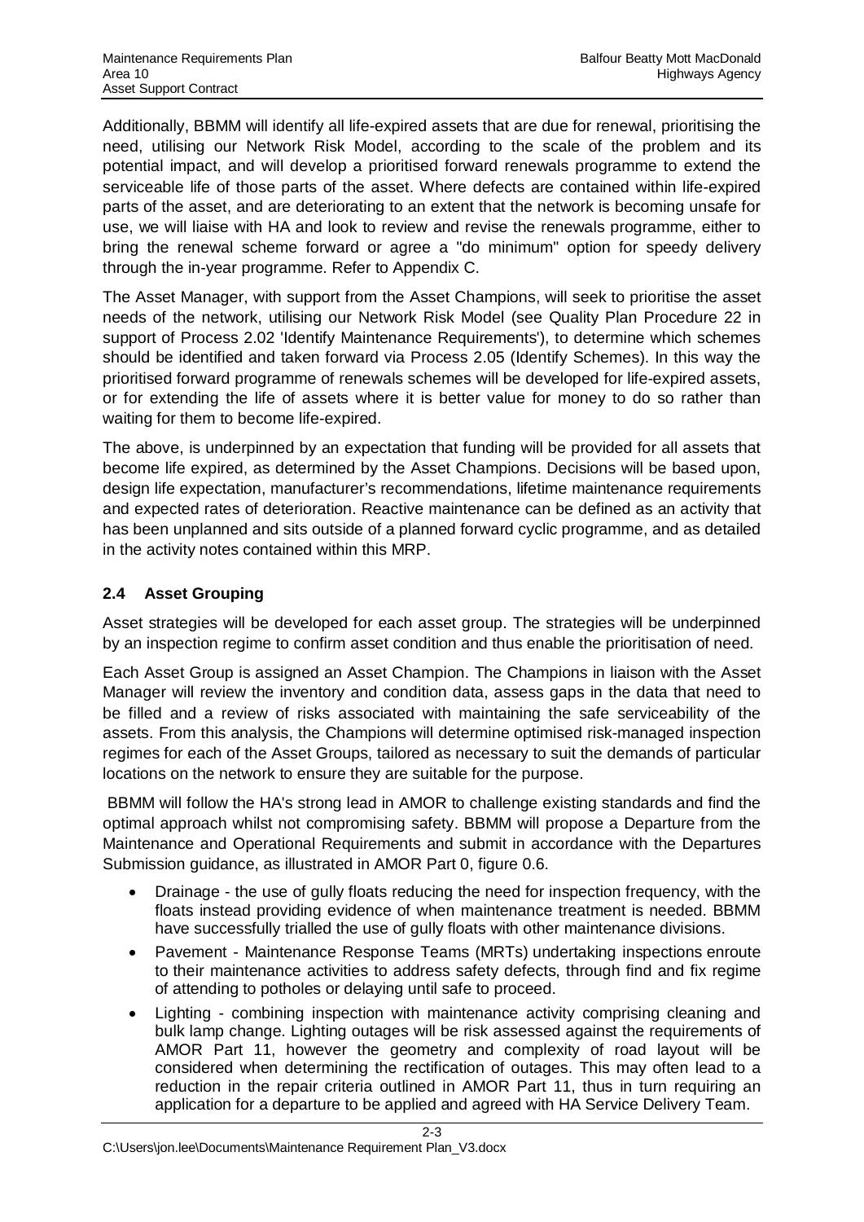Additionally, BBMM will identify all life-expired assets that are due for renewal, prioritising the need, utilising our Network Risk Model, according to the scale of the problem and its potential impact, and will develop a prioritised forward renewals programme to extend the serviceable life of those parts of the asset. Where defects are contained within life-expired parts of the asset, and are deteriorating to an extent that the network is becoming unsafe for use, we will liaise with HA and look to review and revise the renewals programme, either to bring the renewal scheme forward or agree a "do minimum" option for speedy delivery through the in-year programme. Refer to Appendix C.

The Asset Manager, with support from the Asset Champions, will seek to prioritise the asset needs of the network, utilising our Network Risk Model (see Quality Plan Procedure 22 in support of Process 2.02 'Identify Maintenance Requirements'), to determine which schemes should be identified and taken forward via Process 2.05 (Identify Schemes). In this way the prioritised forward programme of renewals schemes will be developed for life-expired assets, or for extending the life of assets where it is better value for money to do so rather than waiting for them to become life-expired.

The above, is underpinned by an expectation that funding will be provided for all assets that become life expired, as determined by the Asset Champions. Decisions will be based upon, design life expectation, manufacturer's recommendations, lifetime maintenance requirements and expected rates of deterioration. Reactive maintenance can be defined as an activity that has been unplanned and sits outside of a planned forward cyclic programme, and as detailed in the activity notes contained within this MRP.

## 2.4 Asset Grouping

Asset strategies will be developed for each asset group. The strategies will be underpinned by an inspection regime to confirm asset condition and thus enable the prioritisation of need.

Each Asset Group is assigned an Asset Champion. The Champions in liaison with the Asset Manager will review the inventory and condition data, assess gaps in the data that need to be filled and a review of risks associated with maintaining the safe serviceability of the assets. From this analysis, the Champions will determine optimised risk-managed inspection regimes for each of the Asset Groups, tailored as necessary to suit the demands of particular locations on the network to ensure they are suitable for the purpose.

BBMM will follow the HA's strong lead in AMOR to challenge existing standards and find the optimal approach whilst not compromising safety. BBMM will propose a Departure from the Maintenance and Operational Requirements and submit in accordance with the Departures Submission guidance, as illustrated in AMOR Part 0, figure 0.6.

- Drainage - the use of gully floats reducing the need for inspection frequency, with the floats instead providing evidence of when maintenance treatment is needed. BBMM have successfully trialled the use of gully floats with other maintenance divisions.
- Pavement - Maintenance Response Teams (MRTs) undertaking inspections enroute to their maintenance activities to address safety defects, through find and fix regime of attending to potholes or delaying until safe to proceed.
- Lighting - combining inspection with maintenance activity comprising cleaning and bulk lamp change. Lighting outages will be risk assessed against the requirements of AMOR Part 11, however the geometry and complexity of road layout will be considered when determining the rectification of outages. This may often lead to a reduction in the repair criteria outlined in AMOR Part 11, thus in turn requiring an application for a departure to be applied and agreed with HA Service Delivery Team.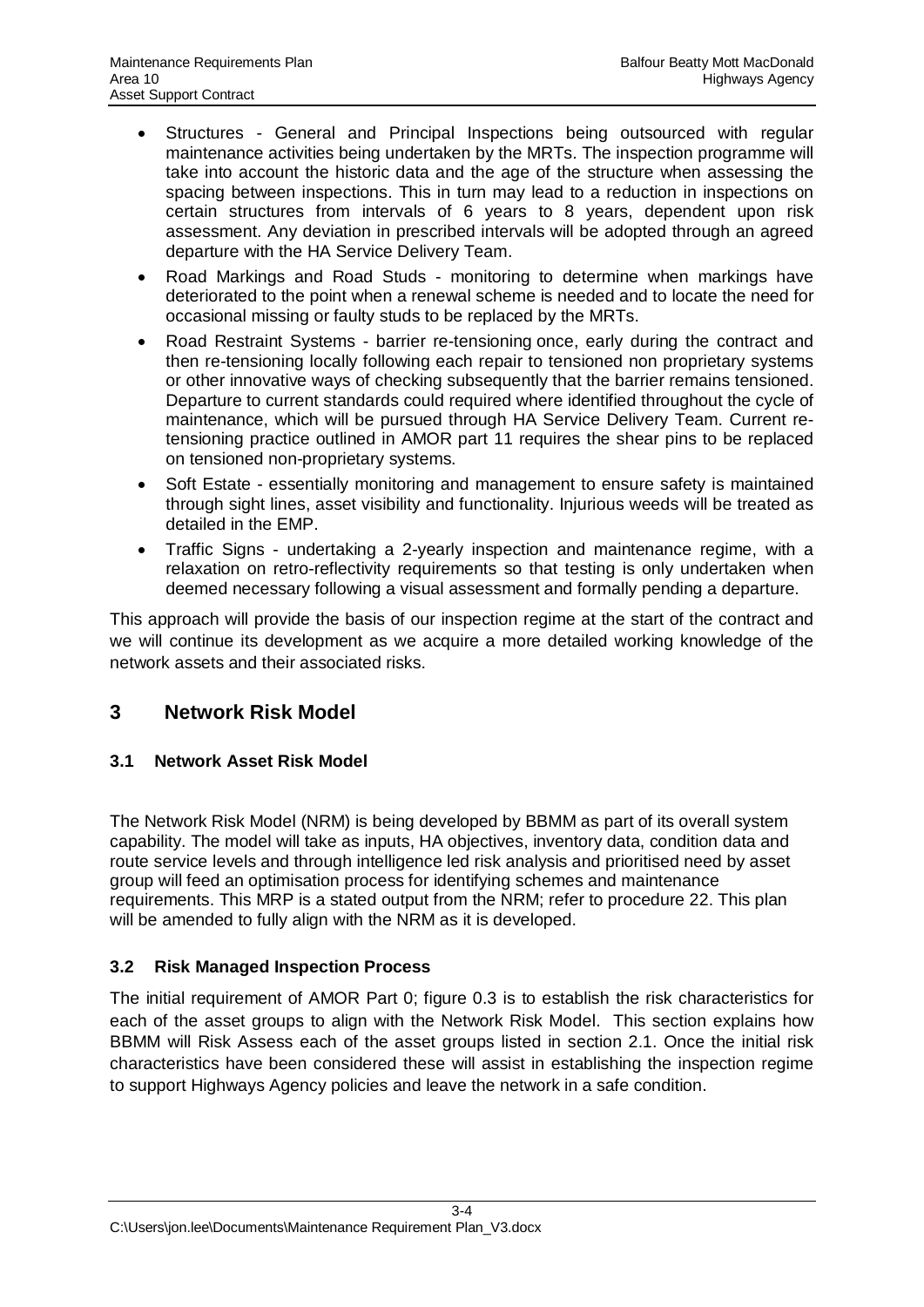- Structures - General and Principal Inspections being outsourced with regular maintenance activities being undertaken by the MRTs. The inspection programme will take into account the historic data and the age of the structure when assessing the spacing between inspections. This in turn may lead to a reduction in inspections on certain structures from intervals of 6 years to 8 years, dependent upon risk assessment. Any deviation in prescribed intervals will be adopted through an agreed departure with the HA Service Delivery Team.
- Road Markings and Road Studs - monitoring to determine when markings have deteriorated to the point when a renewal scheme is needed and to locate the need for occasional missing or faulty studs to be replaced by the MRTs.
- Road Restraint Systems - barrier re-tensioning once, early during the contract and then re-tensioning locally following each repair to tensioned non proprietary systems or other innovative ways of checking subsequently that the barrier remains tensioned. Departure to current standards could required where identified throughout the cycle of maintenance, which will be pursued through HA Service Delivery Team. Current re-tensioning practice outlined in AMOR part 11 requires the shear pins to be replaced on tensioned non-proprietary systems.
- Soft Estate - essentially monitoring and management to ensure safety is maintained through sight lines, asset visibility and functionality. Injurious weeds will be treated as detailed in the EMP.
- Traffic Signs - undertaking a 2-yearly inspection and maintenance regime, with a relaxation on retro-reflectivity requirements so that testing is only undertaken when deemed necessary following a visual assessment and formally pending a departure.

This approach will provide the basis of our inspection regime at the start of the contract and we will continue its development as we acquire a more detailed working knowledge of the network assets and their associated risks.

# 3 Network Risk Model

## 3.1 Network Asset Risk Model

The Network Risk Model (NRM) is being developed by BBMM as part of its overall system capability. The model will take as inputs, HA objectives, inventory data, condition data and route service levels and through intelligence led risk analysis and prioritised need by asset group will feed an optimisation process for identifying schemes and maintenance requirements. This MRP is a stated output from the NRM; refer to procedure 22. This plan will be amended to fully align with the NRM as it is developed.

## 3.2 Risk Managed Inspection Process

The initial requirement of AMOR Part 0; figure 0.3 is to establish the risk characteristics for each of the asset groups to align with the Network Risk Model. This section explains how BBMM will Risk Assess each of the asset groups listed in section 2.1. Once the initial risk characteristics have been considered these will assist in establishing the inspection regime to support Highways Agency policies and leave the network in a safe condition.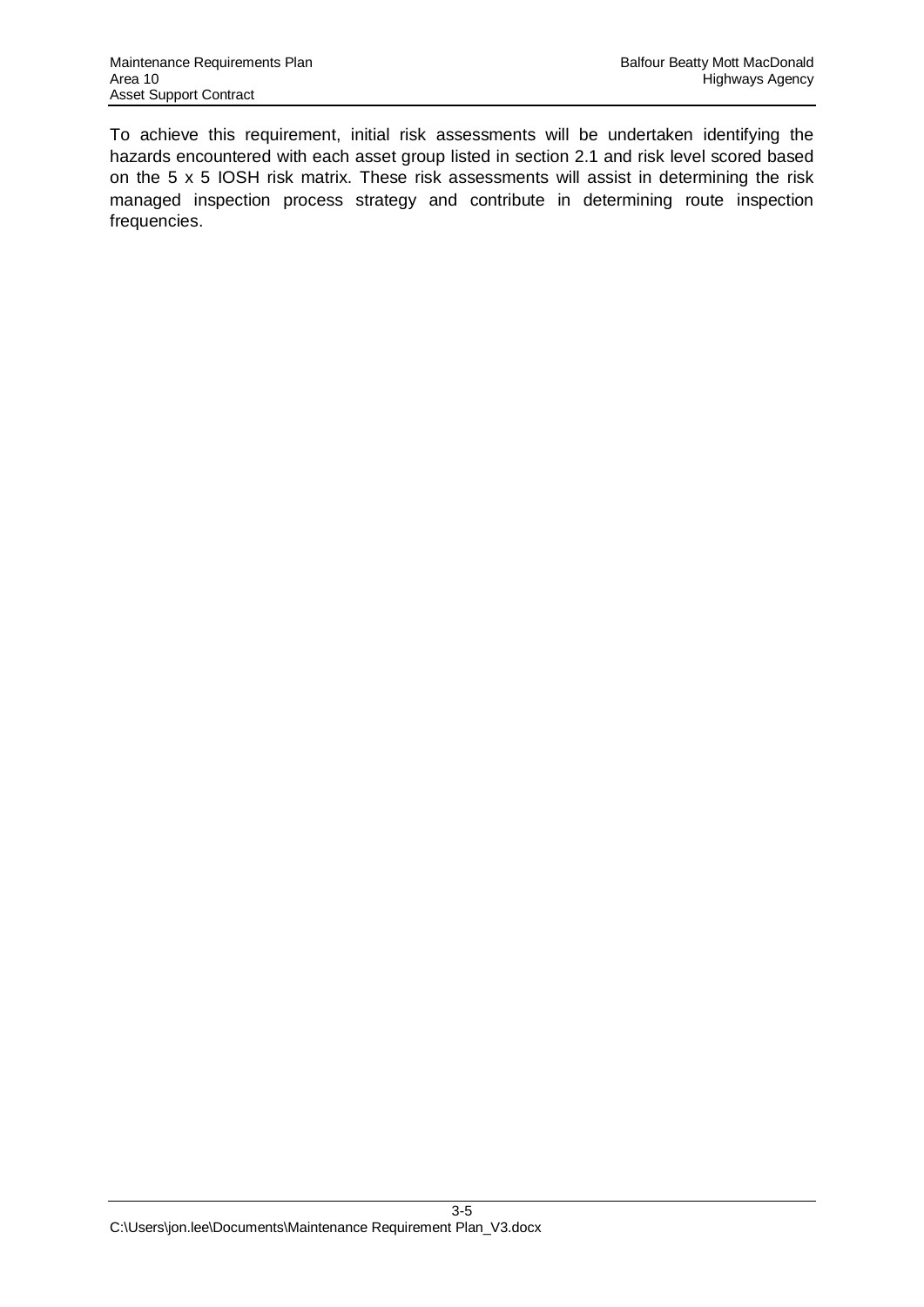To achieve this requirement, initial risk assessments will be undertaken identifying the hazards encountered with each asset group listed in section 2.1 and risk level scored based on the 5 x 5 IOSH risk matrix. These risk assessments will assist in determining the risk managed inspection process strategy and contribute in determining route inspection frequencies.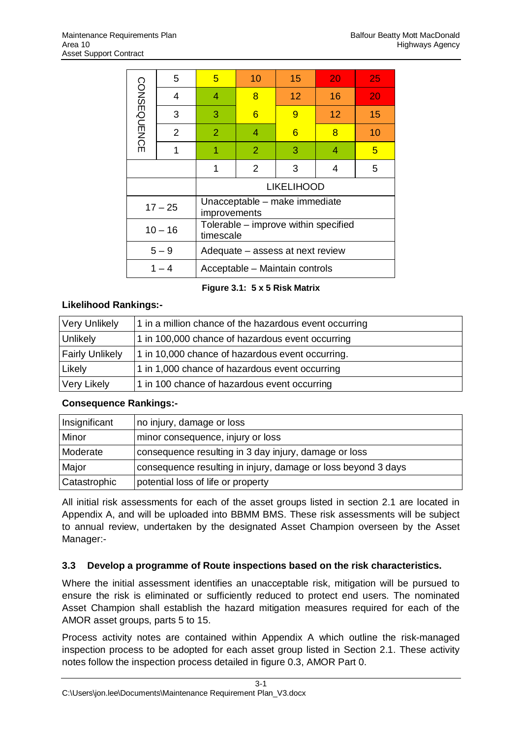| CONSEQUENCE | | | | | | |
|---|---|---|---|---|---|---|
| | 5 | 5 | 10 | 15 | 20 | 25 |
| | 4 | 4 | 8 | 12 | 16 | 20 |
| | 3 | 3 | 6 | 9 | 12 | 15 |
| | 2 | 2 | 4 | 6 | 8 | 10 |
| | 1 | 1 | 2 | 3 | 4 | 5 |
| | | 1 | 2 | 3 | 4 | 5 |
| | | LIKELIHOOD | | | | |

| Score | Action |
|---|---|
| 17 – 25 | Unacceptable – make immediate improvements |
| 10 – 16 | Tolerable – improve within specified timescale |
| 5 – 9 | Adequate – assess at next review |
| 1 – 4 | Acceptable – Maintain controls |

**Figure 3.1: 5 x 5 Risk Matrix**

**Likelihood Rankings:-**

| | |
|---|---|
| Very Unlikely | 1 in a million chance of the hazardous event occurring |
| Unlikely | 1 in 100,000 chance of hazardous event occurring |
| Fairly Unlikely | 1 in 10,000 chance of hazardous event occurring. |
| Likely | 1 in 1,000 chance of hazardous event occurring |
| Very Likely | 1 in 100 chance of hazardous event occurring |

**Consequence Rankings:-**

| | |
|---|---|
| Insignificant | no injury, damage or loss |
| Minor | minor consequence, injury or loss |
| Moderate | consequence resulting in 3 day injury, damage or loss |
| Major | consequence resulting in injury, damage or loss beyond 3 days |
| Catastrophic | potential loss of life or property |

All initial risk assessments for each of the asset groups listed in section 2.1 are located in Appendix A, and will be uploaded into BBMM BMS. These risk assessments will be subject to annual review, undertaken by the designated Asset Champion overseen by the Asset Manager:-

### 3.3 Develop a programme of Route inspections based on the risk characteristics.

Where the initial assessment identifies an unacceptable risk, mitigation will be pursued to ensure the risk is eliminated or sufficiently reduced to protect end users. The nominated Asset Champion shall establish the hazard mitigation measures required for each of the AMOR asset groups, parts 5 to 15.

Process activity notes are contained within Appendix A which outline the risk-managed inspection process to be adopted for each asset group listed in Section 2.1. These activity notes follow the inspection process detailed in figure 0.3, AMOR Part 0.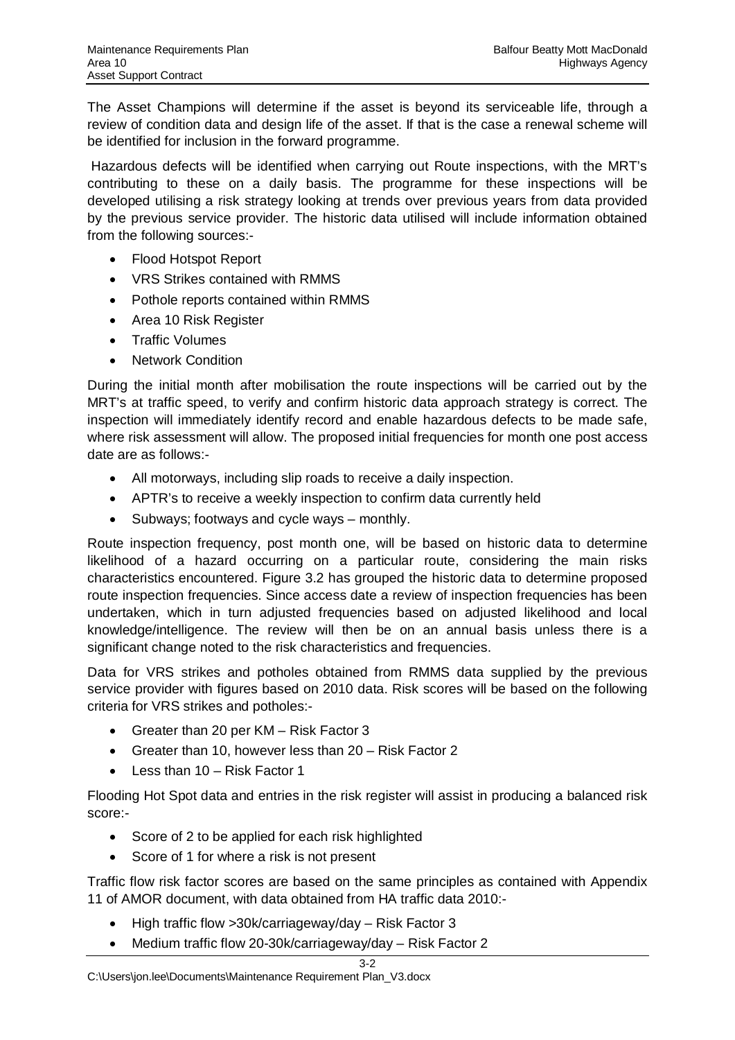The Asset Champions will determine if the asset is beyond its serviceable life, through a review of condition data and design life of the asset. If that is the case a renewal scheme will be identified for inclusion in the forward programme.

Hazardous defects will be identified when carrying out Route inspections, with the MRT's contributing to these on a daily basis. The programme for these inspections will be developed utilising a risk strategy looking at trends over previous years from data provided by the previous service provider. The historic data utilised will include information obtained from the following sources:-

- Flood Hotspot Report
- VRS Strikes contained with RMMS
- Pothole reports contained within RMMS
- Area 10 Risk Register
- Traffic Volumes
- Network Condition

During the initial month after mobilisation the route inspections will be carried out by the MRT's at traffic speed, to verify and confirm historic data approach strategy is correct. The inspection will immediately identify record and enable hazardous defects to be made safe, where risk assessment will allow. The proposed initial frequencies for month one post access date are as follows:-

- All motorways, including slip roads to receive a daily inspection.
- APTR's to receive a weekly inspection to confirm data currently held
- Subways; footways and cycle ways – monthly.

Route inspection frequency, post month one, will be based on historic data to determine likelihood of a hazard occurring on a particular route, considering the main risks characteristics encountered. Figure 3.2 has grouped the historic data to determine proposed route inspection frequencies. Since access date a review of inspection frequencies has been undertaken, which in turn adjusted frequencies based on adjusted likelihood and local knowledge/intelligence. The review will then be on an annual basis unless there is a significant change noted to the risk characteristics and frequencies.

Data for VRS strikes and potholes obtained from RMMS data supplied by the previous service provider with figures based on 2010 data. Risk scores will be based on the following criteria for VRS strikes and potholes:-

- Greater than 20 per KM – Risk Factor 3
- Greater than 10, however less than 20 – Risk Factor 2
- Less than 10 – Risk Factor 1

Flooding Hot Spot data and entries in the risk register will assist in producing a balanced risk score:-

- Score of 2 to be applied for each risk highlighted
- Score of 1 for where a risk is not present

Traffic flow risk factor scores are based on the same principles as contained with Appendix 11 of AMOR document, with data obtained from HA traffic data 2010:-

- High traffic flow >30k/carriageway/day – Risk Factor 3
- Medium traffic flow 20-30k/carriageway/day – Risk Factor 2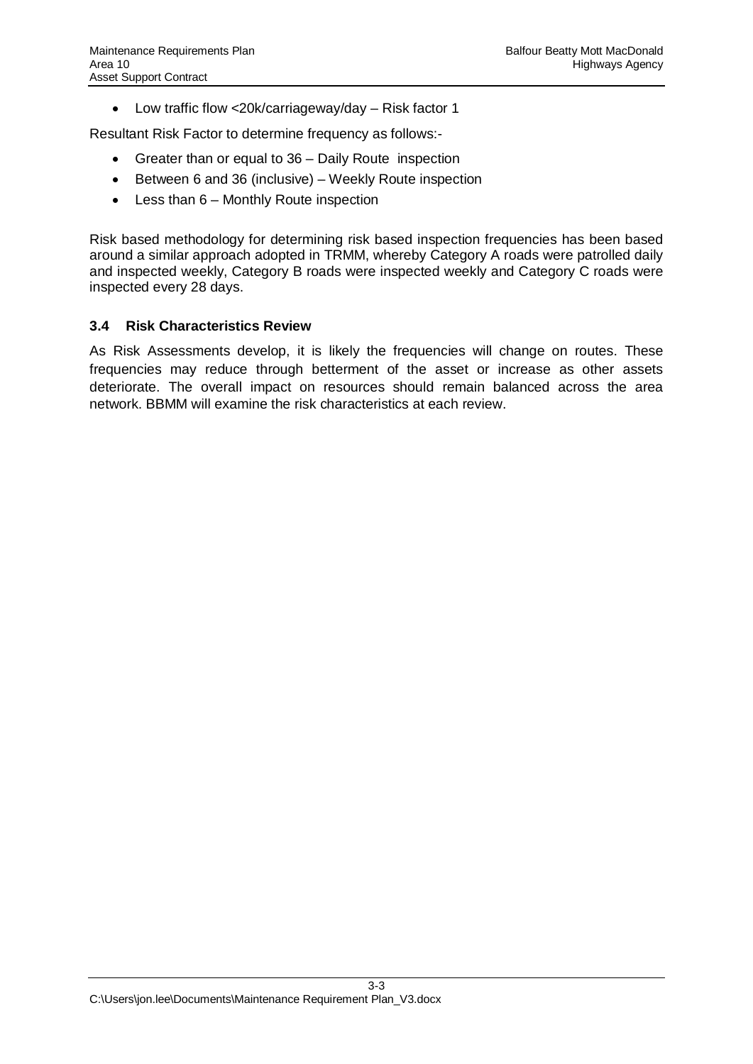- Low traffic flow <20k/carriageway/day – Risk factor 1

Resultant Risk Factor to determine frequency as follows:-

- Greater than or equal to 36 – Daily Route inspection
- Between 6 and 36 (inclusive) – Weekly Route inspection
- Less than 6 – Monthly Route inspection

Risk based methodology for determining risk based inspection frequencies has been based around a similar approach adopted in TRMM, whereby Category A roads were patrolled daily and inspected weekly, Category B roads were inspected weekly and Category C roads were inspected every 28 days.

### 3.4 Risk Characteristics Review

As Risk Assessments develop, it is likely the frequencies will change on routes. These frequencies may reduce through betterment of the asset or increase as other assets deteriorate. The overall impact on resources should remain balanced across the area network. BBMM will examine the risk characteristics at each review.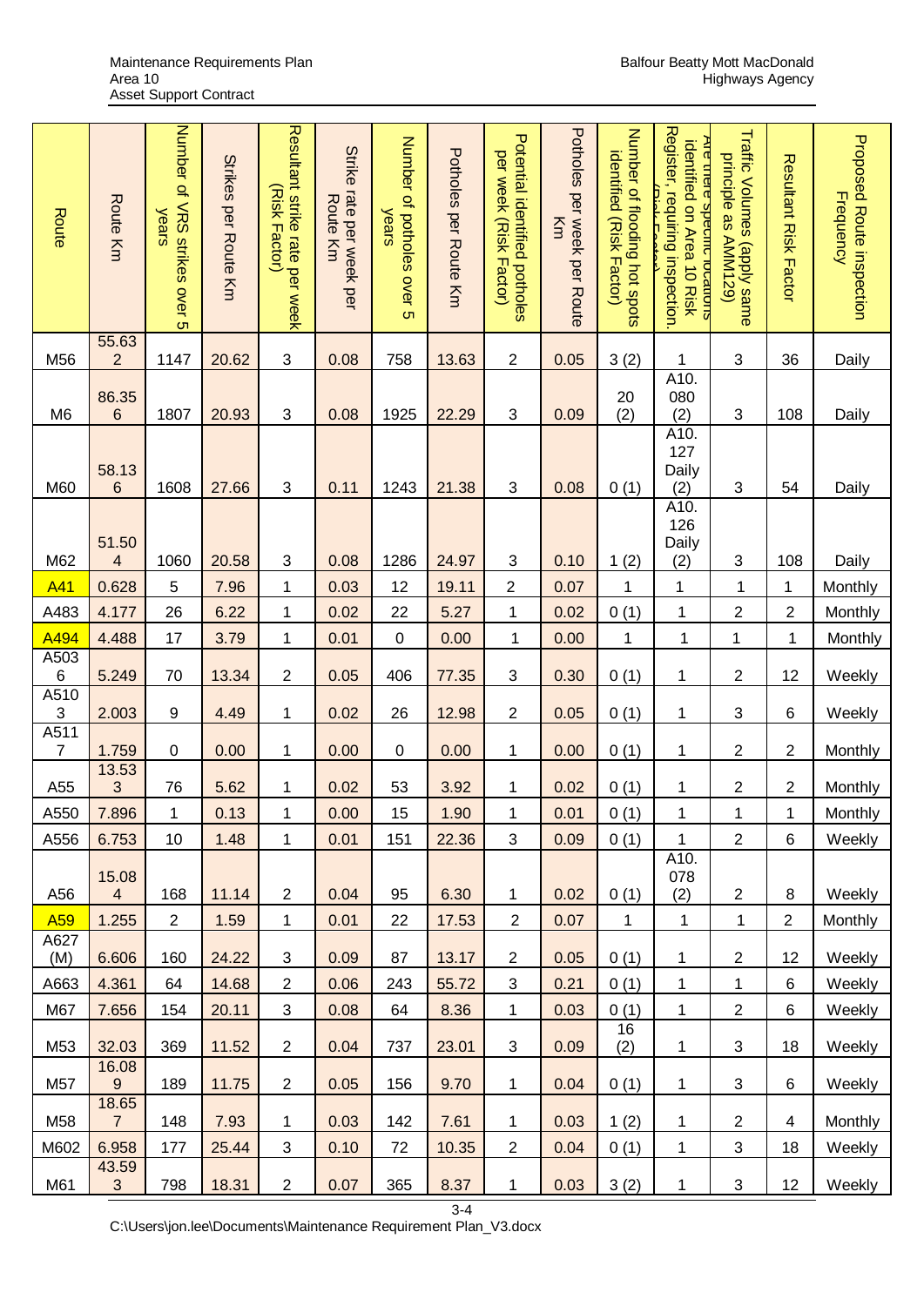| Route | Route Km | Number of VRS strikes over 5 years | Strikes per Route Km | Resultant strike rate per week (Risk Factor) | Strike rate per week per Route Km | Number of potholes over 5 years | Potholes per Route Km | Potential identified potholes per week (Risk Factor) | Potholes per week per Route Km | Number of flooding hot spots identified (Risk Factor) | Are there specific locations identified on Area 10 Risk Register, requiring inspection. (Risk Factor) | Traffic Volumes (apply same principle as AMM129) | Resultant Risk Factor | Proposed Route inspection Frequency |
|---|---|---|---|---|---|---|---|---|---|---|---|---|---|---|
| M56 | 55.632 | 1147 | 20.62 | 3 | 0.08 | 758 | 13.63 | 2 | 0.05 | 3 (2) | 1 | 3 | 36 | Daily |
| M6 | 86.356 | 1807 | 20.93 | 3 | 0.08 | 1925 | 22.29 | 3 | 0.09 | 20 (2) | A10.080 (2) | 3 | 108 | Daily |
| M60 | 58.136 | 1608 | 27.66 | 3 | 0.11 | 1243 | 21.38 | 3 | 0.08 | 0 (1) | A10.127 Daily (2) | 3 | 54 | Daily |
| M62 | 51.504 | 1060 | 20.58 | 3 | 0.08 | 1286 | 24.97 | 3 | 0.10 | 1 (2) | A10.126 Daily (2) | 3 | 108 | Daily |
| A41 | 0.628 | 5 | 7.96 | 1 | 0.03 | 12 | 19.11 | 2 | 0.07 | 1 | 1 | 1 | 1 | Monthly |
| A483 | 4.177 | 26 | 6.22 | 1 | 0.02 | 22 | 5.27 | 1 | 0.02 | 0 (1) | 1 | 2 | 2 | Monthly |
| A494 | 4.488 | 17 | 3.79 | 1 | 0.01 | 0 | 0.00 | 1 | 0.00 | 1 | 1 | 1 | 1 | Monthly |
| A5036 | 5.249 | 70 | 13.34 | 2 | 0.05 | 406 | 77.35 | 3 | 0.30 | 0 (1) | 1 | 2 | 12 | Weekly |
| A5103 | 2.003 | 9 | 4.49 | 1 | 0.02 | 26 | 12.98 | 2 | 0.05 | 0 (1) | 1 | 3 | 6 | Weekly |
| A5117 | 1.759 | 0 | 0.00 | 1 | 0.00 | 0 | 0.00 | 1 | 0.00 | 0 (1) | 1 | 2 | 2 | Monthly |
| A55 | 13.533 | 76 | 5.62 | 1 | 0.02 | 53 | 3.92 | 1 | 0.02 | 0 (1) | 1 | 2 | 2 | Monthly |
| A550 | 7.896 | 1 | 0.13 | 1 | 0.00 | 15 | 1.90 | 1 | 0.01 | 0 (1) | 1 | 1 | 1 | Monthly |
| A556 | 6.753 | 10 | 1.48 | 1 | 0.01 | 151 | 22.36 | 3 | 0.09 | 0 (1) | 1 | 2 | 6 | Weekly |
| A56 | 15.084 | 168 | 11.14 | 2 | 0.04 | 95 | 6.30 | 1 | 0.02 | 0 (1) | A10.078 (2) | 2 | 8 | Weekly |
| A59 | 1.255 | 2 | 1.59 | 1 | 0.01 | 22 | 17.53 | 2 | 0.07 | 1 | 1 | 1 | 2 | Monthly |
| A627 (M) | 6.606 | 160 | 24.22 | 3 | 0.09 | 87 | 13.17 | 2 | 0.05 | 0 (1) | 1 | 2 | 12 | Weekly |
| A663 | 4.361 | 64 | 14.68 | 2 | 0.06 | 243 | 55.72 | 3 | 0.21 | 0 (1) | 1 | 1 | 6 | Weekly |
| M67 | 7.656 | 154 | 20.11 | 3 | 0.08 | 64 | 8.36 | 1 | 0.03 | 0 (1) | 1 | 2 | 6 | Weekly |
| M53 | 32.03 | 369 | 11.52 | 2 | 0.04 | 737 | 23.01 | 3 | 0.09 | 16 (2) | 1 | 3 | 18 | Weekly |
| M57 | 16.089 | 189 | 11.75 | 2 | 0.05 | 156 | 9.70 | 1 | 0.04 | 0 (1) | 1 | 3 | 6 | Weekly |
| M58 | 18.657 | 148 | 7.93 | 1 | 0.03 | 142 | 7.61 | 1 | 0.03 | 1 (2) | 1 | 2 | 4 | Monthly |
| M602 | 6.958 | 177 | 25.44 | 3 | 0.10 | 72 | 10.35 | 2 | 0.04 | 0 (1) | 1 | 3 | 18 | Weekly |
| M61 | 43.593 | 798 | 18.31 | 2 | 0.07 | 365 | 8.37 | 1 | 0.03 | 3 (2) | 1 | 3 | 12 | Weekly |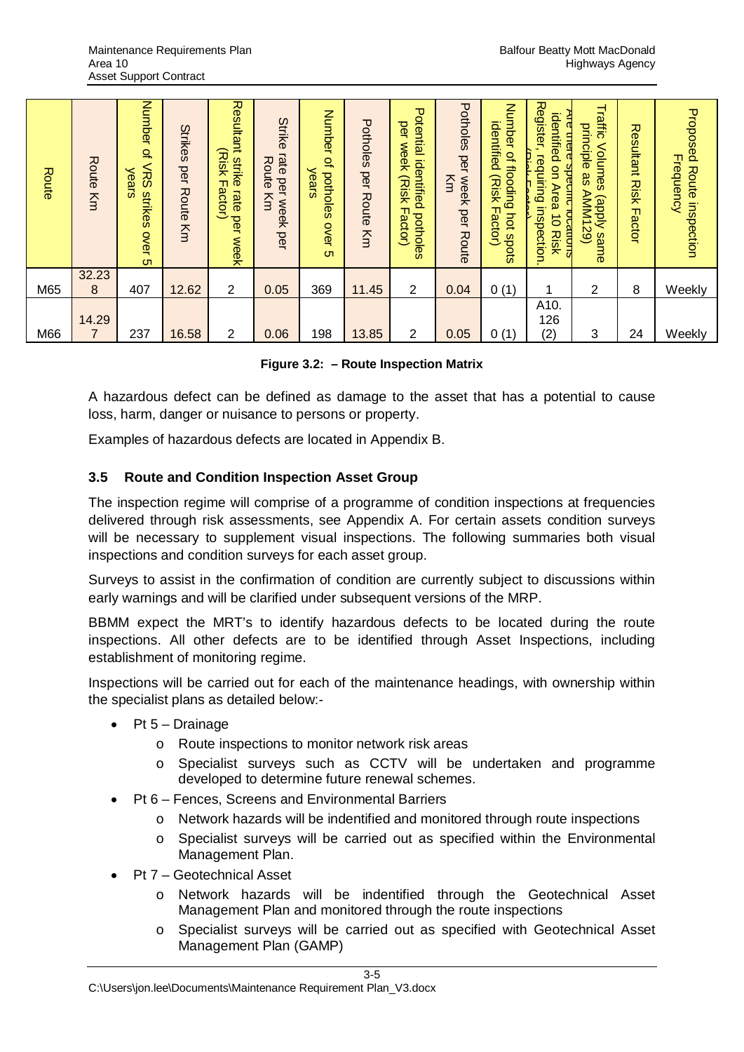| Route | Route Km | Number of VRS strikes over 5 years | Strikes per Route Km | Resultant strike rate per week (Risk Factor) | Strike rate per week per Route Km | Number of potholes over 5 years | Potholes per Route Km | Potential identified potholes per week (Risk Factor) | Potholes per week per Route Km | Number of flooding hot spots identified (Risk Factor) | Are there specific locations identified on Area 10 Risk Register, requiring inspection. (Risk Factor) | Traffic Volumes (apply same principle as AMM129) | Resultant Risk Factor | Proposed Route inspection Frequency |
|---|---|---|---|---|---|---|---|---|---|---|---|---|---|---|
| M65 | 32.238 | 407 | 12.62 | 2 | 0.05 | 369 | 11.45 | 2 | 0.04 | 0 (1) | 1 | 2 | 8 | Weekly |
| M66 | 14.297 | 237 | 16.58 | 2 | 0.06 | 198 | 13.85 | 2 | 0.05 | 0 (1) | A10. 126 (2) | 3 | 24 | Weekly |

**Figure 3.2: – Route Inspection Matrix**

A hazardous defect can be defined as damage to the asset that has a potential to cause loss, harm, danger or nuisance to persons or property.

Examples of hazardous defects are located in Appendix B.

### 3.5 Route and Condition Inspection Asset Group

The inspection regime will comprise of a programme of condition inspections at frequencies delivered through risk assessments, see Appendix A. For certain assets condition surveys will be necessary to supplement visual inspections. The following summaries both visual inspections and condition surveys for each asset group.

Surveys to assist in the confirmation of condition are currently subject to discussions within early warnings and will be clarified under subsequent versions of the MRP.

BBMM expect the MRT's to identify hazardous defects to be located during the route inspections. All other defects are to be identified through Asset Inspections, including establishment of monitoring regime.

Inspections will be carried out for each of the maintenance headings, with ownership within the specialist plans as detailed below:-

- Pt 5 – Drainage
  - Route inspections to monitor network risk areas
  - Specialist surveys such as CCTV will be undertaken and programme developed to determine future renewal schemes.
- Pt 6 – Fences, Screens and Environmental Barriers
  - Network hazards will be indentified and monitored through route inspections
  - Specialist surveys will be carried out as specified within the Environmental Management Plan.
- Pt 7 – Geotechnical Asset
  - Network hazards will be indentified through the Geotechnical Asset Management Plan and monitored through the route inspections
  - Specialist surveys will be carried out as specified with Geotechnical Asset Management Plan (GAMP)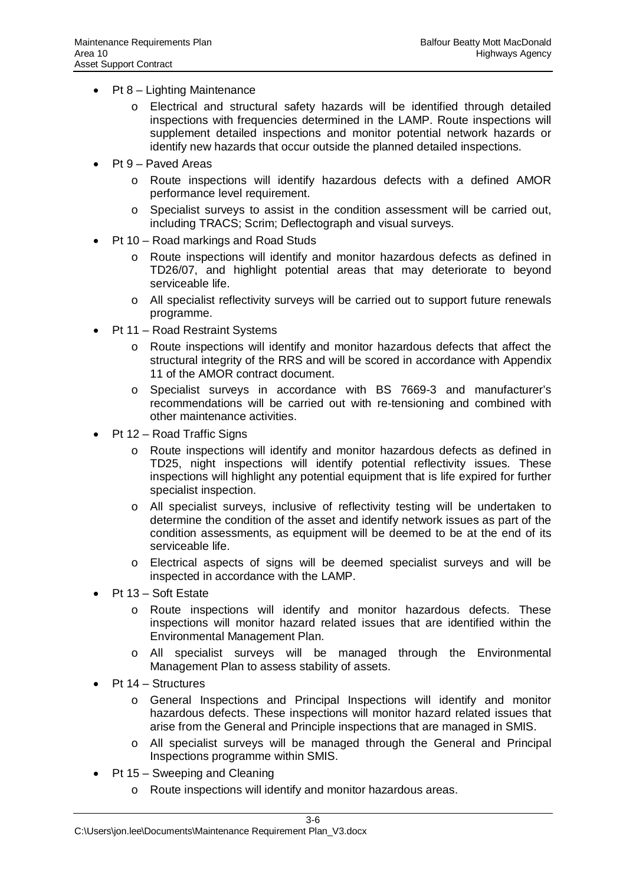- Pt 8 – Lighting Maintenance
    - Electrical and structural safety hazards will be identified through detailed inspections with frequencies determined in the LAMP. Route inspections will supplement detailed inspections and monitor potential network hazards or identify new hazards that occur outside the planned detailed inspections.
- Pt 9 – Paved Areas
    - Route inspections will identify hazardous defects with a defined AMOR performance level requirement.
    - Specialist surveys to assist in the condition assessment will be carried out, including TRACS; Scrim; Deflectograph and visual surveys.
- Pt 10 – Road markings and Road Studs
    - Route inspections will identify and monitor hazardous defects as defined in TD26/07, and highlight potential areas that may deteriorate to beyond serviceable life.
    - All specialist reflectivity surveys will be carried out to support future renewals programme.
- Pt 11 – Road Restraint Systems
    - Route inspections will identify and monitor hazardous defects that affect the structural integrity of the RRS and will be scored in accordance with Appendix 11 of the AMOR contract document.
    - Specialist surveys in accordance with BS 7669-3 and manufacturer's recommendations will be carried out with re-tensioning and combined with other maintenance activities.
- Pt 12 – Road Traffic Signs
    - Route inspections will identify and monitor hazardous defects as defined in TD25, night inspections will identify potential reflectivity issues. These inspections will highlight any potential equipment that is life expired for further specialist inspection.
    - All specialist surveys, inclusive of reflectivity testing will be undertaken to determine the condition of the asset and identify network issues as part of the condition assessments, as equipment will be deemed to be at the end of its serviceable life.
    - Electrical aspects of signs will be deemed specialist surveys and will be inspected in accordance with the LAMP.
- Pt 13 – Soft Estate
    - Route inspections will identify and monitor hazardous defects. These inspections will monitor hazard related issues that are identified within the Environmental Management Plan.
    - All specialist surveys will be managed through the Environmental Management Plan to assess stability of assets.
- Pt 14 – Structures
    - General Inspections and Principal Inspections will identify and monitor hazardous defects. These inspections will monitor hazard related issues that arise from the General and Principle inspections that are managed in SMIS.
    - All specialist surveys will be managed through the General and Principal Inspections programme within SMIS.
- Pt 15 – Sweeping and Cleaning
    - Route inspections will identify and monitor hazardous areas.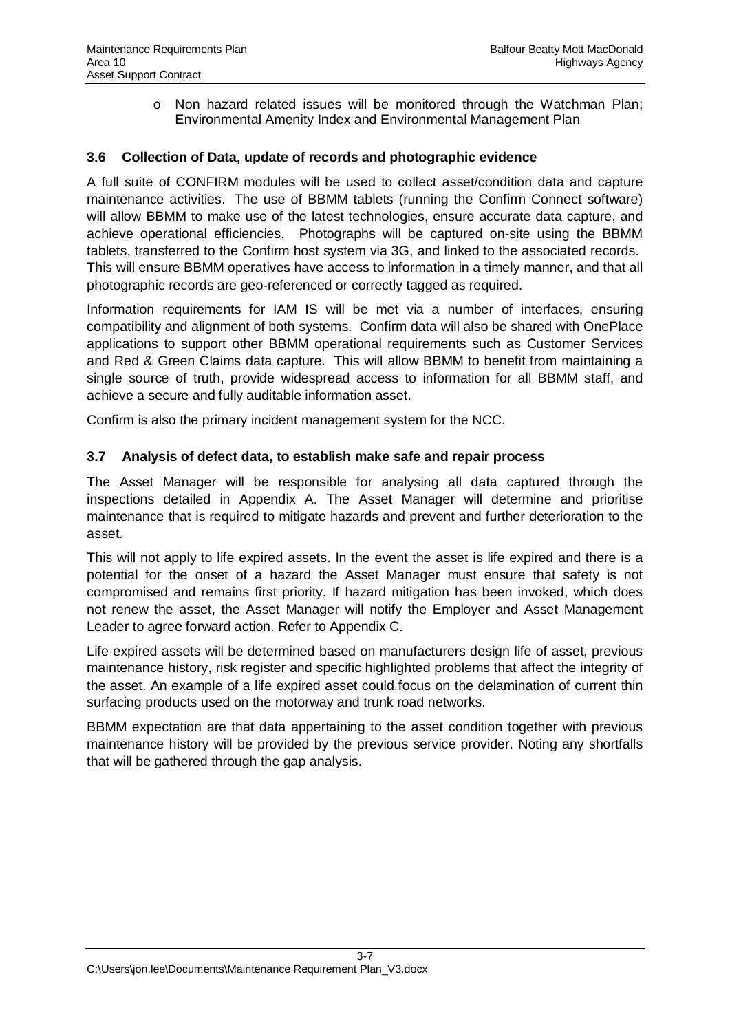- Non hazard related issues will be monitored through the Watchman Plan; Environmental Amenity Index and Environmental Management Plan

### 3.6 Collection of Data, update of records and photographic evidence

A full suite of CONFIRM modules will be used to collect asset/condition data and capture maintenance activities. The use of BBMM tablets (running the Confirm Connect software) will allow BBMM to make use of the latest technologies, ensure accurate data capture, and achieve operational efficiencies. Photographs will be captured on-site using the BBMM tablets, transferred to the Confirm host system via 3G, and linked to the associated records. This will ensure BBMM operatives have access to information in a timely manner, and that all photographic records are geo-referenced or correctly tagged as required.

Information requirements for IAM IS will be met via a number of interfaces, ensuring compatibility and alignment of both systems. Confirm data will also be shared with OnePlace applications to support other BBMM operational requirements such as Customer Services and Red & Green Claims data capture. This will allow BBMM to benefit from maintaining a single source of truth, provide widespread access to information for all BBMM staff, and achieve a secure and fully auditable information asset.

Confirm is also the primary incident management system for the NCC.

### 3.7 Analysis of defect data, to establish make safe and repair process

The Asset Manager will be responsible for analysing all data captured through the inspections detailed in Appendix A. The Asset Manager will determine and prioritise maintenance that is required to mitigate hazards and prevent and further deterioration to the asset.

This will not apply to life expired assets. In the event the asset is life expired and there is a potential for the onset of a hazard the Asset Manager must ensure that safety is not compromised and remains first priority. If hazard mitigation has been invoked, which does not renew the asset, the Asset Manager will notify the Employer and Asset Management Leader to agree forward action. Refer to Appendix C.

Life expired assets will be determined based on manufacturers design life of asset, previous maintenance history, risk register and specific highlighted problems that affect the integrity of the asset. An example of a life expired asset could focus on the delamination of current thin surfacing products used on the motorway and trunk road networks.

BBMM expectation are that data appertaining to the asset condition together with previous maintenance history will be provided by the previous service provider. Noting any shortfalls that will be gathered through the gap analysis.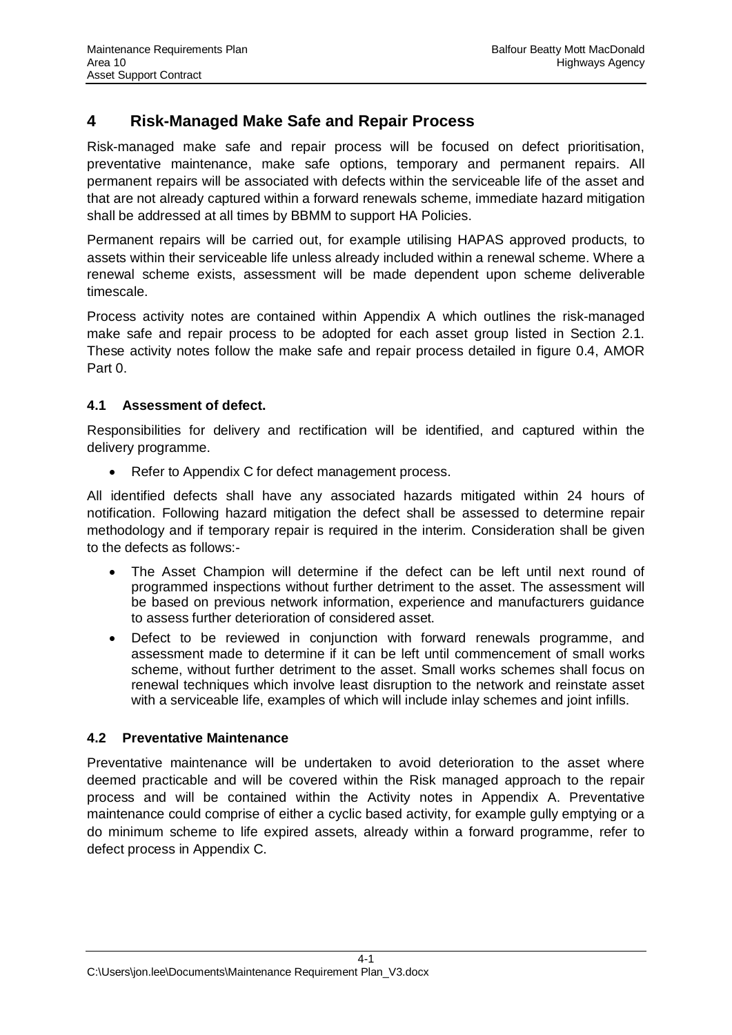# 4 Risk-Managed Make Safe and Repair Process

Risk-managed make safe and repair process will be focused on defect prioritisation, preventative maintenance, make safe options, temporary and permanent repairs. All permanent repairs will be associated with defects within the serviceable life of the asset and that are not already captured within a forward renewals scheme, immediate hazard mitigation shall be addressed at all times by BBMM to support HA Policies.

Permanent repairs will be carried out, for example utilising HAPAS approved products, to assets within their serviceable life unless already included within a renewal scheme. Where a renewal scheme exists, assessment will be made dependent upon scheme deliverable timescale.

Process activity notes are contained within Appendix A which outlines the risk-managed make safe and repair process to be adopted for each asset group listed in Section 2.1. These activity notes follow the make safe and repair process detailed in figure 0.4, AMOR Part 0.

## 4.1 Assessment of defect.

Responsibilities for delivery and rectification will be identified, and captured within the delivery programme.

- Refer to Appendix C for defect management process.

All identified defects shall have any associated hazards mitigated within 24 hours of notification. Following hazard mitigation the defect shall be assessed to determine repair methodology and if temporary repair is required in the interim. Consideration shall be given to the defects as follows:-

- The Asset Champion will determine if the defect can be left until next round of programmed inspections without further detriment to the asset. The assessment will be based on previous network information, experience and manufacturers guidance to assess further deterioration of considered asset.
- Defect to be reviewed in conjunction with forward renewals programme, and assessment made to determine if it can be left until commencement of small works scheme, without further detriment to the asset. Small works schemes shall focus on renewal techniques which involve least disruption to the network and reinstate asset with a serviceable life, examples of which will include inlay schemes and joint infills.

## 4.2 Preventative Maintenance

Preventative maintenance will be undertaken to avoid deterioration to the asset where deemed practicable and will be covered within the Risk managed approach to the repair process and will be contained within the Activity notes in Appendix A. Preventative maintenance could comprise of either a cyclic based activity, for example gully emptying or a do minimum scheme to life expired assets, already within a forward programme, refer to defect process in Appendix C.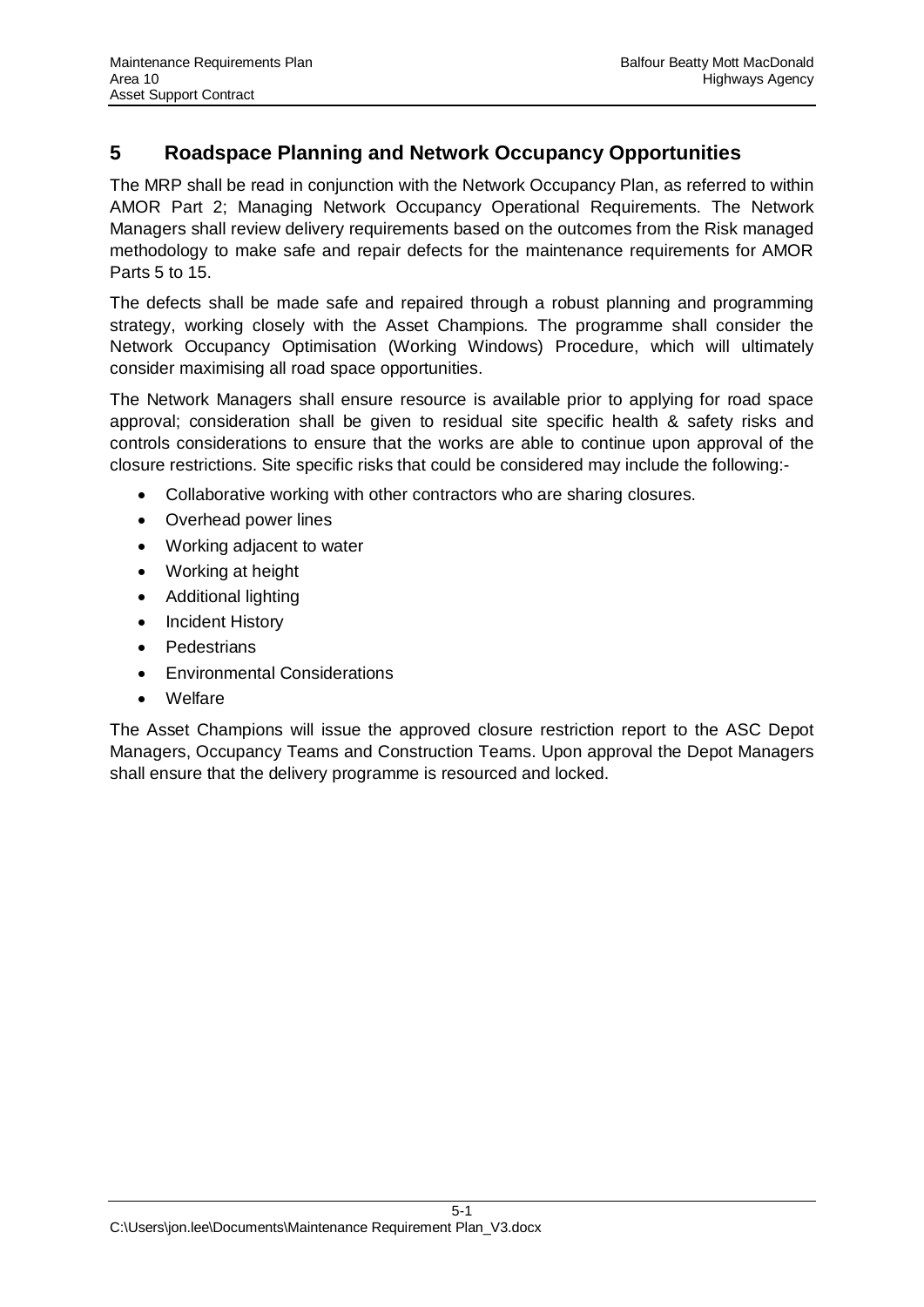# 5 Roadspace Planning and Network Occupancy Opportunities

The MRP shall be read in conjunction with the Network Occupancy Plan, as referred to within AMOR Part 2; Managing Network Occupancy Operational Requirements. The Network Managers shall review delivery requirements based on the outcomes from the Risk managed methodology to make safe and repair defects for the maintenance requirements for AMOR Parts 5 to 15.

The defects shall be made safe and repaired through a robust planning and programming strategy, working closely with the Asset Champions. The programme shall consider the Network Occupancy Optimisation (Working Windows) Procedure, which will ultimately consider maximising all road space opportunities.

The Network Managers shall ensure resource is available prior to applying for road space approval; consideration shall be given to residual site specific health & safety risks and controls considerations to ensure that the works are able to continue upon approval of the closure restrictions. Site specific risks that could be considered may include the following:-

- Collaborative working with other contractors who are sharing closures.
- Overhead power lines
- Working adjacent to water
- Working at height
- Additional lighting
- Incident History
- Pedestrians
- Environmental Considerations
- Welfare

The Asset Champions will issue the approved closure restriction report to the ASC Depot Managers, Occupancy Teams and Construction Teams. Upon approval the Depot Managers shall ensure that the delivery programme is resourced and locked.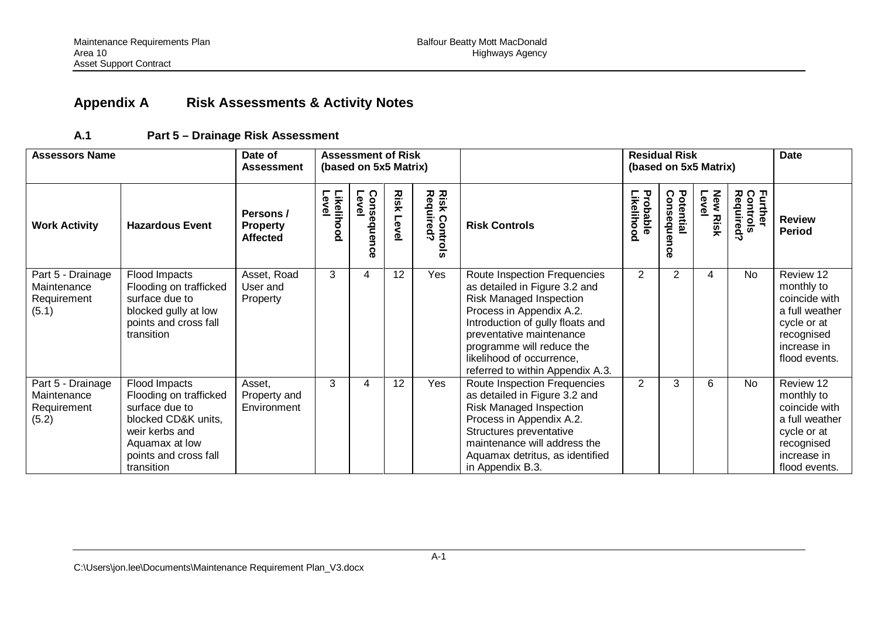## Appendix A Risk Assessments & Activity Notes

### A.1 Part 5 – Drainage Risk Assessment

| Assessors Name | | Date of Assessment | Assessment of Risk (based on 5x5 Matrix) | | | | | Residual Risk (based on 5x5 Matrix) | | | | Date |
|---|---|---|---|---|---|---|---|---|---|---|---|---|
| **Work Activity** | **Hazardous Event** | **Persons / Property Affected** | **Likelihood Level** | **Consequence Level** | **Risk Level** | **Risk Controls Required?** | **Risk Controls** | **Probable Likelihood** | **Potential Consequence** | **New Risk Level** | **Further Controls Required?** | **Review Period** |
| Part 5 - Drainage Maintenance Requirement (5.1) | Flood Impacts Flooding on trafficked surface due to blocked gully at low points and cross fall transition | Asset, Road User and Property | 3 | 4 | 12 | Yes | Route Inspection Frequencies as detailed in Figure 3.2 and Risk Managed Inspection Process in Appendix A.2. Introduction of gully floats and preventative maintenance programme will reduce the likelihood of occurrence, referred to within Appendix A.3. | 2 | 2 | 4 | No | Review 12 monthly to coincide with a full weather cycle or at recognised increase in flood events. |
| Part 5 - Drainage Maintenance Requirement (5.2) | Flood Impacts Flooding on trafficked surface due to blocked CD&K units, weir kerbs and Aquamax at low points and cross fall transition | Asset, Property and Environment | 3 | 4 | 12 | Yes | Route Inspection Frequencies as detailed in Figure 3.2 and Risk Managed Inspection Process in Appendix A.2. Structures preventative maintenance will address the Aquamax detritus, as identified in Appendix B.3. | 2 | 3 | 6 | No | Review 12 monthly to coincide with a full weather cycle or at recognised increase in flood events. |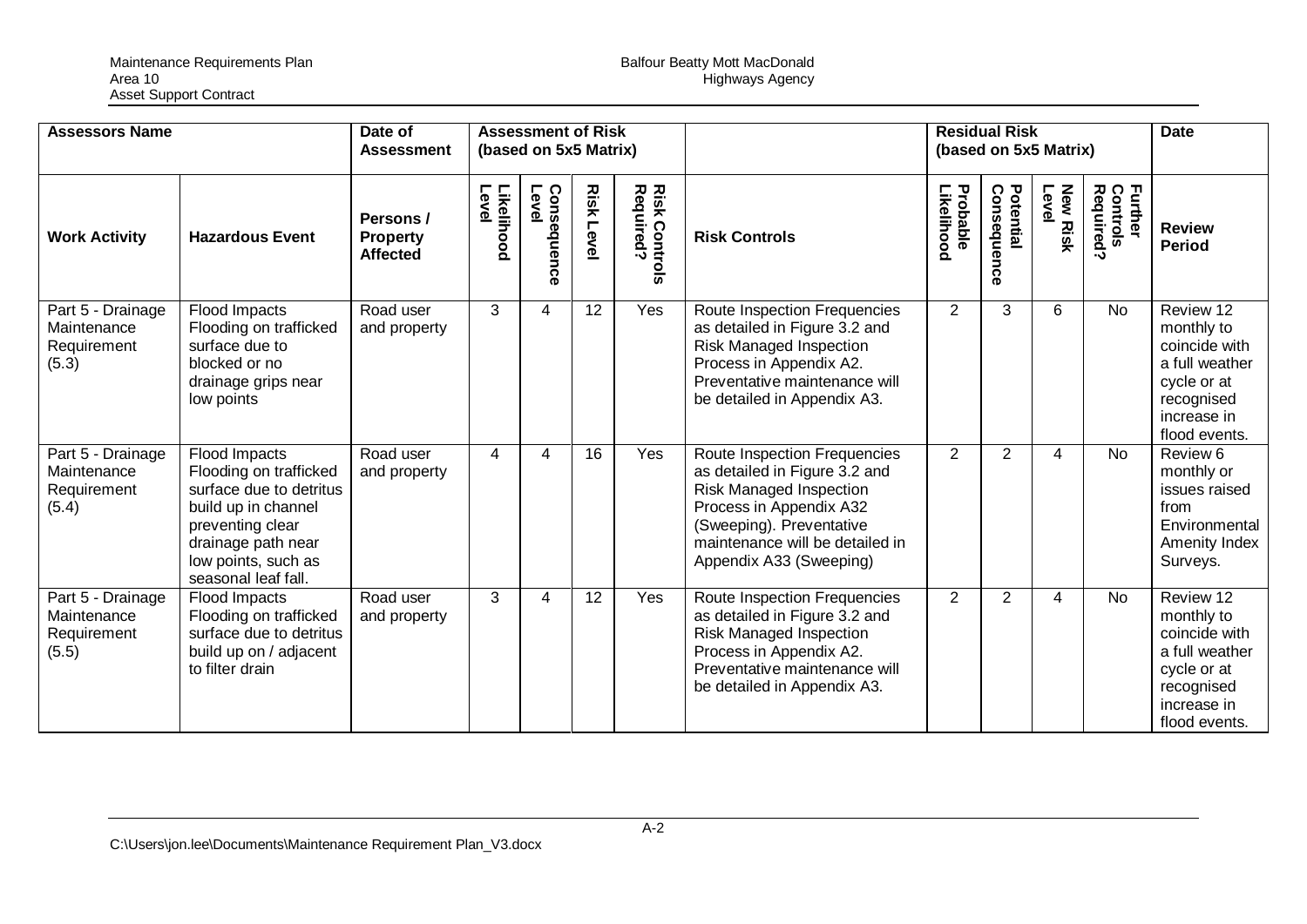| Assessors Name | | Date of Assessment | Assessment of Risk (based on 5x5 Matrix) | | | | | Residual Risk (based on 5x5 Matrix) | | | | Date |
|---|---|---|---|---|---|---|---|---|---|---|---|---|
| **Work Activity** | **Hazardous Event** | **Persons / Property Affected** | **Likelihood Level** | **Consequence Level** | **Risk Level** | **Risk Controls Required?** | **Risk Controls** | **Probable Likelihood** | **Potential Consequence** | **New Risk Level** | **Further Controls Required?** | **Review Period** |
| Part 5 - Drainage Maintenance Requirement (5.3) | Flood Impacts Flooding on trafficked surface due to blocked or no drainage grips near low points | Road user and property | 3 | 4 | 12 | Yes | Route Inspection Frequencies as detailed in Figure 3.2 and Risk Managed Inspection Process in Appendix A2. Preventative maintenance will be detailed in Appendix A3. | 2 | 3 | 6 | No | Review 12 monthly to coincide with a full weather cycle or at recognised increase in flood events. |
| Part 5 - Drainage Maintenance Requirement (5.4) | Flood Impacts Flooding on trafficked surface due to detritus build up in channel preventing clear drainage path near low points, such as seasonal leaf fall. | Road user and property | 4 | 4 | 16 | Yes | Route Inspection Frequencies as detailed in Figure 3.2 and Risk Managed Inspection Process in Appendix A32 (Sweeping). Preventative maintenance will be detailed in Appendix A33 (Sweeping) | 2 | 2 | 4 | No | Review 6 monthly or issues raised from Environmental Amenity Index Surveys. |
| Part 5 - Drainage Maintenance Requirement (5.5) | Flood Impacts Flooding on trafficked surface due to detritus build up on / adjacent to filter drain | Road user and property | 3 | 4 | 12 | Yes | Route Inspection Frequencies as detailed in Figure 3.2 and Risk Managed Inspection Process in Appendix A2. Preventative maintenance will be detailed in Appendix A3. | 2 | 2 | 4 | No | Review 12 monthly to coincide with a full weather cycle or at recognised increase in flood events. |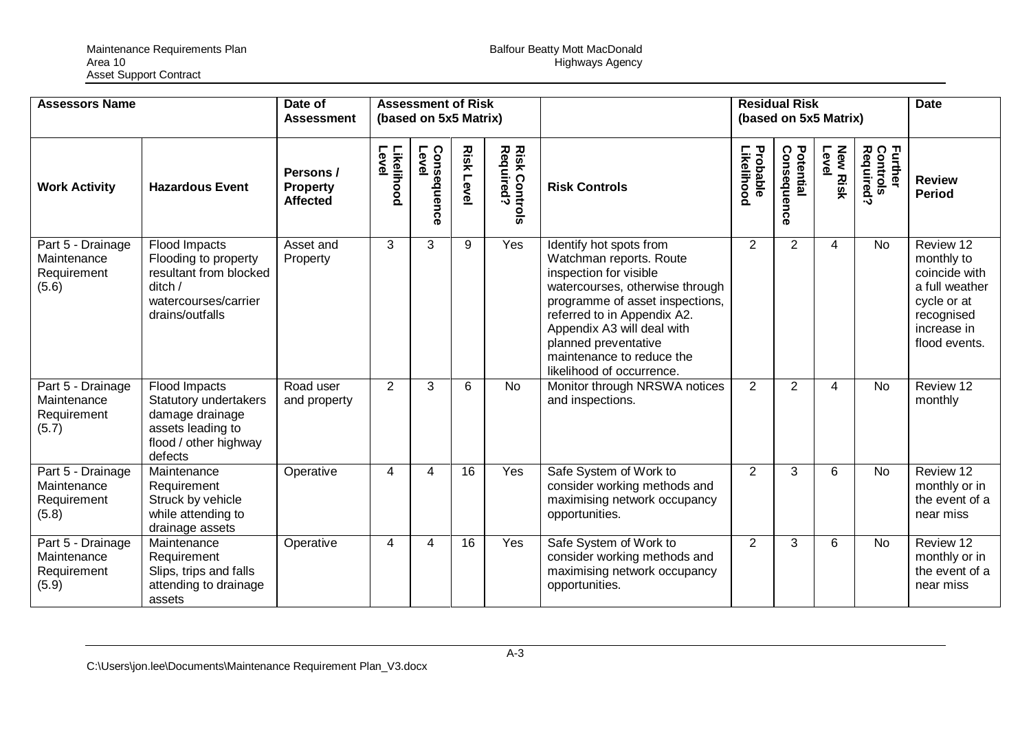| Assessors Name | | Date of Assessment | Assessment of Risk (based on 5x5 Matrix) | | | | | Residual Risk (based on 5x5 Matrix) | | | | Date |
|---|---|---|---|---|---|---|---|---|---|---|---|---|
| **Work Activity** | **Hazardous Event** | **Persons / Property Affected** | **Likelihood Level** | **Consequence Level** | **Risk Level** | **Risk Controls Required?** | **Risk Controls** | **Probable Likelihood** | **Potential Consequence** | **New Risk Level** | **Further Controls Required?** | **Review Period** |
| Part 5 - Drainage Maintenance Requirement (5.6) | Flood Impacts Flooding to property resultant from blocked ditch / watercourses/carrier drains/outfalls | Asset and Property | 3 | 3 | 9 | Yes | Identify hot spots from Watchman reports. Route inspection for visible watercourses, otherwise through programme of asset inspections, referred to in Appendix A2. Appendix A3 will deal with planned preventative maintenance to reduce the likelihood of occurrence. | 2 | 2 | 4 | No | Review 12 monthly to coincide with a full weather cycle or at recognised increase in flood events. |
| Part 5 - Drainage Maintenance Requirement (5.7) | Flood Impacts Statutory undertakers damage drainage assets leading to flood / other highway defects | Road user and property | 2 | 3 | 6 | No | Monitor through NRSWA notices and inspections. | 2 | 2 | 4 | No | Review 12 monthly |
| Part 5 - Drainage Maintenance Requirement (5.8) | Maintenance Requirement Struck by vehicle while attending to drainage assets | Operative | 4 | 4 | 16 | Yes | Safe System of Work to consider working methods and maximising network occupancy opportunities. | 2 | 3 | 6 | No | Review 12 monthly or in the event of a near miss |
| Part 5 - Drainage Maintenance Requirement (5.9) | Maintenance Requirement Slips, trips and falls attending to drainage assets | Operative | 4 | 4 | 16 | Yes | Safe System of Work to consider working methods and maximising network occupancy opportunities. | 2 | 3 | 6 | No | Review 12 monthly or in the event of a near miss |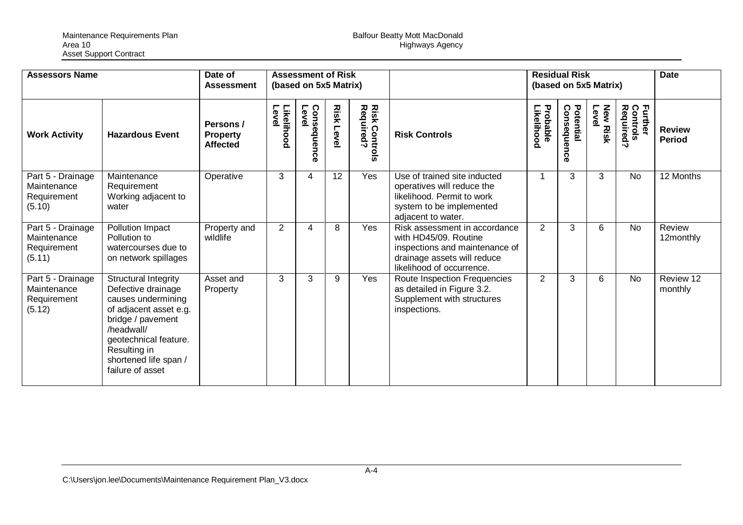| Assessors Name | | Date of Assessment | Assessment of Risk (based on 5x5 Matrix) | | | | | Residual Risk (based on 5x5 Matrix) | | | | Date |
|---|---|---|---|---|---|---|---|---|---|---|---|---|
| **Work Activity** | **Hazardous Event** | **Persons / Property Affected** | **Likelihood Level** | **Consequence Level** | **Risk Level** | **Risk Controls Required?** | **Risk Controls** | **Probable Likelihood** | **Potential Consequence** | **New Risk Level** | **Further Controls Required?** | **Review Period** |
| Part 5 - Drainage Maintenance Requirement (5.10) | Maintenance Requirement Working adjacent to water | Operative | 3 | 4 | 12 | Yes | Use of trained site inducted operatives will reduce the likelihood. Permit to work system to be implemented adjacent to water. | 1 | 3 | 3 | No | 12 Months |
| Part 5 - Drainage Maintenance Requirement (5.11) | Pollution Impact Pollution to watercourses due to on network spillages | Property and wildlife | 2 | 4 | 8 | Yes | Risk assessment in accordance with HD45/09. Routine inspections and maintenance of drainage assets will reduce likelihood of occurrence. | 2 | 3 | 6 | No | Review 12monthly |
| Part 5 - Drainage Maintenance Requirement (5.12) | Structural Integrity Defective drainage causes undermining of adjacent asset e.g. bridge / pavement /headwall/ geotechnical feature. Resulting in shortened life span / failure of asset | Asset and Property | 3 | 3 | 9 | Yes | Route Inspection Frequencies as detailed in Figure 3.2. Supplement with structures inspections. | 2 | 3 | 6 | No | Review 12 monthly |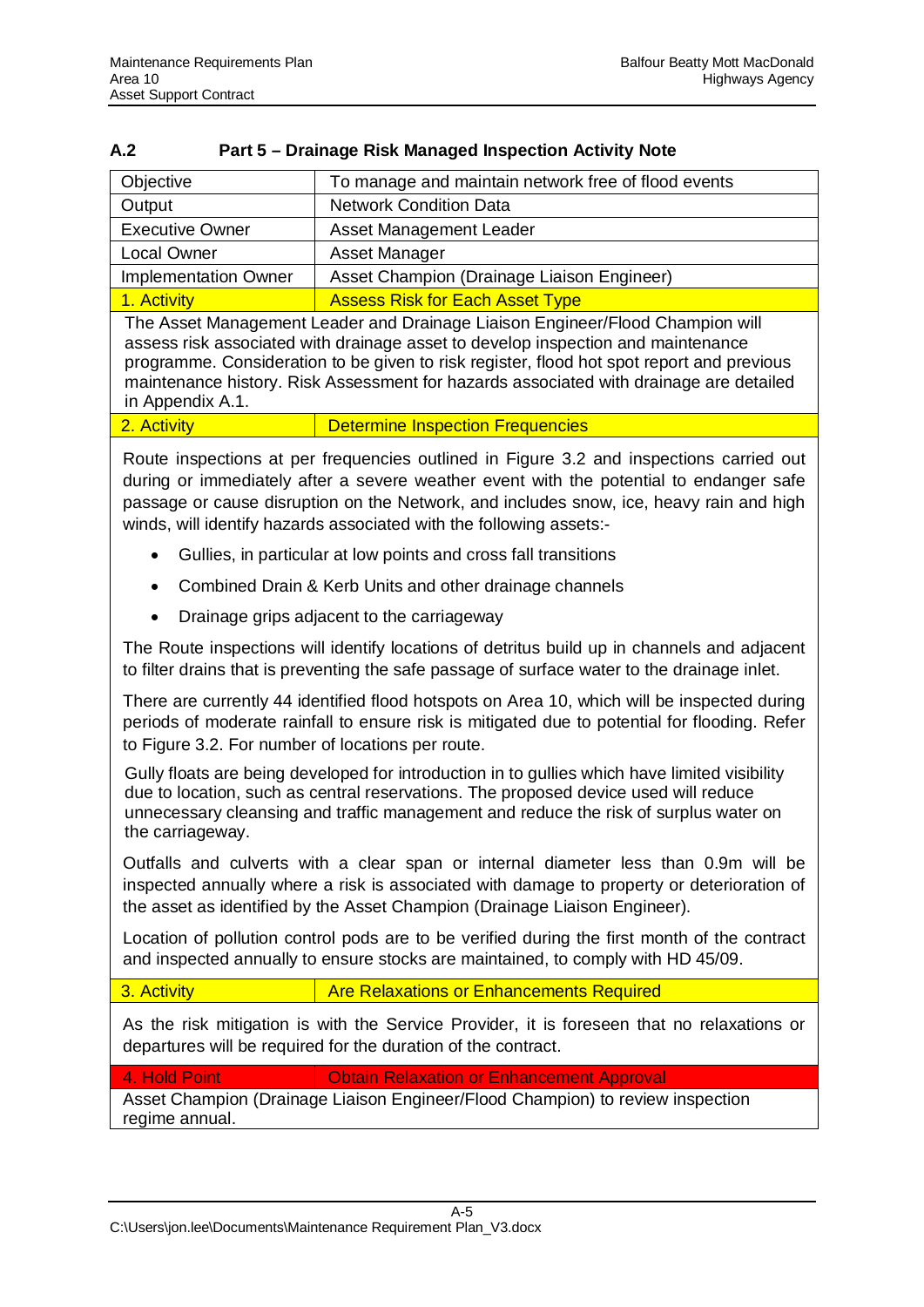## A.2 Part 5 – Drainage Risk Managed Inspection Activity Note

| Objective | To manage and maintain network free of flood events |
|---|---|
| Output | Network Condition Data |
| Executive Owner | Asset Management Leader |
| Local Owner | Asset Manager |
| Implementation Owner | Asset Champion (Drainage Liaison Engineer) |
| 1. Activity | Assess Risk for Each Asset Type |

The Asset Management Leader and Drainage Liaison Engineer/Flood Champion will assess risk associated with drainage asset to develop inspection and maintenance programme. Consideration to be given to risk register, flood hot spot report and previous maintenance history. Risk Assessment for hazards associated with drainage are detailed in Appendix A.1.

| 2. Activity | Determine Inspection Frequencies |
|---|---|

Route inspections at per frequencies outlined in Figure 3.2 and inspections carried out during or immediately after a severe weather event with the potential to endanger safe passage or cause disruption on the Network, and includes snow, ice, heavy rain and high winds, will identify hazards associated with the following assets:-

- Gullies, in particular at low points and cross fall transitions
- Combined Drain & Kerb Units and other drainage channels
- Drainage grips adjacent to the carriageway

The Route inspections will identify locations of detritus build up in channels and adjacent to filter drains that is preventing the safe passage of surface water to the drainage inlet.

There are currently 44 identified flood hotspots on Area 10, which will be inspected during periods of moderate rainfall to ensure risk is mitigated due to potential for flooding. Refer to Figure 3.2. For number of locations per route.

Gully floats are being developed for introduction in to gullies which have limited visibility due to location, such as central reservations. The proposed device used will reduce unnecessary cleansing and traffic management and reduce the risk of surplus water on the carriageway.

Outfalls and culverts with a clear span or internal diameter less than 0.9m will be inspected annually where a risk is associated with damage to property or deterioration of the asset as identified by the Asset Champion (Drainage Liaison Engineer).

Location of pollution control pods are to be verified during the first month of the contract and inspected annually to ensure stocks are maintained, to comply with HD 45/09.

| 3. Activity | Are Relaxations or Enhancements Required |
|---|---|

As the risk mitigation is with the Service Provider, it is foreseen that no relaxations or departures will be required for the duration of the contract.

| 4. Hold Point | Obtain Relaxation or Enhancement Approval |
|---|---|

Asset Champion (Drainage Liaison Engineer/Flood Champion) to review inspection regime annual.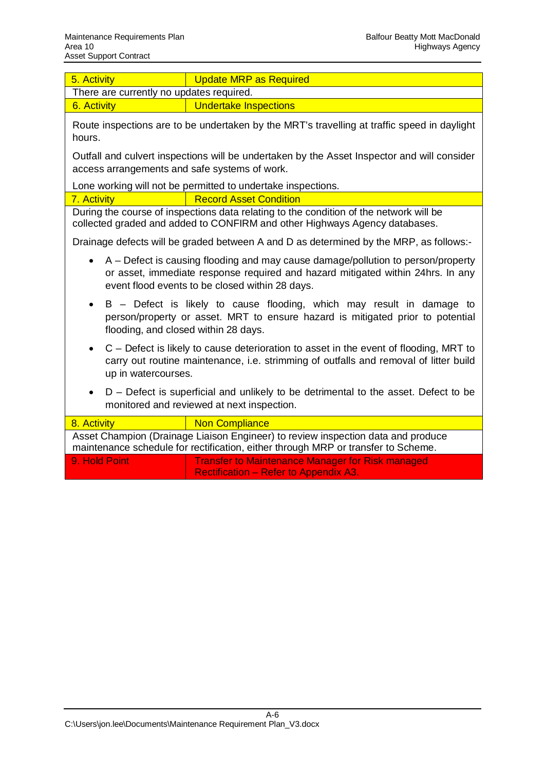| 5. Activity | Update MRP as Required |
|---|---|

There are currently no updates required.

| 6. Activity | Undertake Inspections |
|---|---|

Route inspections are to be undertaken by the MRT's travelling at traffic speed in daylight hours.

Outfall and culvert inspections will be undertaken by the Asset Inspector and will consider access arrangements and safe systems of work.

Lone working will not be permitted to undertake inspections.

| 7. Activity | Record Asset Condition |
|---|---|

During the course of inspections data relating to the condition of the network will be collected graded and added to CONFIRM and other Highways Agency databases.

Drainage defects will be graded between A and D as determined by the MRP, as follows:-

- A – Defect is causing flooding and may cause damage/pollution to person/property or asset, immediate response required and hazard mitigated within 24hrs. In any event flood events to be closed within 28 days.
- B – Defect is likely to cause flooding, which may result in damage to person/property or asset. MRT to ensure hazard is mitigated prior to potential flooding, and closed within 28 days.
- C – Defect is likely to cause deterioration to asset in the event of flooding, MRT to carry out routine maintenance, i.e. strimming of outfalls and removal of litter build up in watercourses.
- D – Defect is superficial and unlikely to be detrimental to the asset. Defect to be monitored and reviewed at next inspection.

| 8. Activity | Non Compliance |
|---|---|

Asset Champion (Drainage Liaison Engineer) to review inspection data and produce maintenance schedule for rectification, either through MRP or transfer to Scheme.

| 9. Hold Point | Transfer to Maintenance Manager for Risk managed Rectification – Refer to Appendix A3. |
|---|---|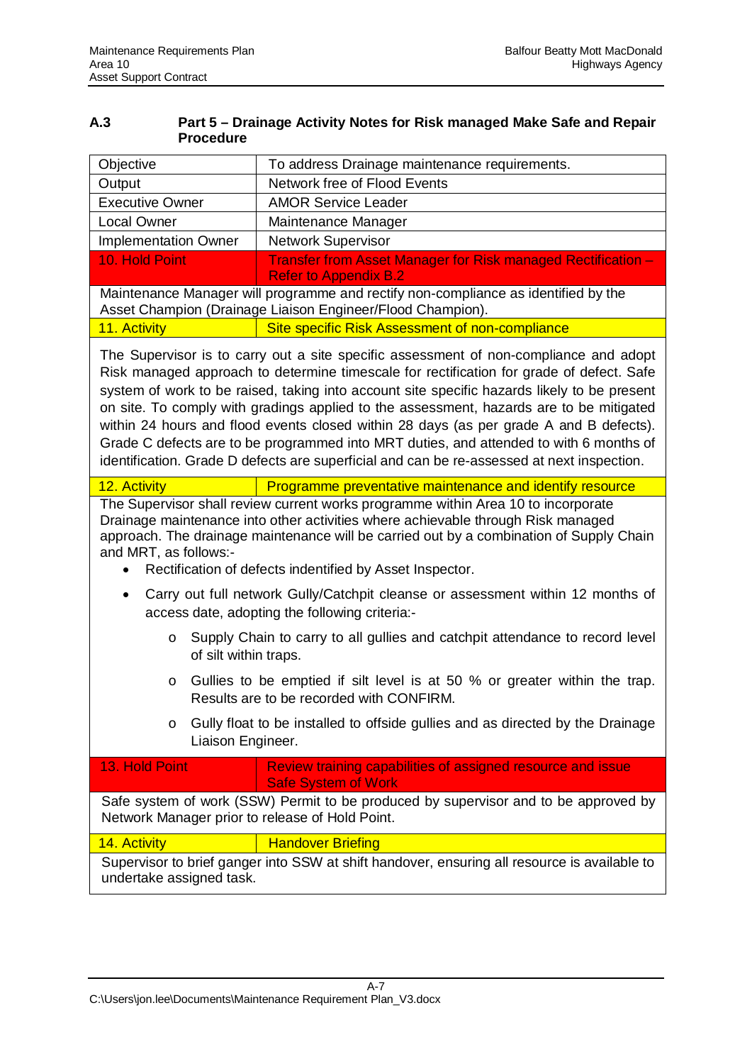### A.3 Part 5 – Drainage Activity Notes for Risk managed Make Safe and Repair Procedure

| Objective | To address Drainage maintenance requirements. |
|---|---|
| Output | Network free of Flood Events |
| Executive Owner | AMOR Service Leader |
| Local Owner | Maintenance Manager |
| Implementation Owner | Network Supervisor |
| 10. Hold Point | Transfer from Asset Manager for Risk managed Rectification – Refer to Appendix B.2 |
| Maintenance Manager will programme and rectify non-compliance as identified by the Asset Champion (Drainage Liaison Engineer/Flood Champion). | |
| 11. Activity | Site specific Risk Assessment of non-compliance |
| The Supervisor is to carry out a site specific assessment of non-compliance and adopt Risk managed approach to determine timescale for rectification for grade of defect. Safe system of work to be raised, taking into account site specific hazards likely to be present on site. To comply with gradings applied to the assessment, hazards are to be mitigated within 24 hours and flood events closed within 28 days (as per grade A and B defects). Grade C defects are to be programmed into MRT duties, and attended to with 6 months of identification. Grade D defects are superficial and can be re-assessed at next inspection. | |
| 12. Activity | Programme preventative maintenance and identify resource |
| The Supervisor shall review current works programme within Area 10 to incorporate Drainage maintenance into other activities where achievable through Risk managed approach. The drainage maintenance will be carried out by a combination of Supply Chain and MRT, as follows:-<br>• Rectification of defects indentified by Asset Inspector.<br>• Carry out full network Gully/Catchpit cleanse or assessment within 12 months of access date, adopting the following criteria:-<br>  o Supply Chain to carry to all gullies and catchpit attendance to record level of silt within traps.<br>  o Gullies to be emptied if silt level is at 50 % or greater within the trap. Results are to be recorded with CONFIRM.<br>  o Gully float to be installed to offside gullies and as directed by the Drainage Liaison Engineer. | |
| 13. Hold Point | Review training capabilities of assigned resource and issue Safe System of Work |
| Safe system of work (SSW) Permit to be produced by supervisor and to be approved by Network Manager prior to release of Hold Point. | |
| 14. Activity | Handover Briefing |
| Supervisor to brief ganger into SSW at shift handover, ensuring all resource is available to undertake assigned task. | |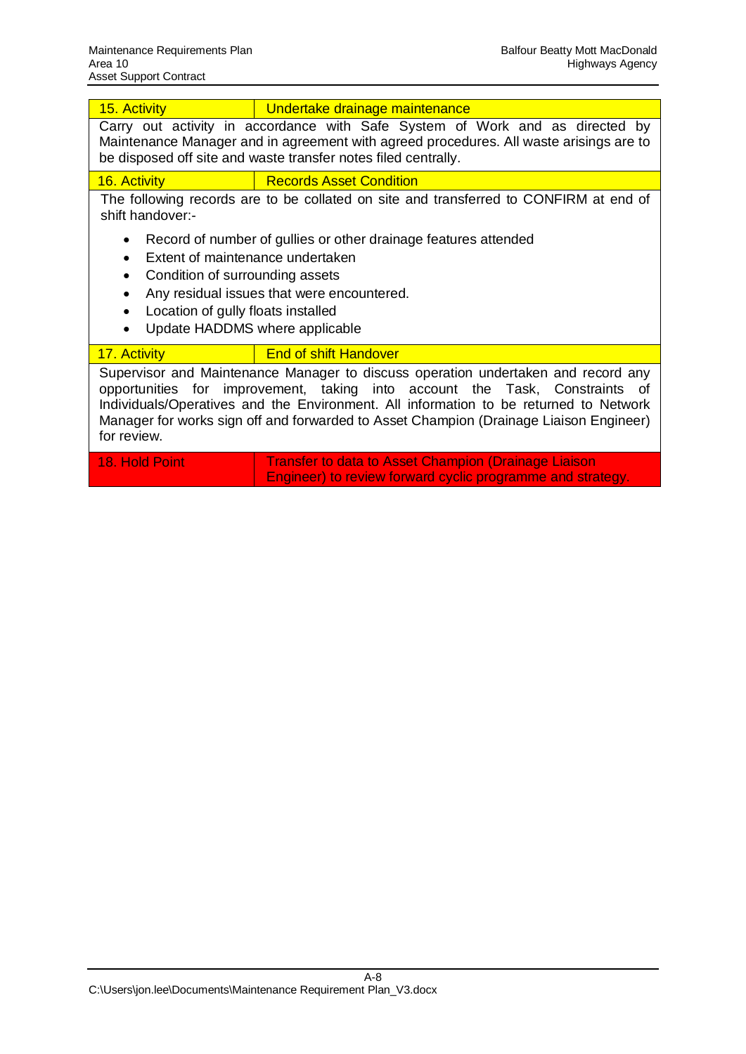| 15. Activity | Undertake drainage maintenance |
|---|---|

Carry out activity in accordance with Safe System of Work and as directed by Maintenance Manager and in agreement with agreed procedures. All waste arisings are to be disposed off site and waste transfer notes filed centrally.

| 16. Activity | Records Asset Condition |
|---|---|

The following records are to be collated on site and transferred to CONFIRM at end of shift handover:-

- Record of number of gullies or other drainage features attended
- Extent of maintenance undertaken
- Condition of surrounding assets
- Any residual issues that were encountered.
- Location of gully floats installed
- Update HADDMS where applicable

| 17. Activity | End of shift Handover |
|---|---|

Supervisor and Maintenance Manager to discuss operation undertaken and record any opportunities for improvement, taking into account the Task, Constraints of Individuals/Operatives and the Environment. All information to be returned to Network Manager for works sign off and forwarded to Asset Champion (Drainage Liaison Engineer) for review.

| 18. Hold Point | Transfer to data to Asset Champion (Drainage Liaison Engineer) to review forward cyclic programme and strategy. |
|---|---|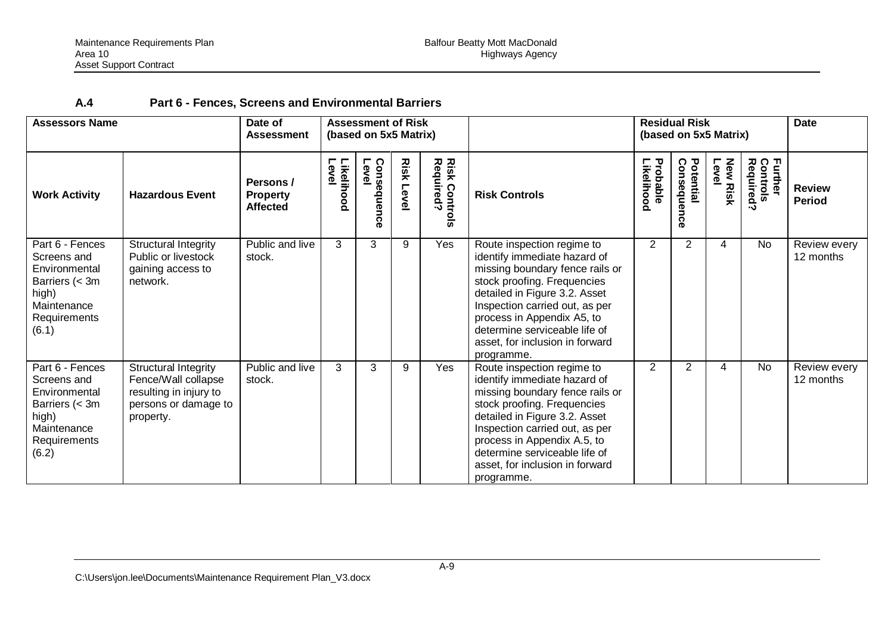### A.4 Part 6 - Fences, Screens and Environmental Barriers

| Assessors Name | | Date of Assessment | Assessment of Risk (based on 5x5 Matrix) | | | | | Residual Risk (based on 5x5 Matrix) | | | | Date |
|---|---|---|---|---|---|---|---|---|---|---|---|---|
| **Work Activity** | **Hazardous Event** | **Persons / Property Affected** | **Likelihood Level** | **Consequence Level** | **Risk Level** | **Risk Controls Required?** | **Risk Controls** | **Probable Likelihood** | **Potential Consequence** | **New Risk Level** | **Further Controls Required?** | **Review Period** |
| Part 6 - Fences Screens and Environmental Barriers (< 3m high) Maintenance Requirements (6.1) | Structural Integrity Public or livestock gaining access to network. | Public and live stock. | 3 | 3 | 9 | Yes | Route inspection regime to identify immediate hazard of missing boundary fence rails or stock proofing. Frequencies detailed in Figure 3.2. Asset Inspection carried out, as per process in Appendix A5, to determine serviceable life of asset, for inclusion in forward programme. | 2 | 2 | 4 | No | Review every 12 months |
| Part 6 - Fences Screens and Environmental Barriers (< 3m high) Maintenance Requirements (6.2) | Structural Integrity Fence/Wall collapse resulting in injury to persons or damage to property. | Public and live stock. | 3 | 3 | 9 | Yes | Route inspection regime to identify immediate hazard of missing boundary fence rails or stock proofing. Frequencies detailed in Figure 3.2. Asset Inspection carried out, as per process in Appendix A.5, to determine serviceable life of asset, for inclusion in forward programme. | 2 | 2 | 4 | No | Review every 12 months |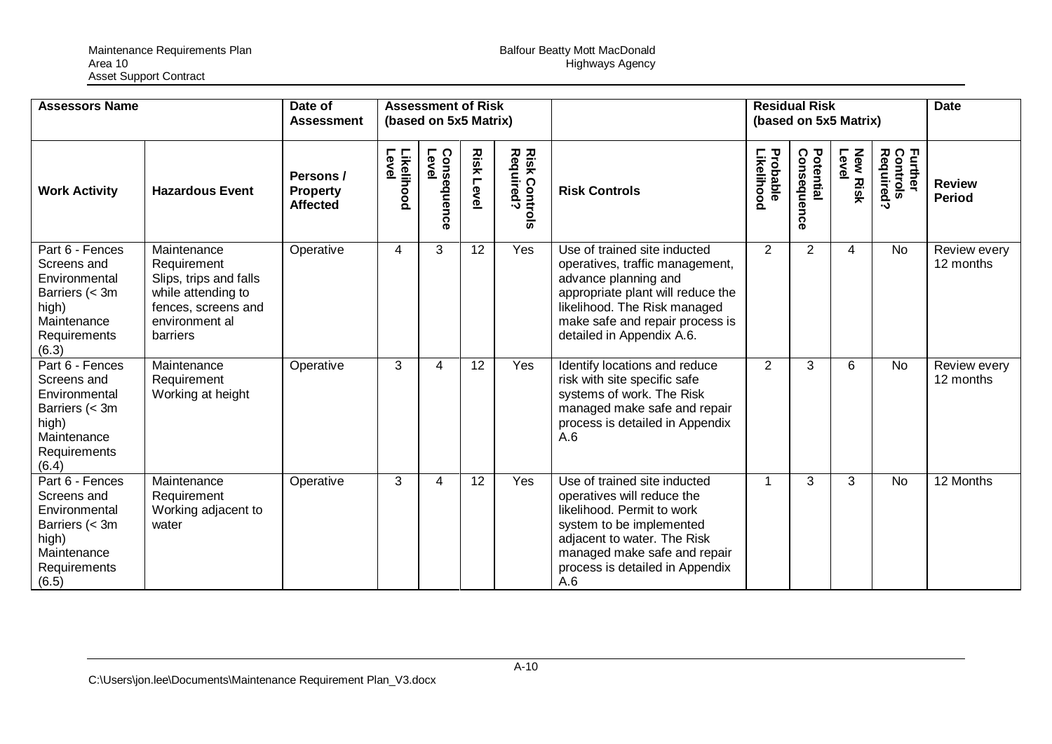| Assessors Name | | Date of Assessment | Assessment of Risk (based on 5x5 Matrix) | | | | | Residual Risk (based on 5x5 Matrix) | | | | Date |
|---|---|---|---|---|---|---|---|---|---|---|---|---|
| **Work Activity** | **Hazardous Event** | **Persons / Property Affected** | **Likelihood Level** | **Consequence Level** | **Risk Level** | **Risk Controls Required?** | **Risk Controls** | **Probable Likelihood** | **Potential Consequence** | **New Risk Level** | **Further Controls Required?** | **Review Period** |
| Part 6 - Fences Screens and Environmental Barriers (< 3m high) Maintenance Requirements (6.3) | Maintenance Requirement Slips, trips and falls while attending to fences, screens and environment al barriers | Operative | 4 | 3 | 12 | Yes | Use of trained site inducted operatives, traffic management, advance planning and appropriate plant will reduce the likelihood. The Risk managed make safe and repair process is detailed in Appendix A.6. | 2 | 2 | 4 | No | Review every 12 months |
| Part 6 - Fences Screens and Environmental Barriers (< 3m high) Maintenance Requirements (6.4) | Maintenance Requirement Working at height | Operative | 3 | 4 | 12 | Yes | Identify locations and reduce risk with site specific safe systems of work. The Risk managed make safe and repair process is detailed in Appendix A.6 | 2 | 3 | 6 | No | Review every 12 months |
| Part 6 - Fences Screens and Environmental Barriers (< 3m high) Maintenance Requirements (6.5) | Maintenance Requirement Working adjacent to water | Operative | 3 | 4 | 12 | Yes | Use of trained site inducted operatives will reduce the likelihood. Permit to work system to be implemented adjacent to water. The Risk managed make safe and repair process is detailed in Appendix A.6 | 1 | 3 | 3 | No | 12 Months |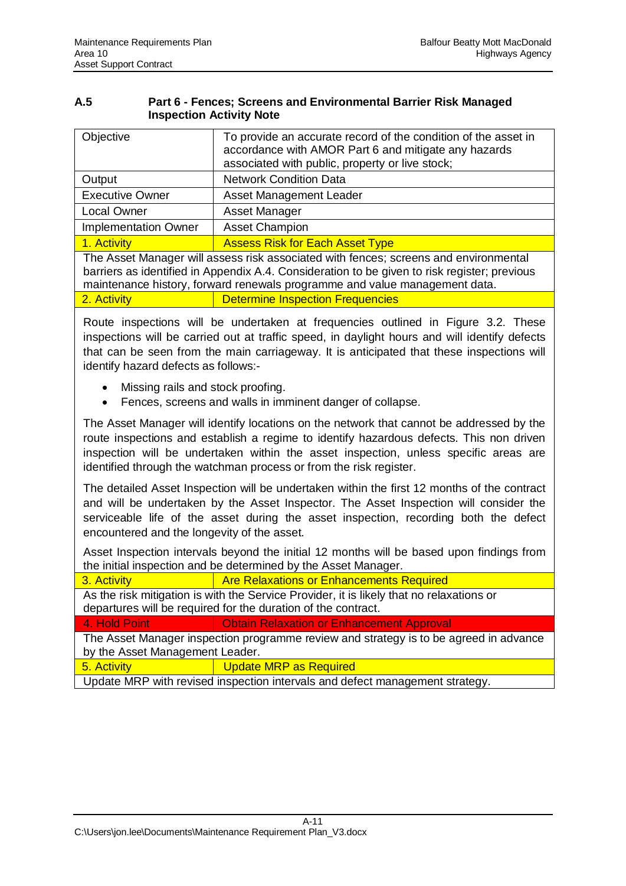### A.5 Part 6 - Fences; Screens and Environmental Barrier Risk Managed Inspection Activity Note

| | |
|---|---|
| Objective | To provide an accurate record of the condition of the asset in accordance with AMOR Part 6 and mitigate any hazards associated with public, property or live stock; |
| Output | Network Condition Data |
| Executive Owner | Asset Management Leader |
| Local Owner | Asset Manager |
| Implementation Owner | Asset Champion |
| 1. Activity | Assess Risk for Each Asset Type |
| The Asset Manager will assess risk associated with fences; screens and environmental barriers as identified in Appendix A.4. Consideration to be given to risk register; previous maintenance history, forward renewals programme and value management data. | |
| 2. Activity | Determine Inspection Frequencies |
| Route inspections will be undertaken at frequencies outlined in Figure 3.2. These inspections will be carried out at traffic speed, in daylight hours and will identify defects that can be seen from the main carriageway. It is anticipated that these inspections will identify hazard defects as follows:- <br>• Missing rails and stock proofing.<br>• Fences, screens and walls in imminent danger of collapse.<br><br>The Asset Manager will identify locations on the network that cannot be addressed by the route inspections and establish a regime to identify hazardous defects. This non driven inspection will be undertaken within the asset inspection, unless specific areas are identified through the watchman process or from the risk register.<br><br>The detailed Asset Inspection will be undertaken within the first 12 months of the contract and will be undertaken by the Asset Inspector. The Asset Inspection will consider the serviceable life of the asset during the asset inspection, recording both the defect encountered and the longevity of the asset.<br><br>Asset Inspection intervals beyond the initial 12 months will be based upon findings from the initial inspection and be determined by the Asset Manager. | |
| 3. Activity | Are Relaxations or Enhancements Required |
| As the risk mitigation is with the Service Provider, it is likely that no relaxations or departures will be required for the duration of the contract. | |
| 4. Hold Point | Obtain Relaxation or Enhancement Approval |
| The Asset Manager inspection programme review and strategy is to be agreed in advance by the Asset Management Leader. | |
| 5. Activity | Update MRP as Required |
| Update MRP with revised inspection intervals and defect management strategy. | |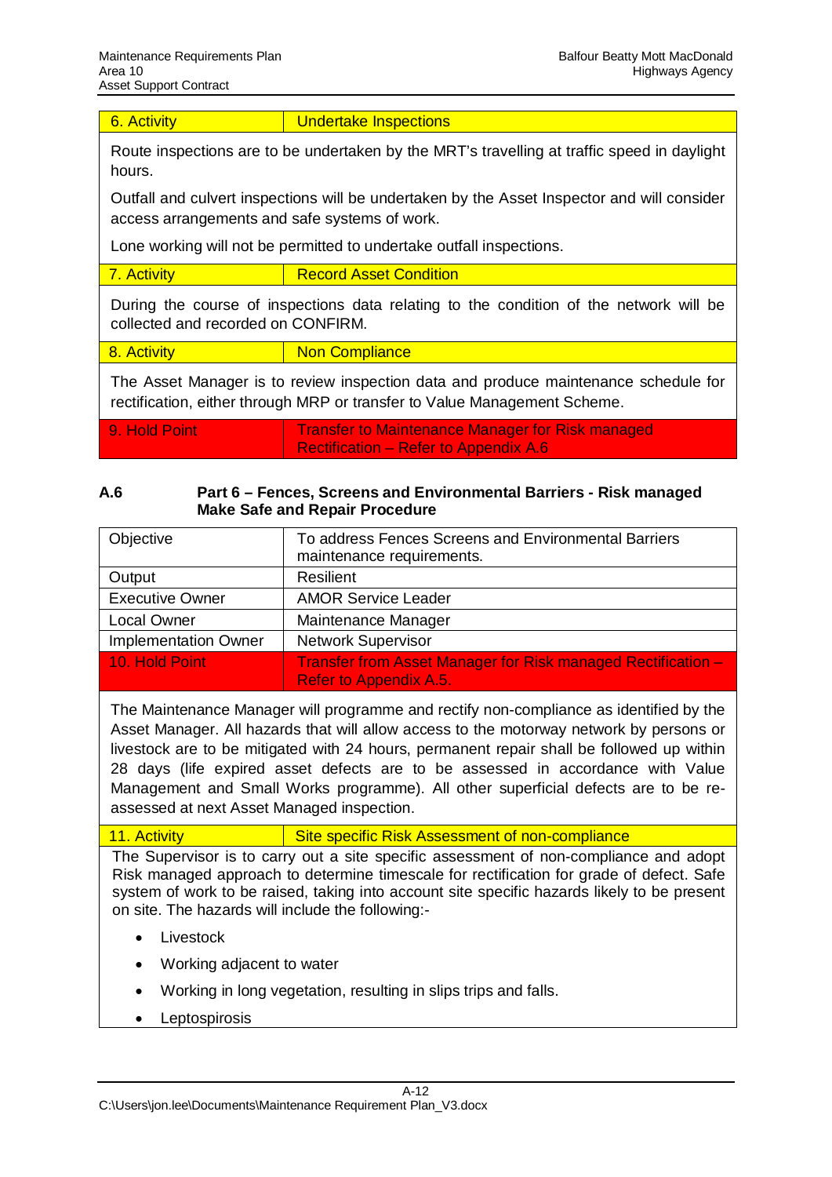| 6. Activity | Undertake Inspections |
|---|---|

Route inspections are to be undertaken by the MRT's travelling at traffic speed in daylight hours.

Outfall and culvert inspections will be undertaken by the Asset Inspector and will consider access arrangements and safe systems of work.

Lone working will not be permitted to undertake outfall inspections.

| 7. Activity | Record Asset Condition |
|---|---|

During the course of inspections data relating to the condition of the network will be collected and recorded on CONFIRM.

| 8. Activity | Non Compliance |
|---|---|

The Asset Manager is to review inspection data and produce maintenance schedule for rectification, either through MRP or transfer to Value Management Scheme.

| 9. Hold Point | Transfer to Maintenance Manager for Risk managed Rectification – Refer to Appendix A.6 |
|---|---|

### A.6 Part 6 – Fences, Screens and Environmental Barriers - Risk managed Make Safe and Repair Procedure

| Objective | To address Fences Screens and Environmental Barriers maintenance requirements. |
|---|---|
| Output | Resilient |
| Executive Owner | AMOR Service Leader |
| Local Owner | Maintenance Manager |
| Implementation Owner | Network Supervisor |
| 10. Hold Point | Transfer from Asset Manager for Risk managed Rectification – Refer to Appendix A.5. |

The Maintenance Manager will programme and rectify non-compliance as identified by the Asset Manager. All hazards that will allow access to the motorway network by persons or livestock are to be mitigated with 24 hours, permanent repair shall be followed up within 28 days (life expired asset defects are to be assessed in accordance with Value Management and Small Works programme). All other superficial defects are to be re-assessed at next Asset Managed inspection.

| 11. Activity | Site specific Risk Assessment of non-compliance |
|---|---|

The Supervisor is to carry out a site specific assessment of non-compliance and adopt Risk managed approach to determine timescale for rectification for grade of defect. Safe system of work to be raised, taking into account site specific hazards likely to be present on site. The hazards will include the following:-

- Livestock
- Working adjacent to water
- Working in long vegetation, resulting in slips trips and falls.
- Leptospirosis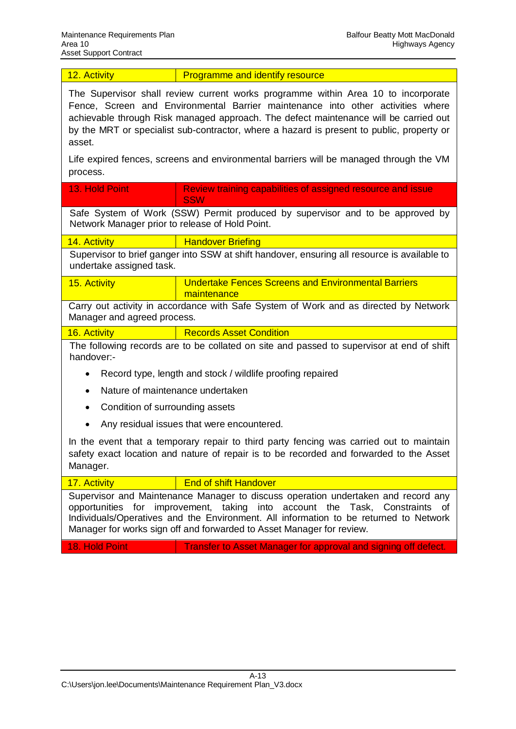| 12. Activity | Programme and identify resource |
|---|---|

The Supervisor shall review current works programme within Area 10 to incorporate Fence, Screen and Environmental Barrier maintenance into other activities where achievable through Risk managed approach. The defect maintenance will be carried out by the MRT or specialist sub-contractor, where a hazard is present to public, property or asset.

Life expired fences, screens and environmental barriers will be managed through the VM process.

| 13. Hold Point | Review training capabilities of assigned resource and issue SSW |
|---|---|

Safe System of Work (SSW) Permit produced by supervisor and to be approved by Network Manager prior to release of Hold Point.

| 14. Activity | Handover Briefing |
|---|---|

Supervisor to brief ganger into SSW at shift handover, ensuring all resource is available to undertake assigned task.

| 15. Activity | Undertake Fences Screens and Environmental Barriers maintenance |
|---|---|

Carry out activity in accordance with Safe System of Work and as directed by Network Manager and agreed process.

| 16. Activity | Records Asset Condition |
|---|---|

The following records are to be collated on site and passed to supervisor at end of shift handover:-

- Record type, length and stock / wildlife proofing repaired
- Nature of maintenance undertaken
- Condition of surrounding assets
- Any residual issues that were encountered.

In the event that a temporary repair to third party fencing was carried out to maintain safety exact location and nature of repair is to be recorded and forwarded to the Asset Manager.

| 17. Activity | End of shift Handover |
|---|---|

Supervisor and Maintenance Manager to discuss operation undertaken and record any opportunities for improvement, taking into account the Task, Constraints of Individuals/Operatives and the Environment. All information to be returned to Network Manager for works sign off and forwarded to Asset Manager for review.

| 18. Hold Point | Transfer to Asset Manager for approval and signing off defect. |
|---|---|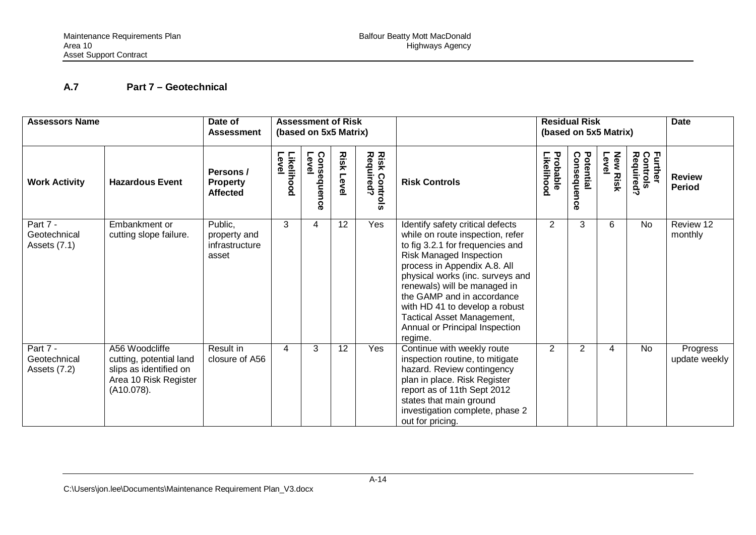### A.7 Part 7 – Geotechnical

| Assessors Name | | Date of Assessment | Assessment of Risk (based on 5x5 Matrix) | | | | | Residual Risk (based on 5x5 Matrix) | | | | Date |
|---|---|---|---|---|---|---|---|---|---|---|---|---|
| **Work Activity** | **Hazardous Event** | **Persons / Property Affected** | **Likelihood Level** | **Consequence Level** | **Risk Level** | **Risk Controls Required?** | **Risk Controls** | **Probable Likelihood** | **Potential Consequence** | **New Risk Level** | **Further Controls Required?** | **Review Period** |
| Part 7 - Geotechnical Assets (7.1) | Embankment or cutting slope failure. | Public, property and infrastructure asset | 3 | 4 | 12 | Yes | Identify safety critical defects while on route inspection, refer to fig 3.2.1 for frequencies and Risk Managed Inspection process in Appendix A.8. All physical works (inc. surveys and renewals) will be managed in the GAMP and in accordance with HD 41 to develop a robust Tactical Asset Management, Annual or Principal Inspection regime. | 2 | 3 | 6 | No | Review 12 monthly |
| Part 7 - Geotechnical Assets (7.2) | A56 Woodcliffe cutting, potential land slips as identified on Area 10 Risk Register (A10.078). | Result in closure of A56 | 4 | 3 | 12 | Yes | Continue with weekly route inspection routine, to mitigate hazard. Review contingency plan in place. Risk Register report as of 11th Sept 2012 states that main ground investigation complete, phase 2 out for pricing. | 2 | 2 | 4 | No | Progress update weekly |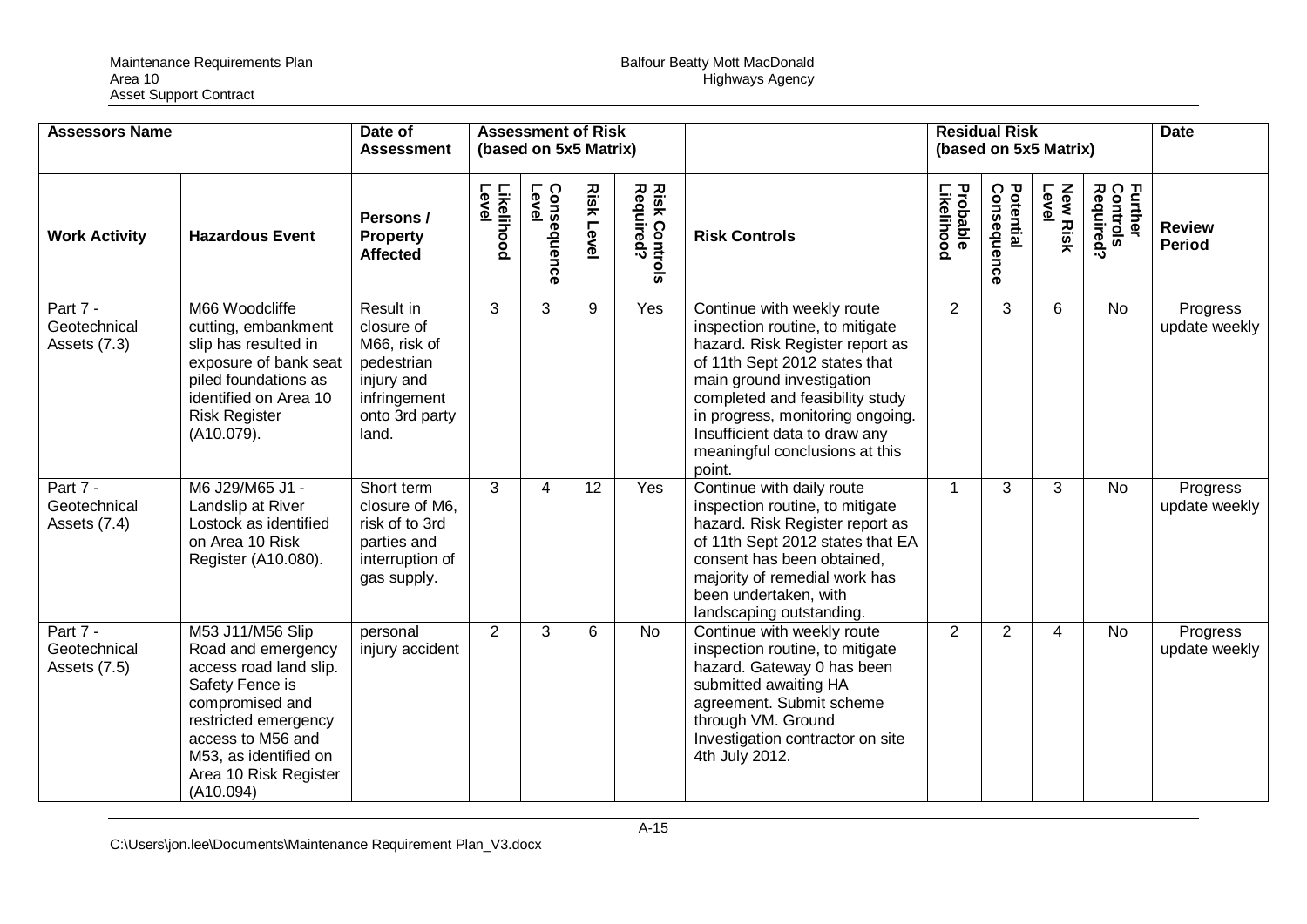| Assessors Name | | Date of Assessment | Assessment of Risk (based on 5x5 Matrix) | | | | | Residual Risk (based on 5x5 Matrix) | | | | Date |
|---|---|---|---|---|---|---|---|---|---|---|---|---|
| **Work Activity** | **Hazardous Event** | **Persons / Property Affected** | **Likelihood Level** | **Consequence Level** | **Risk Level** | **Risk Controls Required?** | **Risk Controls** | **Probable Likelihood** | **Potential Consequence** | **New Risk Level** | **Further Controls Required?** | **Review Period** |
| Part 7 - Geotechnical Assets (7.3) | M66 Woodcliffe cutting, embankment slip has resulted in exposure of bank seat piled foundations as identified on Area 10 Risk Register (A10.079). | Result in closure of M66, risk of pedestrian injury and infringement onto 3rd party land. | 3 | 3 | 9 | Yes | Continue with weekly route inspection routine, to mitigate hazard. Risk Register report as of 11th Sept 2012 states that main ground investigation completed and feasibility study in progress, monitoring ongoing. Insufficient data to draw any meaningful conclusions at this point. | 2 | 3 | 6 | No | Progress update weekly |
| Part 7 - Geotechnical Assets (7.4) | M6 J29/M65 J1 - Landslip at River Lostock as identified on Area 10 Risk Register (A10.080). | Short term closure of M6, risk of to 3rd parties and interruption of gas supply. | 3 | 4 | 12 | Yes | Continue with daily route inspection routine, to mitigate hazard. Risk Register report as of 11th Sept 2012 states that EA consent has been obtained, majority of remedial work has been undertaken, with landscaping outstanding. | 1 | 3 | 3 | No | Progress update weekly |
| Part 7 - Geotechnical Assets (7.5) | M53 J11/M56 Slip Road and emergency access road land slip. Safety Fence is compromised and restricted emergency access to M56 and M53, as identified on Area 10 Risk Register (A10.094) | personal injury accident | 2 | 3 | 6 | No | Continue with weekly route inspection routine, to mitigate hazard. Gateway 0 has been submitted awaiting HA agreement. Submit scheme through VM. Ground Investigation contractor on site 4th July 2012. | 2 | 2 | 4 | No | Progress update weekly |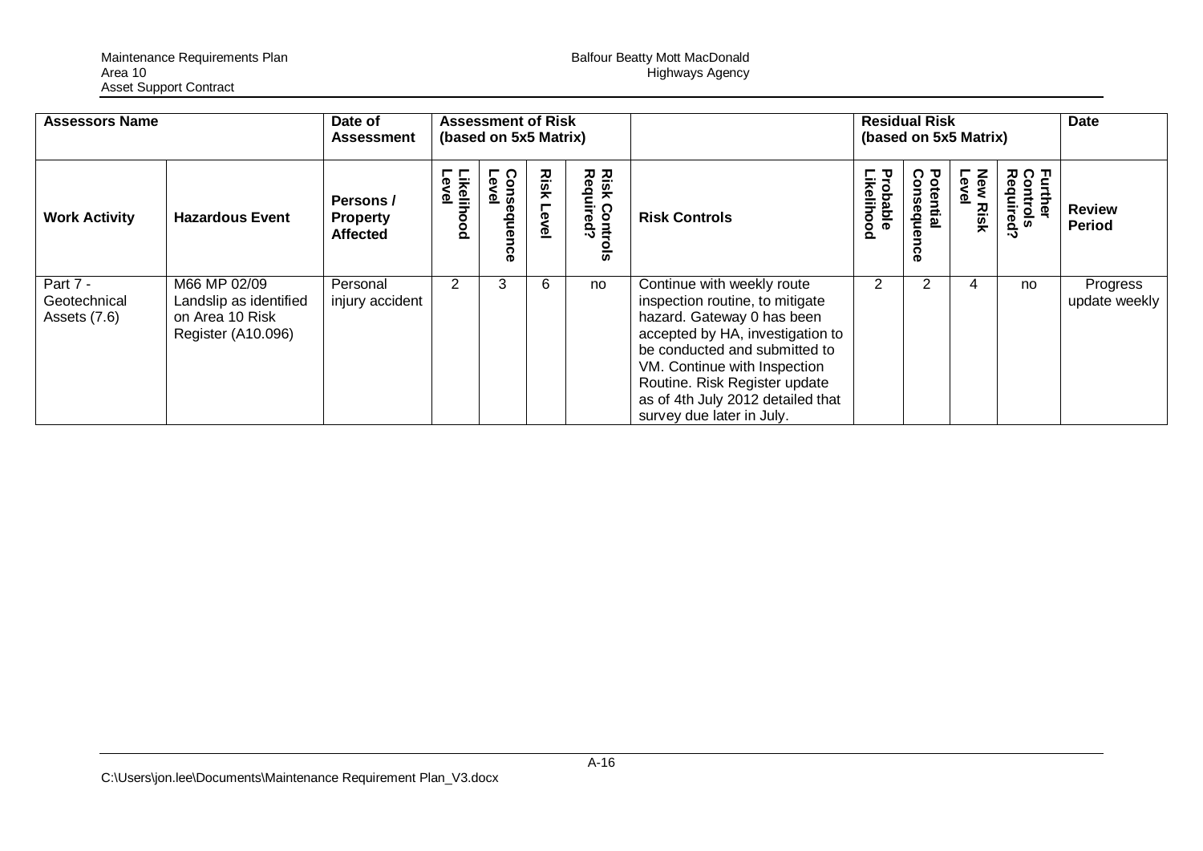| Assessors Name | | Date of Assessment | Assessment of Risk (based on 5x5 Matrix) | | | | | Residual Risk (based on 5x5 Matrix) | | | | Date |
|---|---|---|---|---|---|---|---|---|---|---|---|---|
| **Work Activity** | **Hazardous Event** | **Persons / Property Affected** | **Likelihood Level** | **Consequence Level** | **Risk Level** | **Risk Controls Required?** | **Risk Controls** | **Probable Likelihood** | **Potential Consequence** | **New Risk Level** | **Further Controls Required?** | **Review Period** |
| Part 7 - Geotechnical Assets (7.6) | M66 MP 02/09 Landslip as identified on Area 10 Risk Register (A10.096) | Personal injury accident | 2 | 3 | 6 | no | Continue with weekly route inspection routine, to mitigate hazard. Gateway 0 has been accepted by HA, investigation to be conducted and submitted to VM. Continue with Inspection Routine. Risk Register update as of 4th July 2012 detailed that survey due later in July. | 2 | 2 | 4 | no | Progress update weekly |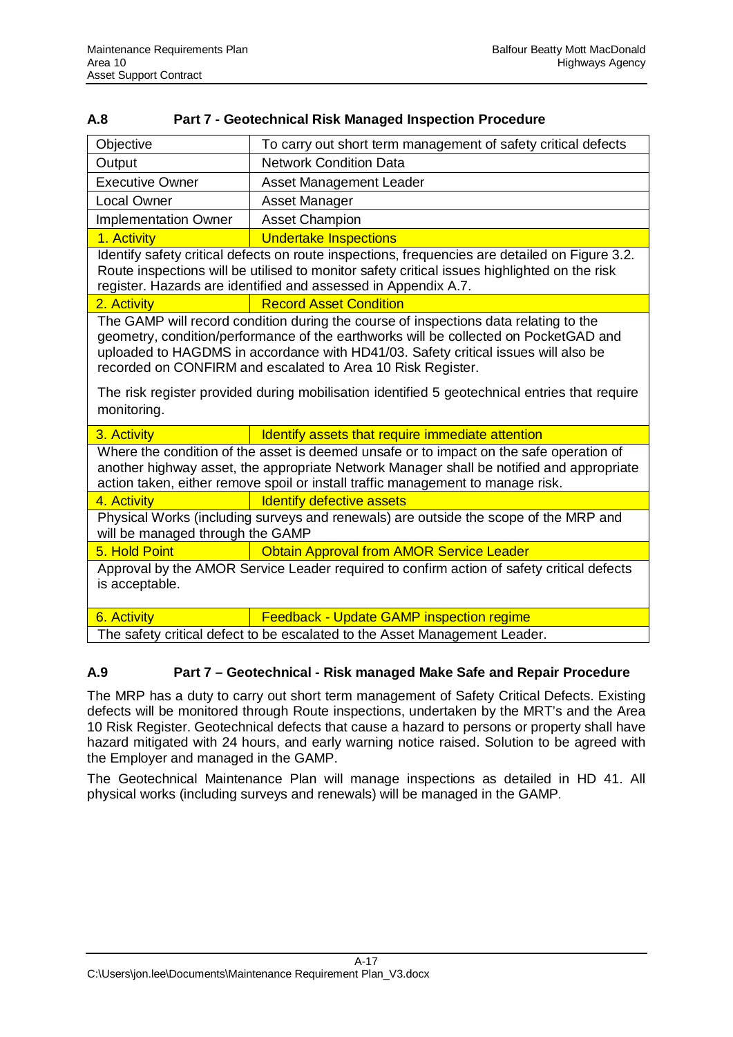### A.8 Part 7 - Geotechnical Risk Managed Inspection Procedure

| Objective | To carry out short term management of safety critical defects |
|---|---|
| Output | Network Condition Data |
| Executive Owner | Asset Management Leader |
| Local Owner | Asset Manager |
| Implementation Owner | Asset Champion |
| 1. Activity | Undertake Inspections |
| Identify safety critical defects on route inspections, frequencies are detailed on Figure 3.2. Route inspections will be utilised to monitor safety critical issues highlighted on the risk register. Hazards are identified and assessed in Appendix A.7. | |
| 2. Activity | Record Asset Condition |
| The GAMP will record condition during the course of inspections data relating to the geometry, condition/performance of the earthworks will be collected on PocketGAD and uploaded to HAGDMS in accordance with HD41/03. Safety critical issues will also be recorded on CONFIRM and escalated to Area 10 Risk Register.<br><br>The risk register provided during mobilisation identified 5 geotechnical entries that require monitoring. | |
| 3. Activity | Identify assets that require immediate attention |
| Where the condition of the asset is deemed unsafe or to impact on the safe operation of another highway asset, the appropriate Network Manager shall be notified and appropriate action taken, either remove spoil or install traffic management to manage risk. | |
| 4. Activity | Identify defective assets |
| Physical Works (including surveys and renewals) are outside the scope of the MRP and will be managed through the GAMP | |
| 5. Hold Point | Obtain Approval from AMOR Service Leader |
| Approval by the AMOR Service Leader required to confirm action of safety critical defects is acceptable. | |
| 6. Activity | Feedback - Update GAMP inspection regime |
| The safety critical defect to be escalated to the Asset Management Leader. | |

### A.9 Part 7 – Geotechnical - Risk managed Make Safe and Repair Procedure

The MRP has a duty to carry out short term management of Safety Critical Defects. Existing defects will be monitored through Route inspections, undertaken by the MRT's and the Area 10 Risk Register. Geotechnical defects that cause a hazard to persons or property shall have hazard mitigated with 24 hours, and early warning notice raised. Solution to be agreed with the Employer and managed in the GAMP.

The Geotechnical Maintenance Plan will manage inspections as detailed in HD 41. All physical works (including surveys and renewals) will be managed in the GAMP.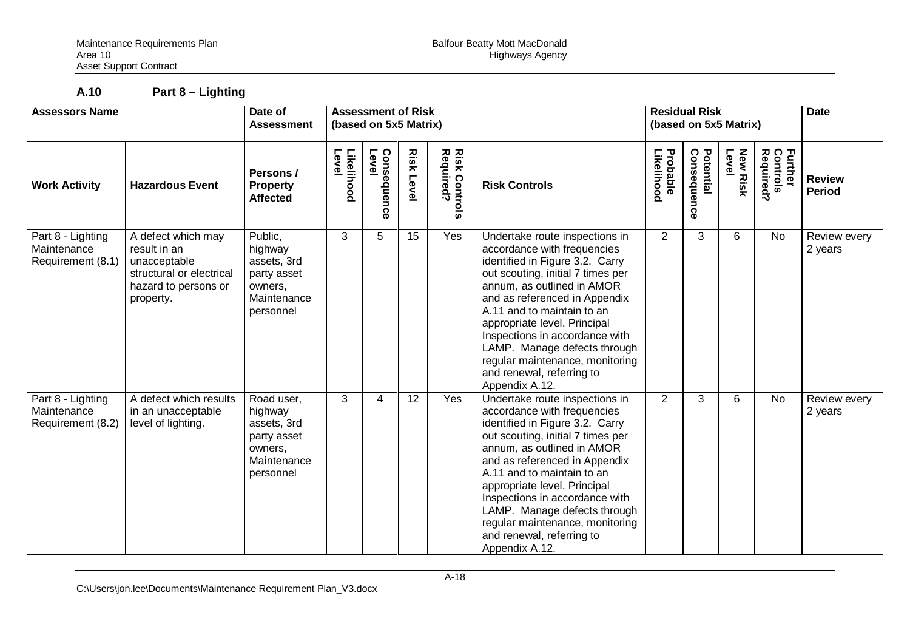### A.10 Part 8 – Lighting

| Assessors Name | | Date of Assessment | Assessment of Risk (based on 5x5 Matrix) | | | | | Residual Risk (based on 5x5 Matrix) | | | | Date |
|---|---|---|---|---|---|---|---|---|---|---|---|---|
| **Work Activity** | **Hazardous Event** | **Persons / Property Affected** | **Likelihood Level** | **Consequence Level** | **Risk Level** | **Risk Controls Required?** | **Risk Controls** | **Probable Likelihood** | **Potential Consequence** | **New Risk Level** | **Further Controls Required?** | **Review Period** |
| Part 8 - Lighting Maintenance Requirement (8.1) | A defect which may result in an unacceptable structural or electrical hazard to persons or property. | Public, highway assets, 3rd party asset owners, Maintenance personnel | 3 | 5 | 15 | Yes | Undertake route inspections in accordance with frequencies identified in Figure 3.2. Carry out scouting, initial 7 times per annum, as outlined in AMOR and as referenced in Appendix A.11 and to maintain to an appropriate level. Principal Inspections in accordance with LAMP. Manage defects through regular maintenance, monitoring and renewal, referring to Appendix A.12. | 2 | 3 | 6 | No | Review every 2 years |
| Part 8 - Lighting Maintenance Requirement (8.2) | A defect which results in an unacceptable level of lighting. | Road user, highway assets, 3rd party asset owners, Maintenance personnel | 3 | 4 | 12 | Yes | Undertake route inspections in accordance with frequencies identified in Figure 3.2. Carry out scouting, initial 7 times per annum, as outlined in AMOR and as referenced in Appendix A.11 and to maintain to an appropriate level. Principal Inspections in accordance with LAMP. Manage defects through regular maintenance, monitoring and renewal, referring to Appendix A.12. | 2 | 3 | 6 | No | Review every 2 years |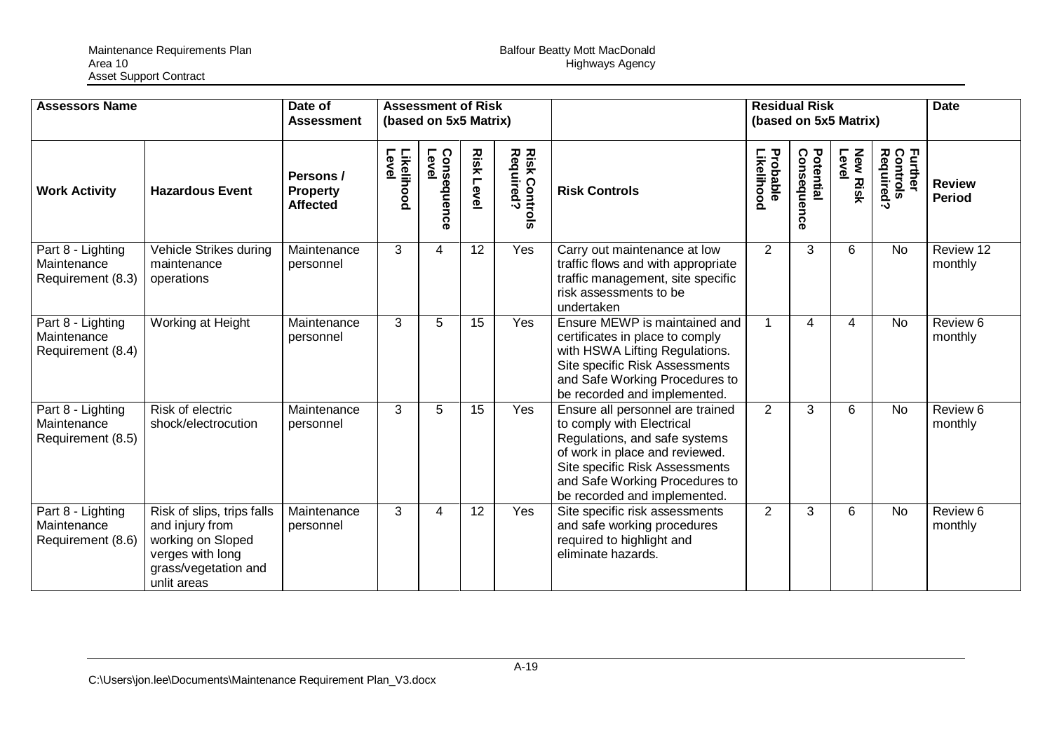| Assessors Name | | Date of Assessment | Assessment of Risk (based on 5x5 Matrix) | | | | | Residual Risk (based on 5x5 Matrix) | | | | Date |
|---|---|---|---|---|---|---|---|---|---|---|---|---|
| **Work Activity** | **Hazardous Event** | **Persons / Property Affected** | **Likelihood Level** | **Consequence Level** | **Risk Level** | **Risk Controls Required?** | **Risk Controls** | **Probable Likelihood** | **Potential Consequence** | **New Risk Level** | **Further Controls Required?** | **Review Period** |
| Part 8 - Lighting Maintenance Requirement (8.3) | Vehicle Strikes during maintenance operations | Maintenance personnel | 3 | 4 | 12 | Yes | Carry out maintenance at low traffic flows and with appropriate traffic management, site specific risk assessments to be undertaken | 2 | 3 | 6 | No | Review 12 monthly |
| Part 8 - Lighting Maintenance Requirement (8.4) | Working at Height | Maintenance personnel | 3 | 5 | 15 | Yes | Ensure MEWP is maintained and certificates in place to comply with HSWA Lifting Regulations. Site specific Risk Assessments and Safe Working Procedures to be recorded and implemented. | 1 | 4 | 4 | No | Review 6 monthly |
| Part 8 - Lighting Maintenance Requirement (8.5) | Risk of electric shock/electrocution | Maintenance personnel | 3 | 5 | 15 | Yes | Ensure all personnel are trained to comply with Electrical Regulations, and safe systems of work in place and reviewed. Site specific Risk Assessments and Safe Working Procedures to be recorded and implemented. | 2 | 3 | 6 | No | Review 6 monthly |
| Part 8 - Lighting Maintenance Requirement (8.6) | Risk of slips, trips falls and injury from working on Sloped verges with long grass/vegetation and unlit areas | Maintenance personnel | 3 | 4 | 12 | Yes | Site specific risk assessments and safe working procedures required to highlight and eliminate hazards. | 2 | 3 | 6 | No | Review 6 monthly |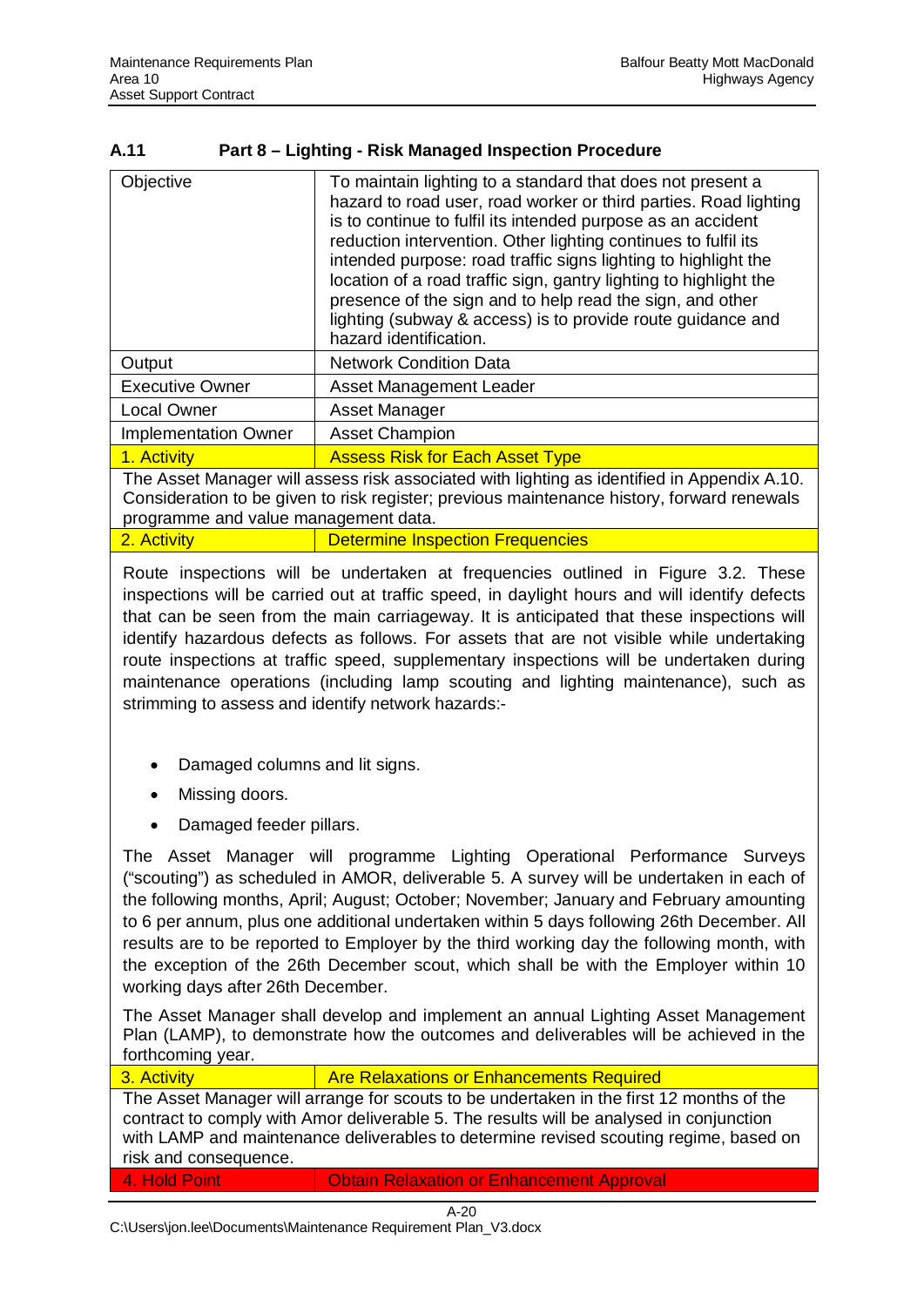### A.11 Part 8 – Lighting - Risk Managed Inspection Procedure

| | |
|---|---|
| Objective | To maintain lighting to a standard that does not present a hazard to road user, road worker or third parties. Road lighting is to continue to fulfil its intended purpose as an accident reduction intervention. Other lighting continues to fulfil its intended purpose: road traffic signs lighting to highlight the location of a road traffic sign, gantry lighting to highlight the presence of the sign and to help read the sign, and other lighting (subway & access) is to provide route guidance and hazard identification. |
| Output | Network Condition Data |
| Executive Owner | Asset Management Leader |
| Local Owner | Asset Manager |
| Implementation Owner | Asset Champion |
| 1. Activity | Assess Risk for Each Asset Type |

The Asset Manager will assess risk associated with lighting as identified in Appendix A.10. Consideration to be given to risk register; previous maintenance history, forward renewals programme and value management data.

| | |
|---|---|
| 2. Activity | Determine Inspection Frequencies |

Route inspections will be undertaken at frequencies outlined in Figure 3.2. These inspections will be carried out at traffic speed, in daylight hours and will identify defects that can be seen from the main carriageway. It is anticipated that these inspections will identify hazardous defects as follows. For assets that are not visible while undertaking route inspections at traffic speed, supplementary inspections will be undertaken during maintenance operations (including lamp scouting and lighting maintenance), such as strimming to assess and identify network hazards:-

- Damaged columns and lit signs.
- Missing doors.
- Damaged feeder pillars.

The Asset Manager will programme Lighting Operational Performance Surveys ("scouting") as scheduled in AMOR, deliverable 5. A survey will be undertaken in each of the following months, April; August; October; November; January and February amounting to 6 per annum, plus one additional undertaken within 5 days following 26th December. All results are to be reported to Employer by the third working day the following month, with the exception of the 26th December scout, which shall be with the Employer within 10 working days after 26th December.

The Asset Manager shall develop and implement an annual Lighting Asset Management Plan (LAMP), to demonstrate how the outcomes and deliverables will be achieved in the forthcoming year.

| | |
|---|---|
| 3. Activity | Are Relaxations or Enhancements Required |

The Asset Manager will arrange for scouts to be undertaken in the first 12 months of the contract to comply with Amor deliverable 5. The results will be analysed in conjunction with LAMP and maintenance deliverables to determine revised scouting regime, based on risk and consequence.

| | |
|---|---|
| 4. Hold Point | Obtain Relaxation or Enhancement Approval |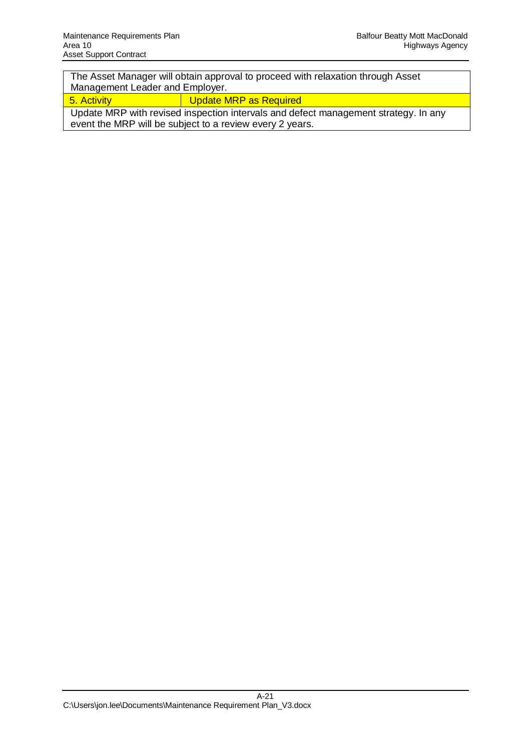| The Asset Manager will obtain approval to proceed with relaxation through Asset Management Leader and Employer. | |
|---|---|
| 5. Activity | Update MRP as Required |
| Update MRP with revised inspection intervals and defect management strategy. In any event the MRP will be subject to a review every 2 years. | |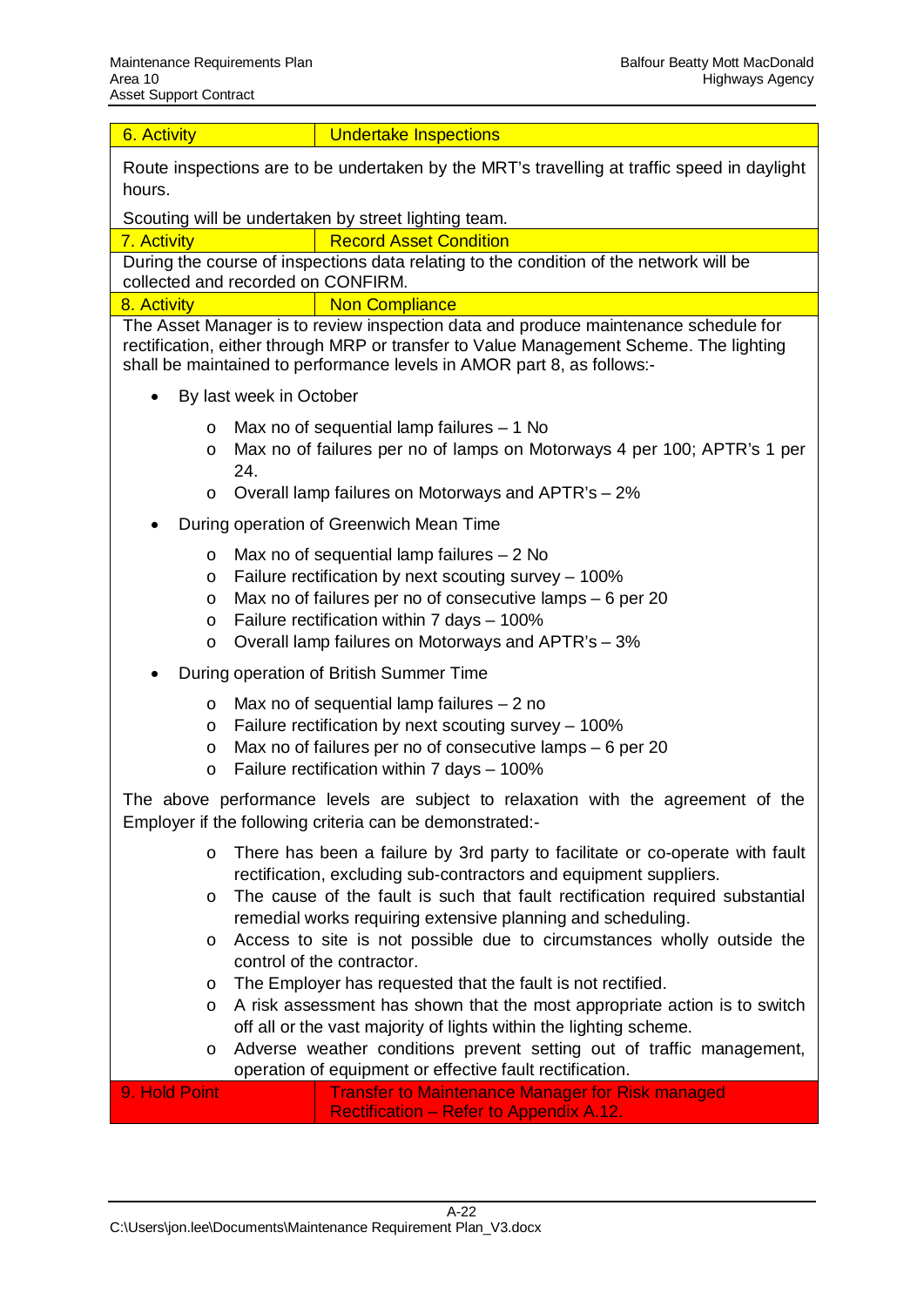| 6. Activity | Undertake Inspections |
|---|---|

Route inspections are to be undertaken by the MRT's travelling at traffic speed in daylight hours.

Scouting will be undertaken by street lighting team.

| 7. Activity | Record Asset Condition |
|---|---|

During the course of inspections data relating to the condition of the network will be collected and recorded on CONFIRM.

| 8. Activity | Non Compliance |
|---|---|

The Asset Manager is to review inspection data and produce maintenance schedule for rectification, either through MRP or transfer to Value Management Scheme. The lighting shall be maintained to performance levels in AMOR part 8, as follows:-

- By last week in October
  - Max no of sequential lamp failures – 1 No
  - Max no of failures per no of lamps on Motorways 4 per 100; APTR's 1 per 24.
  - Overall lamp failures on Motorways and APTR's – 2%
- During operation of Greenwich Mean Time
  - Max no of sequential lamp failures – 2 No
  - Failure rectification by next scouting survey – 100%
  - Max no of failures per no of consecutive lamps – 6 per 20
  - Failure rectification within 7 days – 100%
  - Overall lamp failures on Motorways and APTR's – 3%
- During operation of British Summer Time
  - Max no of sequential lamp failures – 2 no
  - Failure rectification by next scouting survey – 100%
  - Max no of failures per no of consecutive lamps – 6 per 20
  - Failure rectification within 7 days – 100%

The above performance levels are subject to relaxation with the agreement of the Employer if the following criteria can be demonstrated:-

- There has been a failure by 3rd party to facilitate or co-operate with fault rectification, excluding sub-contractors and equipment suppliers.
- The cause of the fault is such that fault rectification required substantial remedial works requiring extensive planning and scheduling.
- Access to site is not possible due to circumstances wholly outside the control of the contractor.
- The Employer has requested that the fault is not rectified.
- A risk assessment has shown that the most appropriate action is to switch off all or the vast majority of lights within the lighting scheme.
- Adverse weather conditions prevent setting out of traffic management, operation of equipment or effective fault rectification.

| 9. Hold Point | Transfer to Maintenance Manager for Risk managed Rectification – Refer to Appendix A.12. |
|---|---|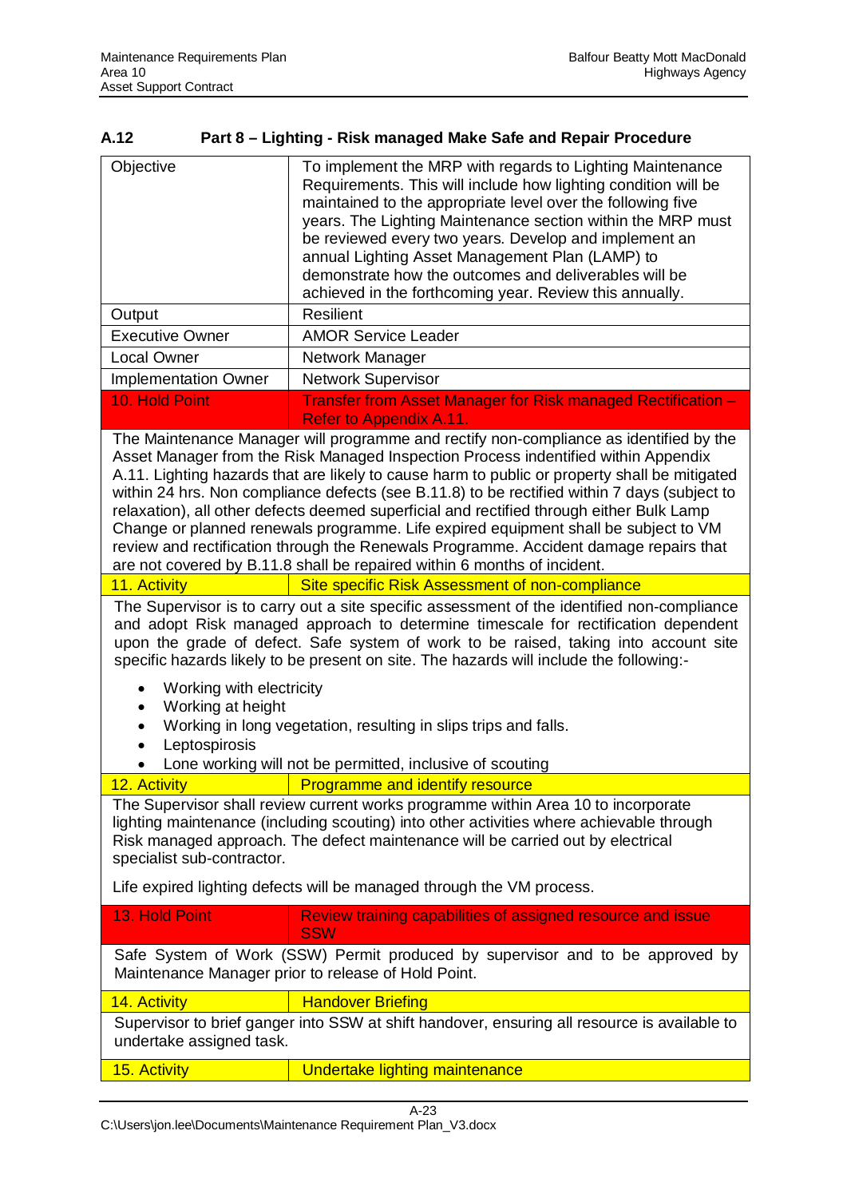### A.12 Part 8 – Lighting - Risk managed Make Safe and Repair Procedure

| | |
|---|---|
| Objective | To implement the MRP with regards to Lighting Maintenance Requirements. This will include how lighting condition will be maintained to the appropriate level over the following five years. The Lighting Maintenance section within the MRP must be reviewed every two years. Develop and implement an annual Lighting Asset Management Plan (LAMP) to demonstrate how the outcomes and deliverables will be achieved in the forthcoming year. Review this annually. |
| Output | Resilient |
| Executive Owner | AMOR Service Leader |
| Local Owner | Network Manager |
| Implementation Owner | Network Supervisor |
| 10. Hold Point | Transfer from Asset Manager for Risk managed Rectification – Refer to Appendix A.11. |
| The Maintenance Manager will programme and rectify non-compliance as identified by the Asset Manager from the Risk Managed Inspection Process indentified within Appendix A.11. Lighting hazards that are likely to cause harm to public or property shall be mitigated within 24 hrs. Non compliance defects (see B.11.8) to be rectified within 7 days (subject to relaxation), all other defects deemed superficial and rectified through either Bulk Lamp Change or planned renewals programme. Life expired equipment shall be subject to VM review and rectification through the Renewals Programme. Accident damage repairs that are not covered by B.11.8 shall be repaired within 6 months of incident. | |
| 11. Activity | Site specific Risk Assessment of non-compliance |
| The Supervisor is to carry out a site specific assessment of the identified non-compliance and adopt Risk managed approach to determine timescale for rectification dependent upon the grade of defect. Safe system of work to be raised, taking into account site specific hazards likely to be present on site. The hazards will include the following:-<br>• Working with electricity<br>• Working at height<br>• Working in long vegetation, resulting in slips trips and falls.<br>• Leptospirosis<br>• Lone working will not be permitted, inclusive of scouting | |
| 12. Activity | Programme and identify resource |
| The Supervisor shall review current works programme within Area 10 to incorporate lighting maintenance (including scouting) into other activities where achievable through Risk managed approach. The defect maintenance will be carried out by electrical specialist sub-contractor.<br><br>Life expired lighting defects will be managed through the VM process. | |
| 13. Hold Point | Review training capabilities of assigned resource and issue SSW |
| Safe System of Work (SSW) Permit produced by supervisor and to be approved by Maintenance Manager prior to release of Hold Point. | |
| 14. Activity | Handover Briefing |
| Supervisor to brief ganger into SSW at shift handover, ensuring all resource is available to undertake assigned task. | |
| 15. Activity | Undertake lighting maintenance |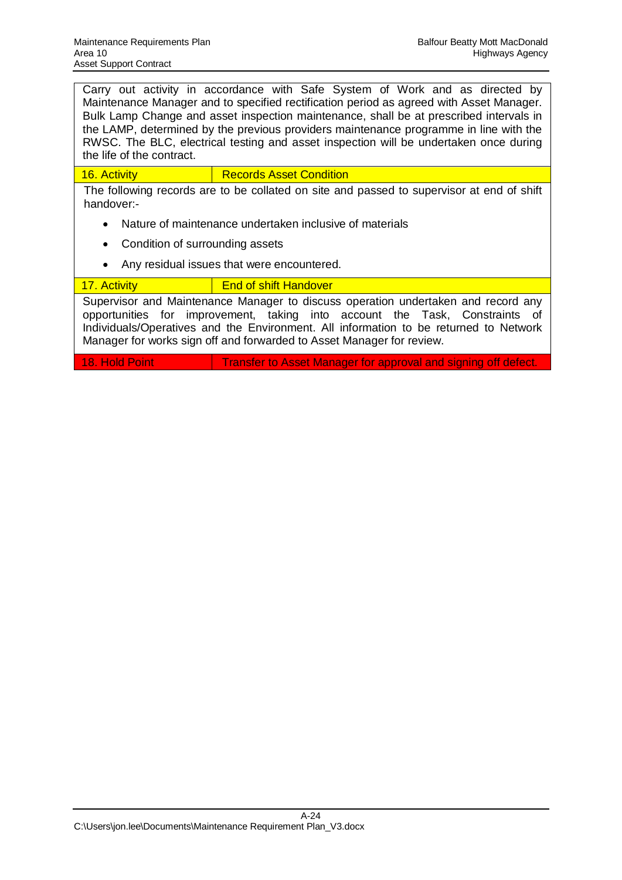Carry out activity in accordance with Safe System of Work and as directed by Maintenance Manager and to specified rectification period as agreed with Asset Manager. Bulk Lamp Change and asset inspection maintenance, shall be at prescribed intervals in the LAMP, determined by the previous providers maintenance programme in line with the RWSC. The BLC, electrical testing and asset inspection will be undertaken once during the life of the contract.

| 16. Activity | Records Asset Condition |
|---|---|

The following records are to be collated on site and passed to supervisor at end of shift handover:-

- Nature of maintenance undertaken inclusive of materials
- Condition of surrounding assets
- Any residual issues that were encountered.

| 17. Activity | End of shift Handover |
|---|---|

Supervisor and Maintenance Manager to discuss operation undertaken and record any opportunities for improvement, taking into account the Task, Constraints of Individuals/Operatives and the Environment. All information to be returned to Network Manager for works sign off and forwarded to Asset Manager for review.

| 18. Hold Point | Transfer to Asset Manager for approval and signing off defect. |
|---|---|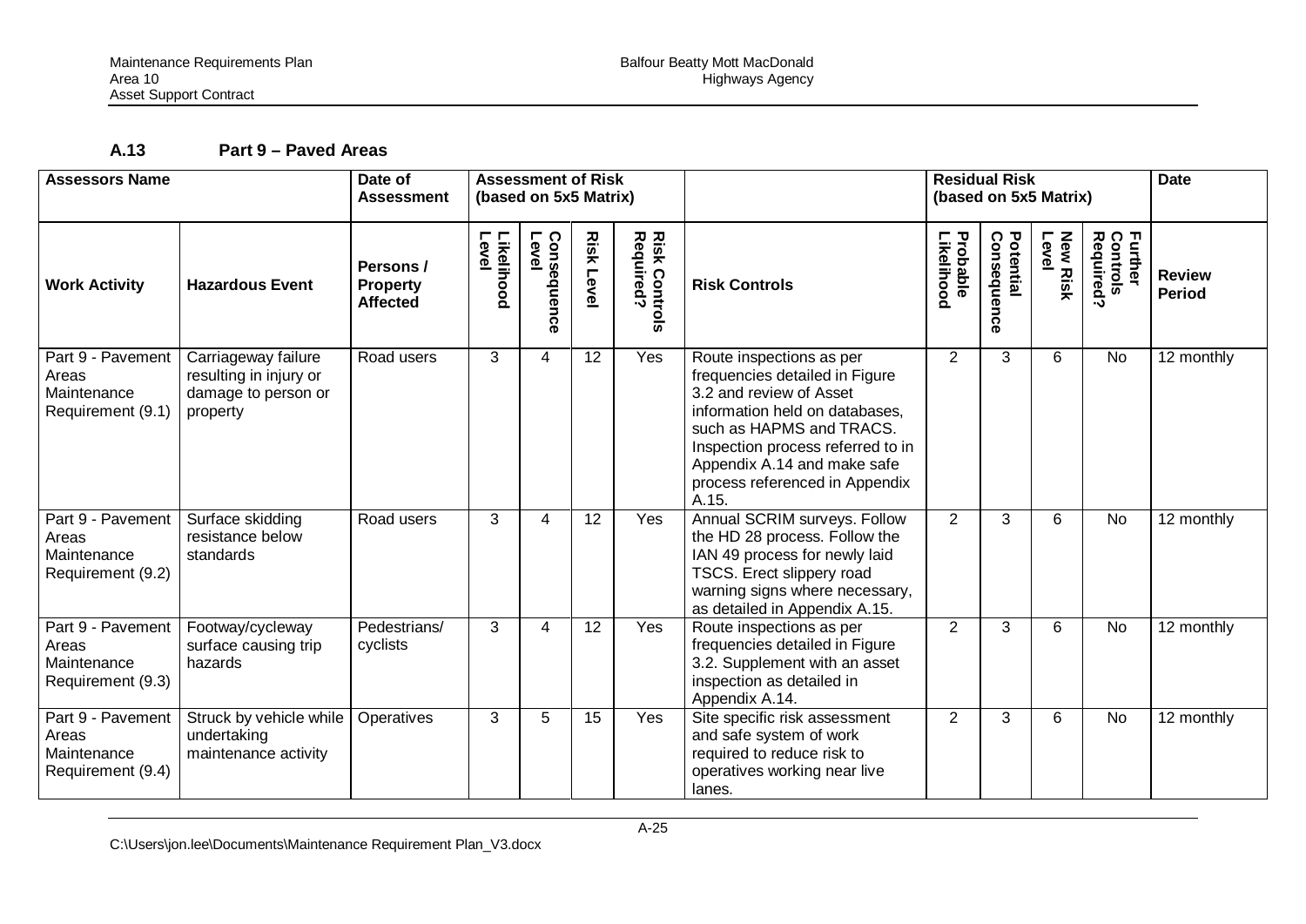### A.13 Part 9 – Paved Areas

| Assessors Name | | Date of Assessment | Assessment of Risk (based on 5x5 Matrix) | | | | | Residual Risk (based on 5x5 Matrix) | | | | Date |
|---|---|---|---|---|---|---|---|---|---|---|---|---|
| **Work Activity** | **Hazardous Event** | **Persons / Property Affected** | **Likelihood Level** | **Consequence Level** | **Risk Level** | **Risk Controls Required?** | **Risk Controls** | **Probable Likelihood** | **Potential Consequence** | **New Risk Level** | **Further Controls Required?** | **Review Period** |
| Part 9 - Pavement Areas Maintenance Requirement (9.1) | Carriageway failure resulting in injury or damage to person or property | Road users | 3 | 4 | 12 | Yes | Route inspections as per frequencies detailed in Figure 3.2 and review of Asset information held on databases, such as HAPMS and TRACS. Inspection process referred to in Appendix A.14 and make safe process referenced in Appendix A.15. | 2 | 3 | 6 | No | 12 monthly |
| Part 9 - Pavement Areas Maintenance Requirement (9.2) | Surface skidding resistance below standards | Road users | 3 | 4 | 12 | Yes | Annual SCRIM surveys. Follow the HD 28 process. Follow the IAN 49 process for newly laid TSCS. Erect slippery road warning signs where necessary, as detailed in Appendix A.15. | 2 | 3 | 6 | No | 12 monthly |
| Part 9 - Pavement Areas Maintenance Requirement (9.3) | Footway/cycleway surface causing trip hazards | Pedestrians/ cyclists | 3 | 4 | 12 | Yes | Route inspections as per frequencies detailed in Figure 3.2. Supplement with an asset inspection as detailed in Appendix A.14. | 2 | 3 | 6 | No | 12 monthly |
| Part 9 - Pavement Areas Maintenance Requirement (9.4) | Struck by vehicle while undertaking maintenance activity | Operatives | 3 | 5 | 15 | Yes | Site specific risk assessment and safe system of work required to reduce risk to operatives working near live lanes. | 2 | 3 | 6 | No | 12 monthly |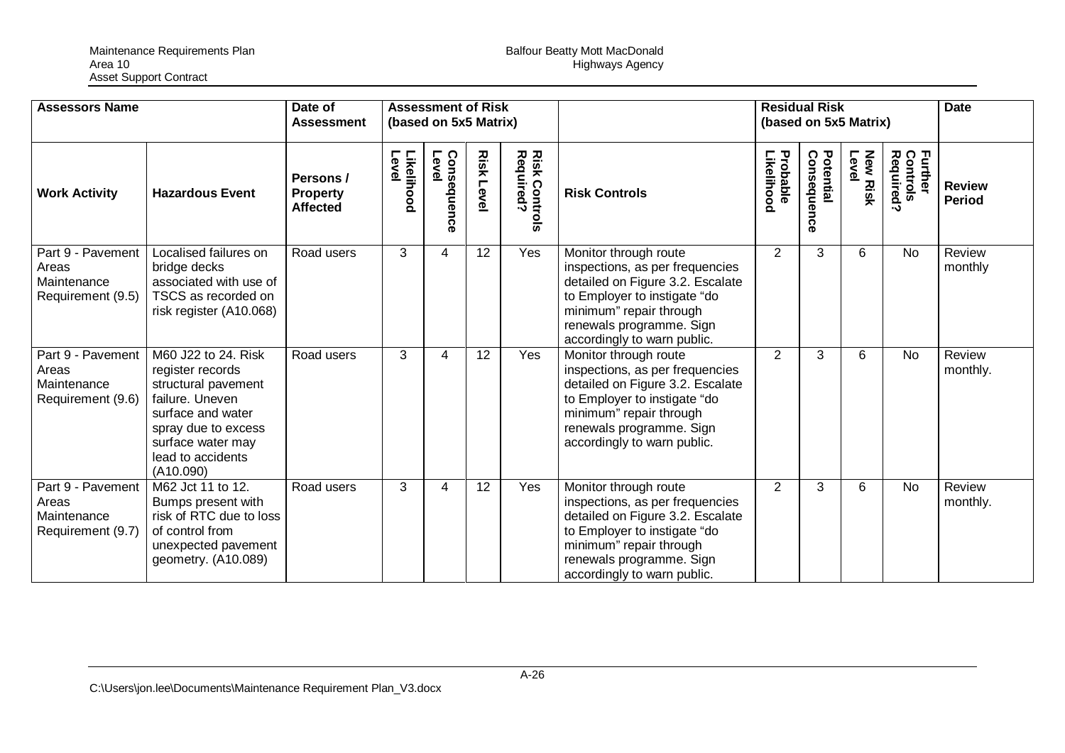| Assessors Name | | Date of Assessment | Assessment of Risk (based on 5x5 Matrix) | | | | | Residual Risk (based on 5x5 Matrix) | | | | Date |
|---|---|---|---|---|---|---|---|---|---|---|---|---|
| **Work Activity** | **Hazardous Event** | **Persons / Property Affected** | **Likelihood Level** | **Consequence Level** | **Risk Level** | **Risk Controls Required?** | **Risk Controls** | **Probable Likelihood** | **Potential Consequence** | **New Risk Level** | **Further Controls Required?** | **Review Period** |
| Part 9 - Pavement Areas Maintenance Requirement (9.5) | Localised failures on bridge decks associated with use of TSCS as recorded on risk register (A10.068) | Road users | 3 | 4 | 12 | Yes | Monitor through route inspections, as per frequencies detailed on Figure 3.2. Escalate to Employer to instigate "do minimum" repair through renewals programme. Sign accordingly to warn public. | 2 | 3 | 6 | No | Review monthly |
| Part 9 - Pavement Areas Maintenance Requirement (9.6) | M60 J22 to 24. Risk register records structural pavement failure. Uneven surface and water spray due to excess surface water may lead to accidents (A10.090) | Road users | 3 | 4 | 12 | Yes | Monitor through route inspections, as per frequencies detailed on Figure 3.2. Escalate to Employer to instigate "do minimum" repair through renewals programme. Sign accordingly to warn public. | 2 | 3 | 6 | No | Review monthly. |
| Part 9 - Pavement Areas Maintenance Requirement (9.7) | M62 Jct 11 to 12. Bumps present with risk of RTC due to loss of control from unexpected pavement geometry. (A10.089) | Road users | 3 | 4 | 12 | Yes | Monitor through route inspections, as per frequencies detailed on Figure 3.2. Escalate to Employer to instigate "do minimum" repair through renewals programme. Sign accordingly to warn public. | 2 | 3 | 6 | No | Review monthly. |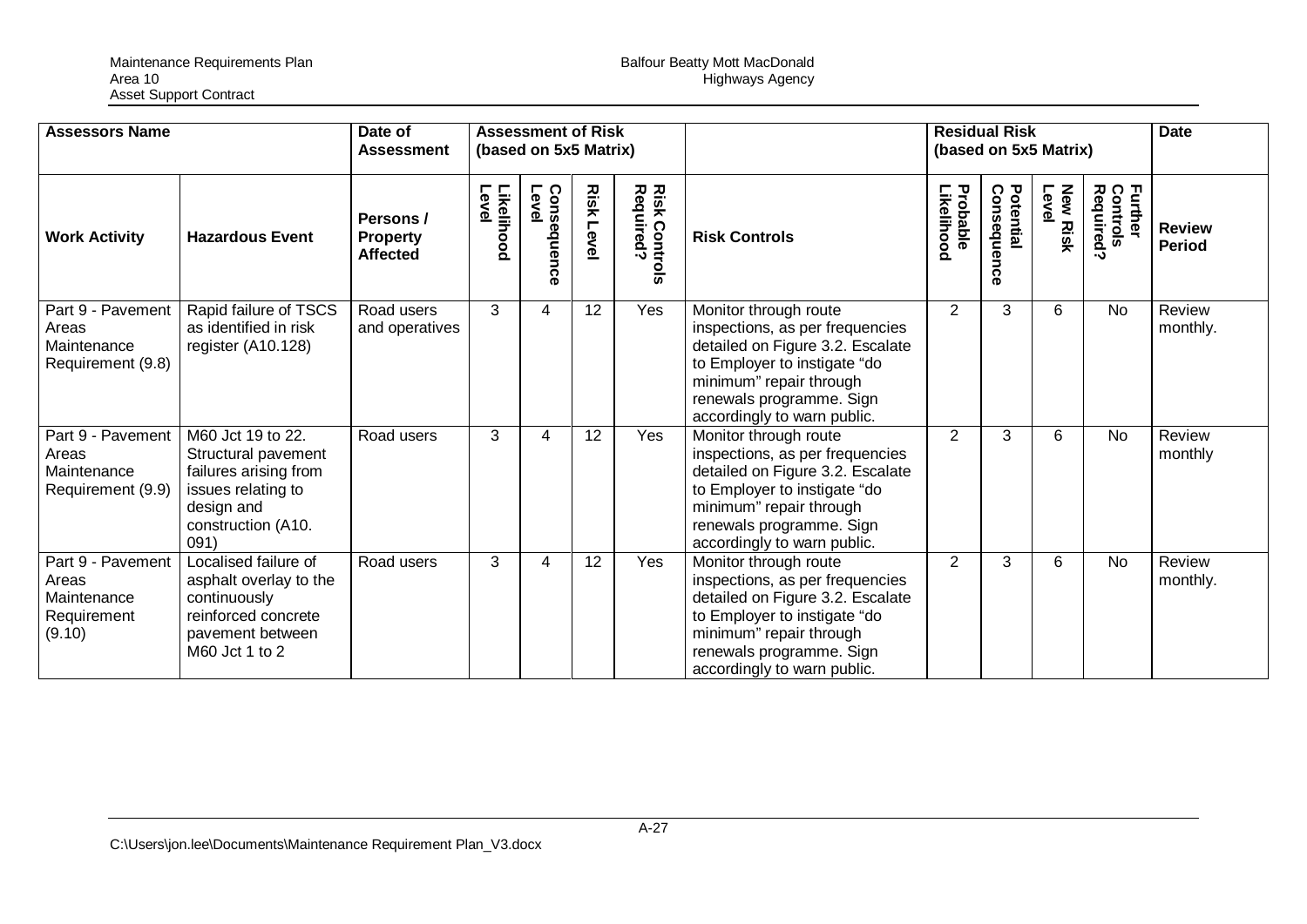| Assessors Name | | Date of Assessment | Assessment of Risk (based on 5x5 Matrix) | | | | | Residual Risk (based on 5x5 Matrix) | | | | Date |
|---|---|---|---|---|---|---|---|---|---|---|---|---|
| **Work Activity** | **Hazardous Event** | **Persons / Property Affected** | **Likelihood Level** | **Consequence Level** | **Risk Level** | **Risk Controls Required?** | **Risk Controls** | **Probable Likelihood** | **Potential Consequence** | **New Risk Level** | **Further Controls Required?** | **Review Period** |
| Part 9 - Pavement Areas Maintenance Requirement (9.8) | Rapid failure of TSCS as identified in risk register (A10.128) | Road users and operatives | 3 | 4 | 12 | Yes | Monitor through route inspections, as per frequencies detailed on Figure 3.2. Escalate to Employer to instigate "do minimum" repair through renewals programme. Sign accordingly to warn public. | 2 | 3 | 6 | No | Review monthly. |
| Part 9 - Pavement Areas Maintenance Requirement (9.9) | M60 Jct 19 to 22. Structural pavement failures arising from issues relating to design and construction (A10. 091) | Road users | 3 | 4 | 12 | Yes | Monitor through route inspections, as per frequencies detailed on Figure 3.2. Escalate to Employer to instigate "do minimum" repair through renewals programme. Sign accordingly to warn public. | 2 | 3 | 6 | No | Review monthly |
| Part 9 - Pavement Areas Maintenance Requirement (9.10) | Localised failure of asphalt overlay to the continuously reinforced concrete pavement between M60 Jct 1 to 2 | Road users | 3 | 4 | 12 | Yes | Monitor through route inspections, as per frequencies detailed on Figure 3.2. Escalate to Employer to instigate "do minimum" repair through renewals programme. Sign accordingly to warn public. | 2 | 3 | 6 | No | Review monthly. |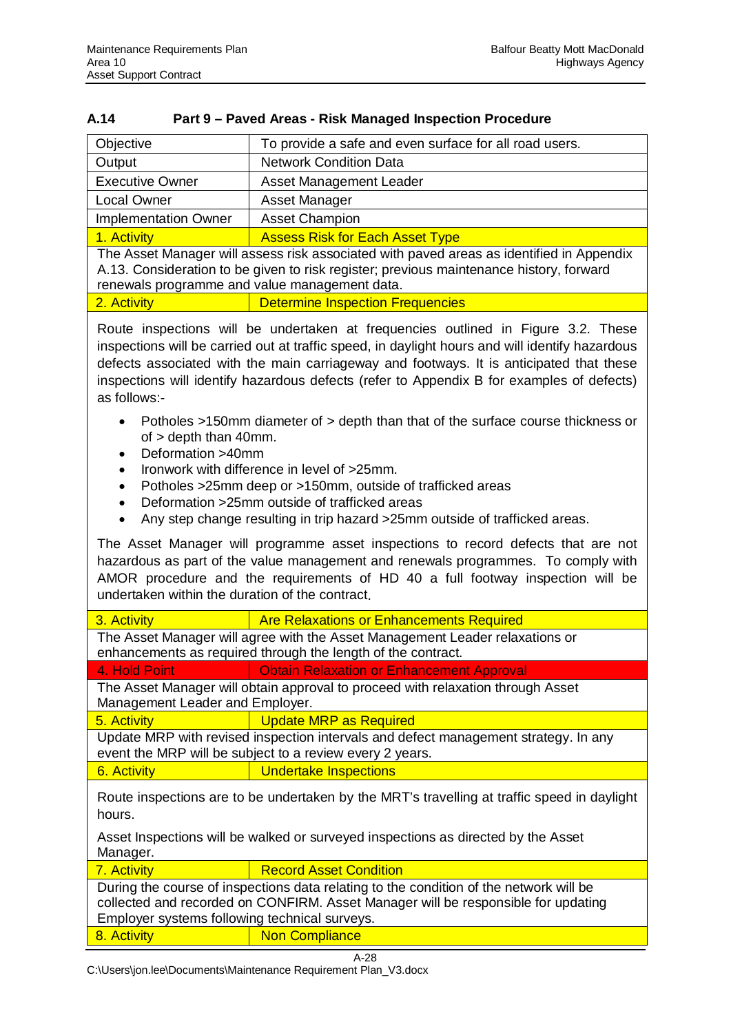## A.14 Part 9 – Paved Areas - Risk Managed Inspection Procedure

| | |
|---|---|
| Objective | To provide a safe and even surface for all road users. |
| Output | Network Condition Data |
| Executive Owner | Asset Management Leader |
| Local Owner | Asset Manager |
| Implementation Owner | Asset Champion |
| 1. Activity | Assess Risk for Each Asset Type |

The Asset Manager will assess risk associated with paved areas as identified in Appendix A.13. Consideration to be given to risk register; previous maintenance history, forward renewals programme and value management data.

| | |
|---|---|
| 2. Activity | Determine Inspection Frequencies |

Route inspections will be undertaken at frequencies outlined in Figure 3.2. These inspections will be carried out at traffic speed, in daylight hours and will identify hazardous defects associated with the main carriageway and footways. It is anticipated that these inspections will identify hazardous defects (refer to Appendix B for examples of defects) as follows:-

- Potholes >150mm diameter of > depth than that of the surface course thickness or of > depth than 40mm.
- Deformation >40mm
- Ironwork with difference in level of >25mm.
- Potholes >25mm deep or >150mm, outside of trafficked areas
- Deformation >25mm outside of trafficked areas
- Any step change resulting in trip hazard >25mm outside of trafficked areas.

The Asset Manager will programme asset inspections to record defects that are not hazardous as part of the value management and renewals programmes. To comply with AMOR procedure and the requirements of HD 40 a full footway inspection will be undertaken within the duration of the contract.

| | |
|---|---|
| 3. Activity | Are Relaxations or Enhancements Required |

The Asset Manager will agree with the Asset Management Leader relaxations or enhancements as required through the length of the contract.

| | |
|---|---|
| 4. Hold Point | Obtain Relaxation or Enhancement Approval |

The Asset Manager will obtain approval to proceed with relaxation through Asset Management Leader and Employer.

| | |
|---|---|
| 5. Activity | Update MRP as Required |

Update MRP with revised inspection intervals and defect management strategy. In any event the MRP will be subject to a review every 2 years.

| | |
|---|---|
| 6. Activity | Undertake Inspections |

Route inspections are to be undertaken by the MRT's travelling at traffic speed in daylight hours.

Asset Inspections will be walked or surveyed inspections as directed by the Asset Manager.

| | |
|---|---|
| 7. Activity | Record Asset Condition |

During the course of inspections data relating to the condition of the network will be collected and recorded on CONFIRM. Asset Manager will be responsible for updating Employer systems following technical surveys.

| | |
|---|---|
| 8. Activity | Non Compliance |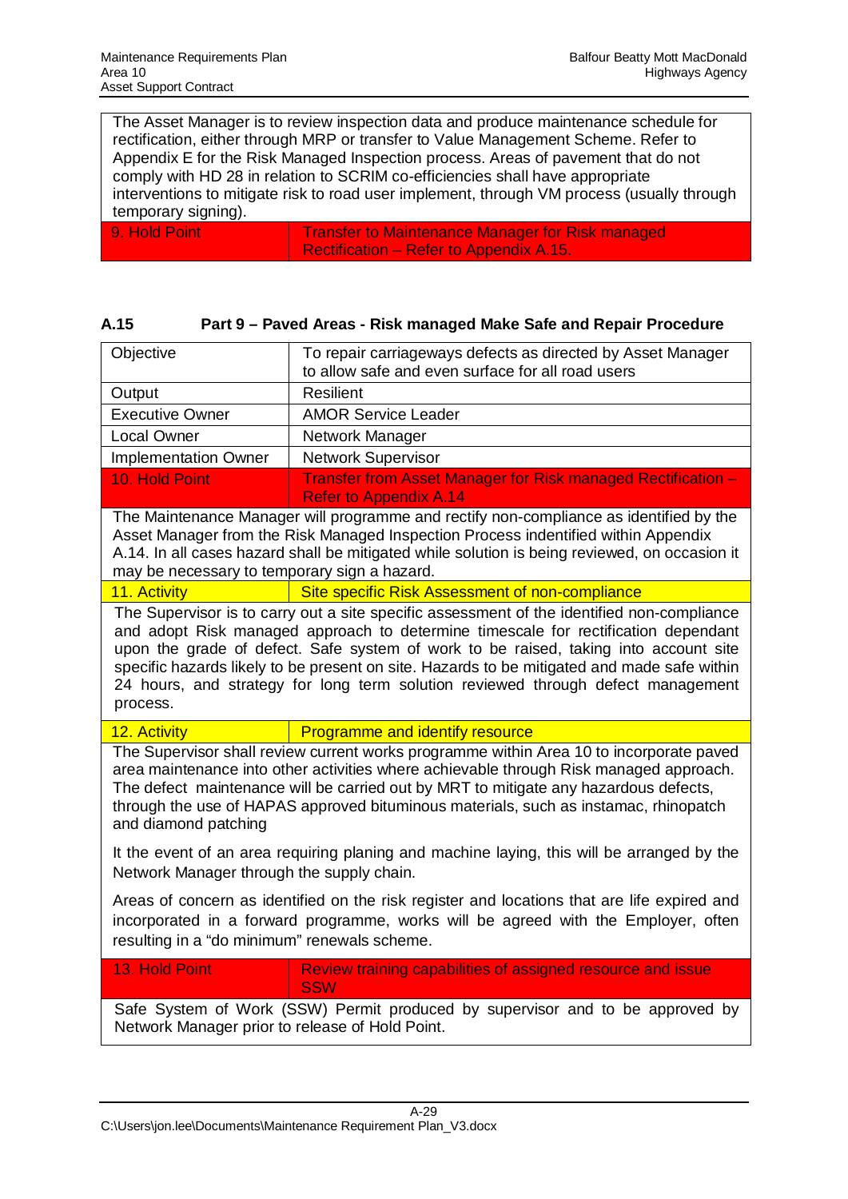The Asset Manager is to review inspection data and produce maintenance schedule for rectification, either through MRP or transfer to Value Management Scheme. Refer to Appendix E for the Risk Managed Inspection process. Areas of pavement that do not comply with HD 28 in relation to SCRIM co-efficiencies shall have appropriate interventions to mitigate risk to road user implement, through VM process (usually through temporary signing).

| 9. Hold Point | Transfer to Maintenance Manager for Risk managed Rectification – Refer to Appendix A.15. |
|---|---|

### A.15 Part 9 – Paved Areas - Risk managed Make Safe and Repair Procedure

| Objective | To repair carriageways defects as directed by Asset Manager to allow safe and even surface for all road users |
|---|---|
| Output | Resilient |
| Executive Owner | AMOR Service Leader |
| Local Owner | Network Manager |
| Implementation Owner | Network Supervisor |
| 10. Hold Point | Transfer from Asset Manager for Risk managed Rectification – Refer to Appendix A.14 |

The Maintenance Manager will programme and rectify non-compliance as identified by the Asset Manager from the Risk Managed Inspection Process indentified within Appendix A.14. In all cases hazard shall be mitigated while solution is being reviewed, on occasion it may be necessary to temporary sign a hazard.

| 11. Activity | Site specific Risk Assessment of non-compliance |
|---|---|

The Supervisor is to carry out a site specific assessment of the identified non-compliance and adopt Risk managed approach to determine timescale for rectification dependant upon the grade of defect. Safe system of work to be raised, taking into account site specific hazards likely to be present on site. Hazards to be mitigated and made safe within 24 hours, and strategy for long term solution reviewed through defect management process.

| 12. Activity | Programme and identify resource |
|---|---|

The Supervisor shall review current works programme within Area 10 to incorporate paved area maintenance into other activities where achievable through Risk managed approach. The defect maintenance will be carried out by MRT to mitigate any hazardous defects, through the use of HAPAS approved bituminous materials, such as instamac, rhinopatch and diamond patching

It the event of an area requiring planing and machine laying, this will be arranged by the Network Manager through the supply chain.

Areas of concern as identified on the risk register and locations that are life expired and incorporated in a forward programme, works will be agreed with the Employer, often resulting in a "do minimum" renewals scheme.

| 13. Hold Point | Review training capabilities of assigned resource and issue SSW |
|---|---|

Safe System of Work (SSW) Permit produced by supervisor and to be approved by Network Manager prior to release of Hold Point.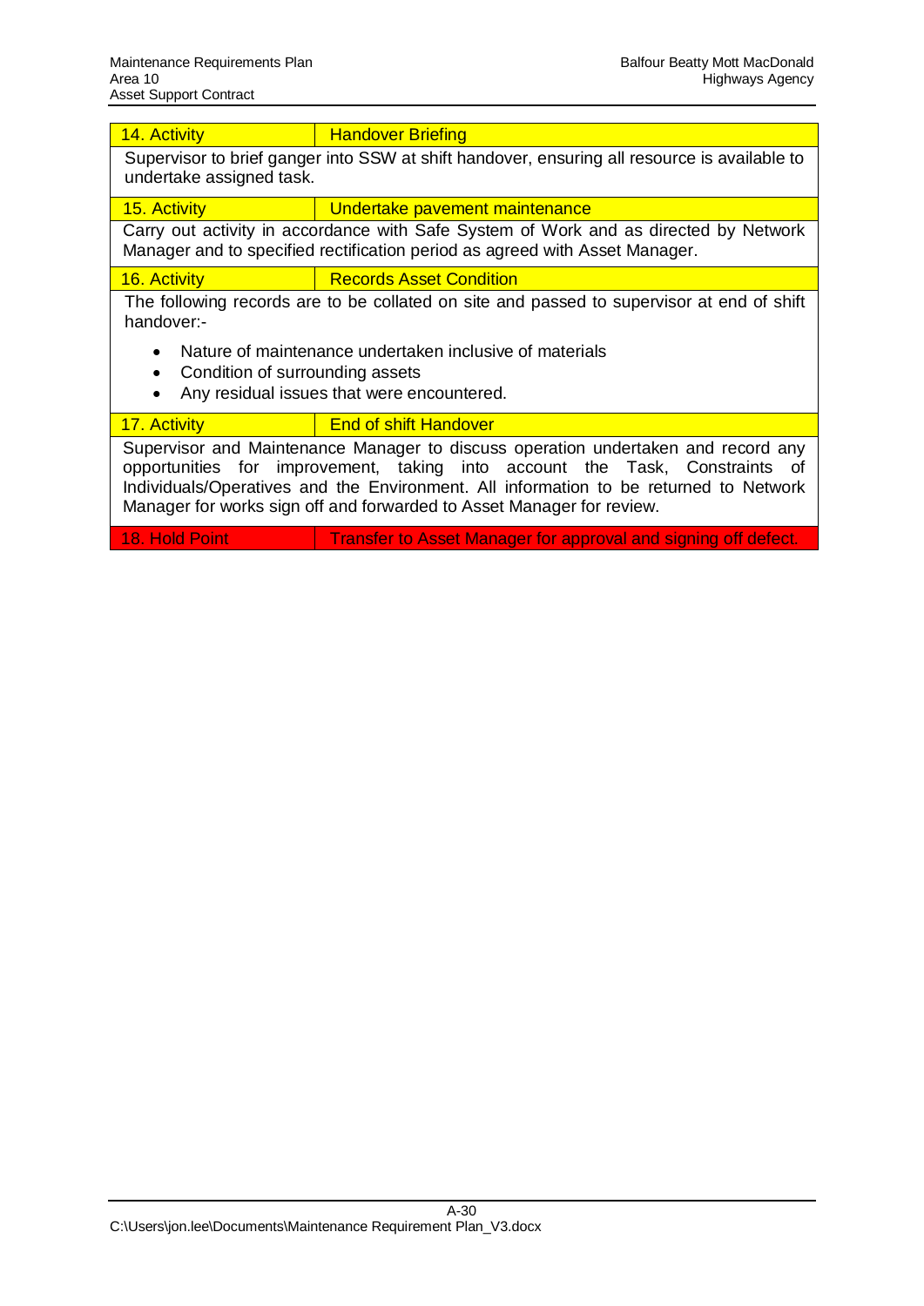| 14. Activity | Handover Briefing |
|---|---|

Supervisor to brief ganger into SSW at shift handover, ensuring all resource is available to undertake assigned task.

| 15. Activity | Undertake pavement maintenance |
|---|---|

Carry out activity in accordance with Safe System of Work and as directed by Network Manager and to specified rectification period as agreed with Asset Manager.

| 16. Activity | Records Asset Condition |
|---|---|

The following records are to be collated on site and passed to supervisor at end of shift handover:-

- Nature of maintenance undertaken inclusive of materials
- Condition of surrounding assets
- Any residual issues that were encountered.

| 17. Activity | End of shift Handover |
|---|---|

Supervisor and Maintenance Manager to discuss operation undertaken and record any opportunities for improvement, taking into account the Task, Constraints of Individuals/Operatives and the Environment. All information to be returned to Network Manager for works sign off and forwarded to Asset Manager for review.

| 18. Hold Point | Transfer to Asset Manager for approval and signing off defect. |
|---|---|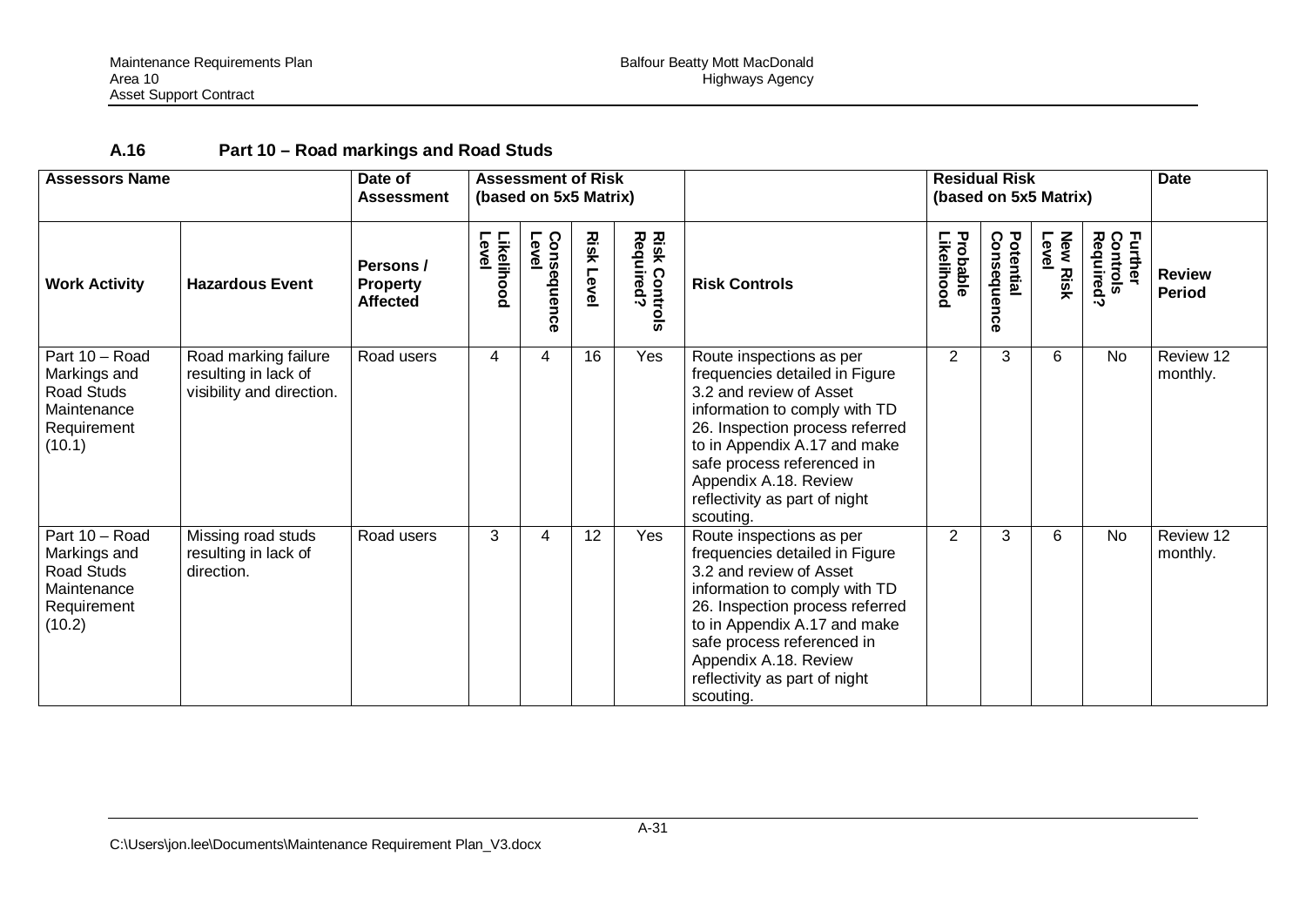## A.16 Part 10 – Road markings and Road Studs

| Assessors Name | | Date of Assessment | Assessment of Risk (based on 5x5 Matrix) | | | | | Residual Risk (based on 5x5 Matrix) | | | | Date |
|---|---|---|---|---|---|---|---|---|---|---|---|---|
| **Work Activity** | **Hazardous Event** | **Persons / Property Affected** | **Likelihood Level** | **Consequence Level** | **Risk Level** | **Risk Controls Required?** | **Risk Controls** | **Probable Likelihood** | **Potential Consequence** | **New Risk Level** | **Further Controls Required?** | **Review Period** |
| Part 10 – Road Markings and Road Studs Maintenance Requirement (10.1) | Road marking failure resulting in lack of visibility and direction. | Road users | 4 | 4 | 16 | Yes | Route inspections as per frequencies detailed in Figure 3.2 and review of Asset information to comply with TD 26. Inspection process referred to in Appendix A.17 and make safe process referenced in Appendix A.18. Review reflectivity as part of night scouting. | 2 | 3 | 6 | No | Review 12 monthly. |
| Part 10 – Road Markings and Road Studs Maintenance Requirement (10.2) | Missing road studs resulting in lack of direction. | Road users | 3 | 4 | 12 | Yes | Route inspections as per frequencies detailed in Figure 3.2 and review of Asset information to comply with TD 26. Inspection process referred to in Appendix A.17 and make safe process referenced in Appendix A.18. Review reflectivity as part of night scouting. | 2 | 3 | 6 | No | Review 12 monthly. |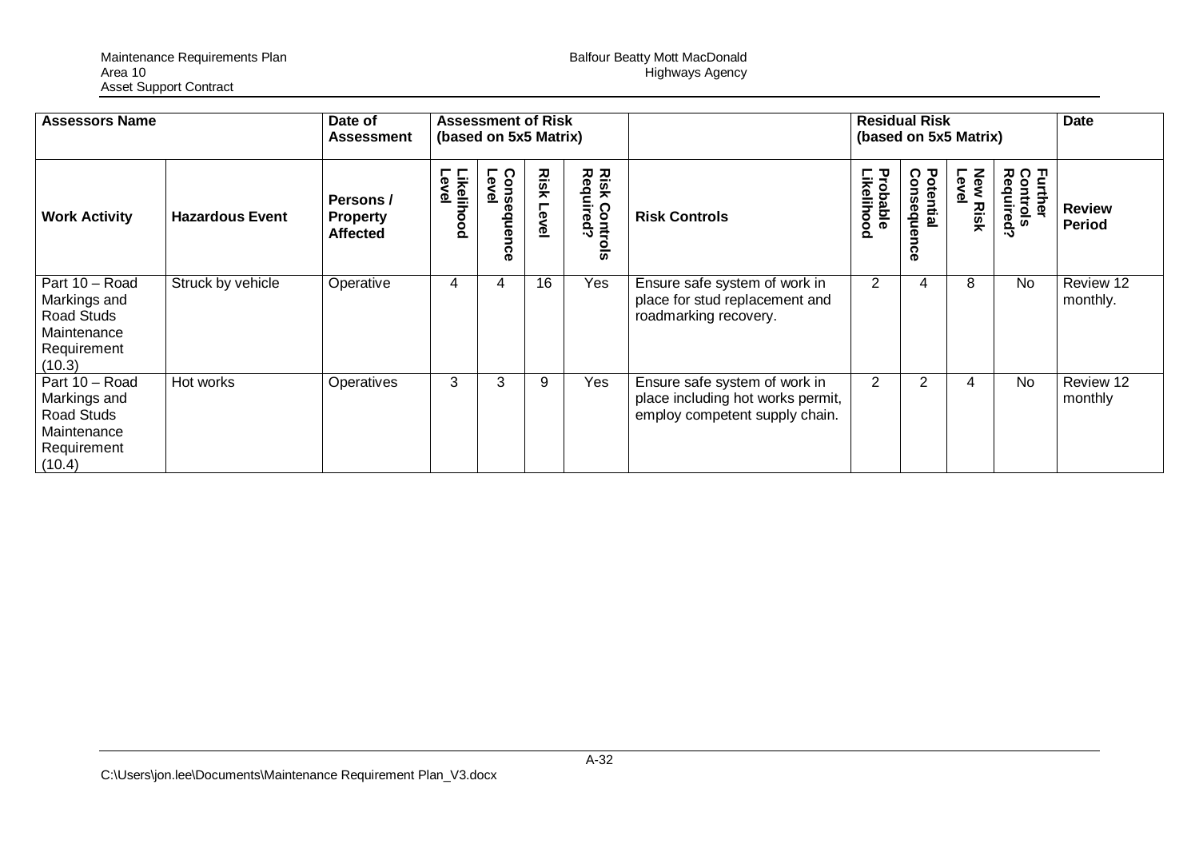| Assessors Name | | Date of Assessment | Assessment of Risk (based on 5x5 Matrix) | | | | | Residual Risk (based on 5x5 Matrix) | | | | Date |
|---|---|---|---|---|---|---|---|---|---|---|---|---|
| **Work Activity** | **Hazardous Event** | **Persons / Property Affected** | **Likelihood Level** | **Consequence Level** | **Risk Level** | **Risk Controls Required?** | **Risk Controls** | **Probable Likelihood** | **Potential Consequence** | **New Risk Level** | **Further Controls Required?** | **Review Period** |
| Part 10 – Road Markings and Road Studs Maintenance Requirement (10.3) | Struck by vehicle | Operative | 4 | 4 | 16 | Yes | Ensure safe system of work in place for stud replacement and roadmarking recovery. | 2 | 4 | 8 | No | Review 12 monthly. |
| Part 10 – Road Markings and Road Studs Maintenance Requirement (10.4) | Hot works | Operatives | 3 | 3 | 9 | Yes | Ensure safe system of work in place including hot works permit, employ competent supply chain. | 2 | 2 | 4 | No | Review 12 monthly |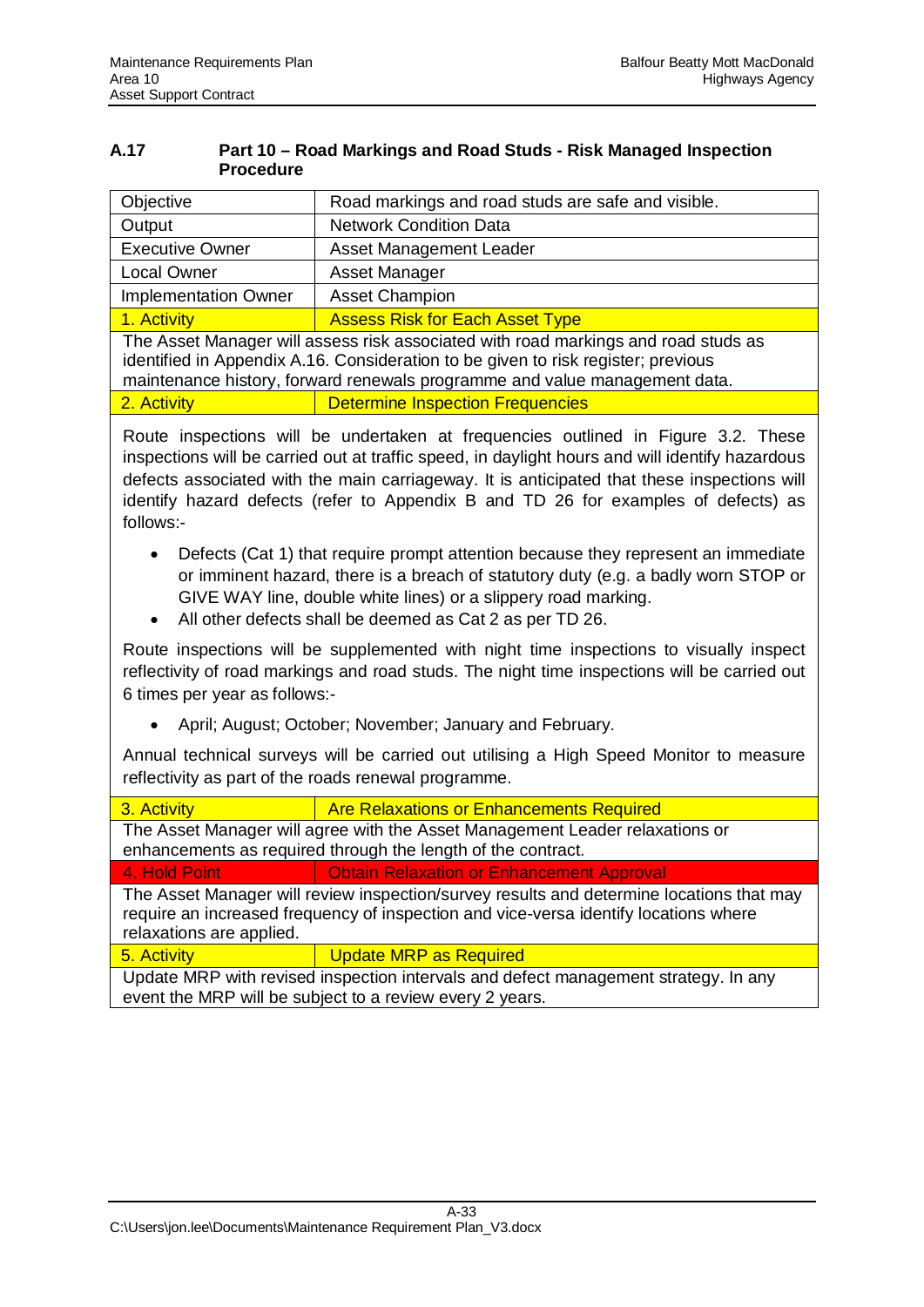## A.17 Part 10 – Road Markings and Road Studs - Risk Managed Inspection Procedure

| Objective | Road markings and road studs are safe and visible. |
| --- | --- |
| Output | Network Condition Data |
| Executive Owner | Asset Management Leader |
| Local Owner | Asset Manager |
| Implementation Owner | Asset Champion |

| 1. Activity | Assess Risk for Each Asset Type |
| --- | --- |

The Asset Manager will assess risk associated with road markings and road studs as identified in Appendix A.16. Consideration to be given to risk register; previous maintenance history, forward renewals programme and value management data.

| 2. Activity | Determine Inspection Frequencies |
| --- | --- |

Route inspections will be undertaken at frequencies outlined in Figure 3.2. These inspections will be carried out at traffic speed, in daylight hours and will identify hazardous defects associated with the main carriageway. It is anticipated that these inspections will identify hazard defects (refer to Appendix B and TD 26 for examples of defects) as follows:-

- Defects (Cat 1) that require prompt attention because they represent an immediate or imminent hazard, there is a breach of statutory duty (e.g. a badly worn STOP or GIVE WAY line, double white lines) or a slippery road marking.
- All other defects shall be deemed as Cat 2 as per TD 26.

Route inspections will be supplemented with night time inspections to visually inspect reflectivity of road markings and road studs. The night time inspections will be carried out 6 times per year as follows:-

- April; August; October; November; January and February.

Annual technical surveys will be carried out utilising a High Speed Monitor to measure reflectivity as part of the roads renewal programme.

| 3. Activity | Are Relaxations or Enhancements Required |
| --- | --- |

The Asset Manager will agree with the Asset Management Leader relaxations or enhancements as required through the length of the contract.

| 4. Hold Point | Obtain Relaxation or Enhancement Approval |
| --- | --- |

The Asset Manager will review inspection/survey results and determine locations that may require an increased frequency of inspection and vice-versa identify locations where relaxations are applied.

| 5. Activity | Update MRP as Required |
| --- | --- |

Update MRP with revised inspection intervals and defect management strategy. In any event the MRP will be subject to a review every 2 years.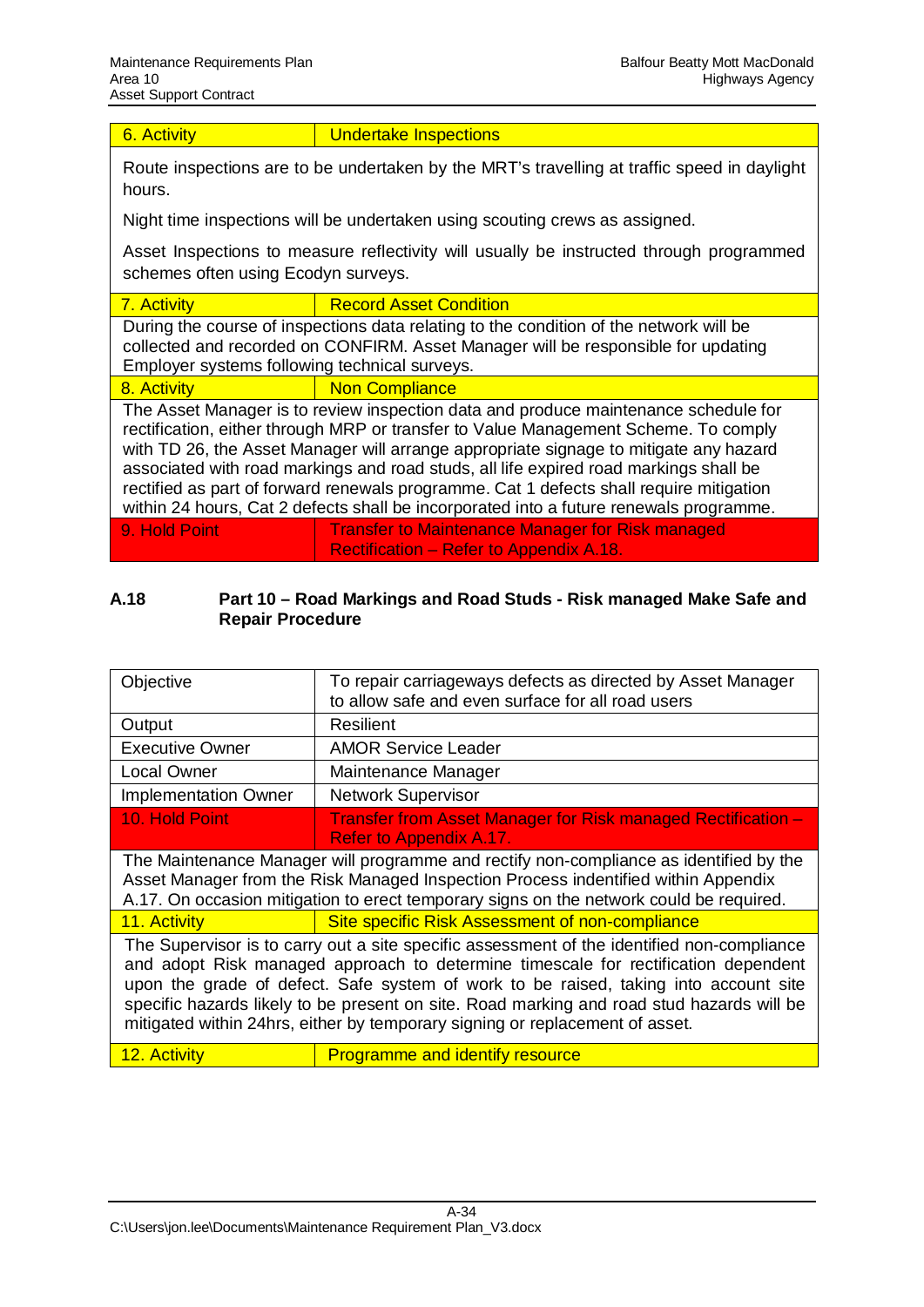| 6. Activity | Undertake Inspections |
|---|---|
| Route inspections are to be undertaken by the MRT's travelling at traffic speed in daylight hours.<br><br>Night time inspections will be undertaken using scouting crews as assigned.<br><br>Asset Inspections to measure reflectivity will usually be instructed through programmed schemes often using Ecodyn surveys. | |
| 7. Activity | Record Asset Condition |
| During the course of inspections data relating to the condition of the network will be collected and recorded on CONFIRM. Asset Manager will be responsible for updating Employer systems following technical surveys. | |
| 8. Activity | Non Compliance |
| The Asset Manager is to review inspection data and produce maintenance schedule for rectification, either through MRP or transfer to Value Management Scheme. To comply with TD 26, the Asset Manager will arrange appropriate signage to mitigate any hazard associated with road markings and road studs, all life expired road markings shall be rectified as part of forward renewals programme. Cat 1 defects shall require mitigation within 24 hours, Cat 2 defects shall be incorporated into a future renewals programme. | |
| 9. Hold Point | Transfer to Maintenance Manager for Risk managed Rectification – Refer to Appendix A.18. |

## A.18 Part 10 – Road Markings and Road Studs - Risk managed Make Safe and Repair Procedure

| Objective | To repair carriageways defects as directed by Asset Manager to allow safe and even surface for all road users |
|---|---|
| Output | Resilient |
| Executive Owner | AMOR Service Leader |
| Local Owner | Maintenance Manager |
| Implementation Owner | Network Supervisor |
| 10. Hold Point | Transfer from Asset Manager for Risk managed Rectification – Refer to Appendix A.17. |
| The Maintenance Manager will programme and rectify non-compliance as identified by the Asset Manager from the Risk Managed Inspection Process indentified within Appendix A.17. On occasion mitigation to erect temporary signs on the network could be required. | |
| 11. Activity | Site specific Risk Assessment of non-compliance |
| The Supervisor is to carry out a site specific assessment of the identified non-compliance and adopt Risk managed approach to determine timescale for rectification dependent upon the grade of defect. Safe system of work to be raised, taking into account site specific hazards likely to be present on site. Road marking and road stud hazards will be mitigated within 24hrs, either by temporary signing or replacement of asset. | |
| 12. Activity | Programme and identify resource |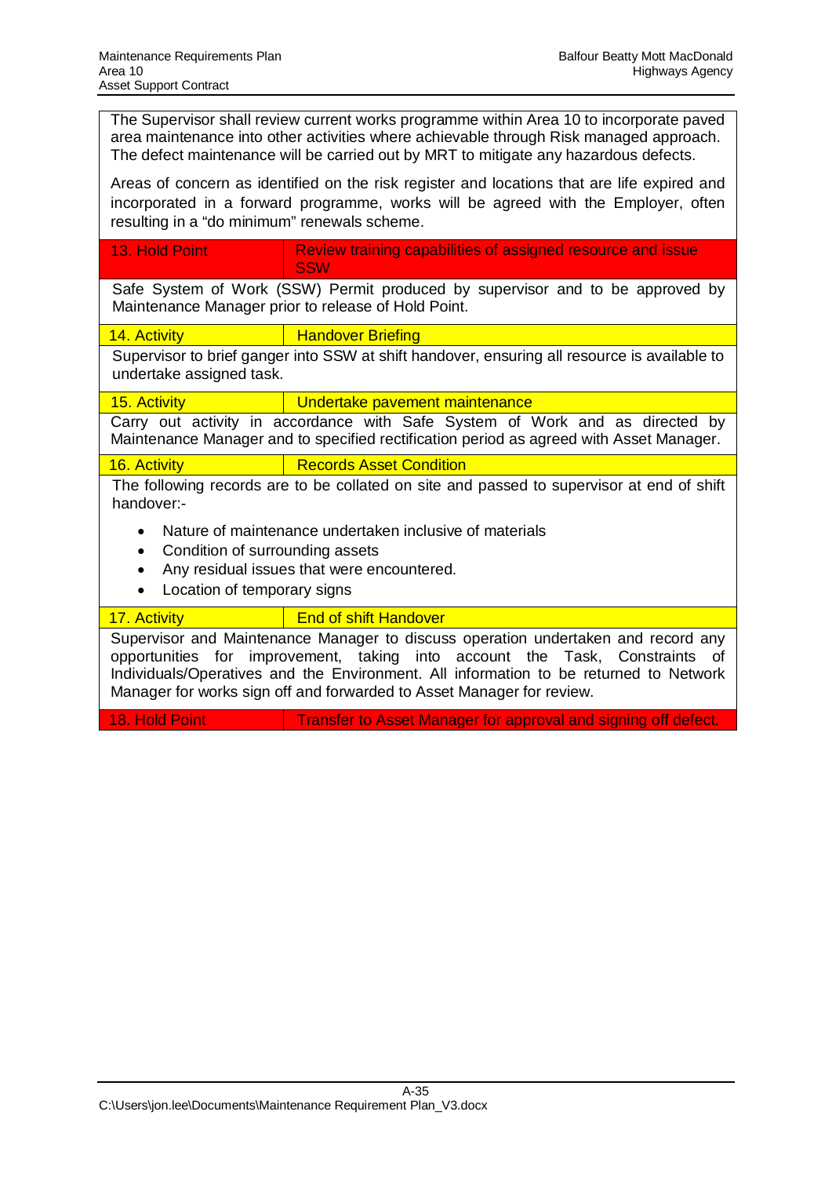The Supervisor shall review current works programme within Area 10 to incorporate paved area maintenance into other activities where achievable through Risk managed approach. The defect maintenance will be carried out by MRT to mitigate any hazardous defects.

Areas of concern as identified on the risk register and locations that are life expired and incorporated in a forward programme, works will be agreed with the Employer, often resulting in a "do minimum" renewals scheme.

| 13. Hold Point | Review training capabilities of assigned resource and issue SSW |
|---|---|

Safe System of Work (SSW) Permit produced by supervisor and to be approved by Maintenance Manager prior to release of Hold Point.

| 14. Activity | Handover Briefing |
|---|---|

Supervisor to brief ganger into SSW at shift handover, ensuring all resource is available to undertake assigned task.

| 15. Activity | Undertake pavement maintenance |
|---|---|

Carry out activity in accordance with Safe System of Work and as directed by Maintenance Manager and to specified rectification period as agreed with Asset Manager.

| 16. Activity | Records Asset Condition |
|---|---|

The following records are to be collated on site and passed to supervisor at end of shift handover:-

- Nature of maintenance undertaken inclusive of materials
- Condition of surrounding assets
- Any residual issues that were encountered.
- Location of temporary signs

| 17. Activity | End of shift Handover |
|---|---|

Supervisor and Maintenance Manager to discuss operation undertaken and record any opportunities for improvement, taking into account the Task, Constraints of Individuals/Operatives and the Environment. All information to be returned to Network Manager for works sign off and forwarded to Asset Manager for review.

| 18. Hold Point | Transfer to Asset Manager for approval and signing off defect. |
|---|---|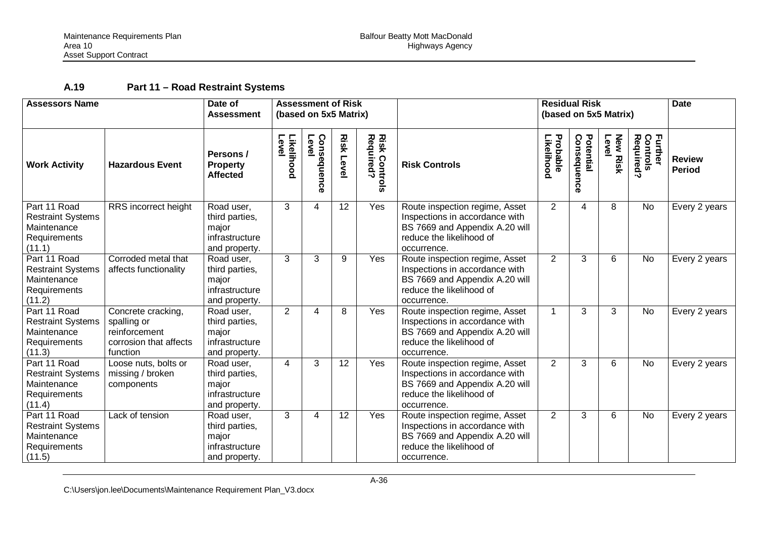## A.19 Part 11 – Road Restraint Systems

| Assessors Name | | Date of Assessment | Assessment of Risk (based on 5x5 Matrix) | | | | | Residual Risk (based on 5x5 Matrix) | | | | Date |
|---|---|---|---|---|---|---|---|---|---|---|---|---|
| **Work Activity** | **Hazardous Event** | **Persons / Property Affected** | **Likelihood Level** | **Consequence Level** | **Risk Level** | **Risk Controls Required?** | **Risk Controls** | **Probable Likelihood** | **Potential Consequence** | **New Risk Level** | **Further Controls Required?** | **Review Period** |
| Part 11 Road Restraint Systems Maintenance Requirements (11.1) | RRS incorrect height | Road user, third parties, major infrastructure and property. | 3 | 4 | 12 | Yes | Route inspection regime, Asset Inspections in accordance with BS 7669 and Appendix A.20 will reduce the likelihood of occurrence. | 2 | 4 | 8 | No | Every 2 years |
| Part 11 Road Restraint Systems Maintenance Requirements (11.2) | Corroded metal that affects functionality | Road user, third parties, major infrastructure and property. | 3 | 3 | 9 | Yes | Route inspection regime, Asset Inspections in accordance with BS 7669 and Appendix A.20 will reduce the likelihood of occurrence. | 2 | 3 | 6 | No | Every 2 years |
| Part 11 Road Restraint Systems Maintenance Requirements (11.3) | Concrete cracking, spalling or reinforcement corrosion that affects function | Road user, third parties, major infrastructure and property. | 2 | 4 | 8 | Yes | Route inspection regime, Asset Inspections in accordance with BS 7669 and Appendix A.20 will reduce the likelihood of occurrence. | 1 | 3 | 3 | No | Every 2 years |
| Part 11 Road Restraint Systems Maintenance Requirements (11.4) | Loose nuts, bolts or missing / broken components | Road user, third parties, major infrastructure and property. | 4 | 3 | 12 | Yes | Route inspection regime, Asset Inspections in accordance with BS 7669 and Appendix A.20 will reduce the likelihood of occurrence. | 2 | 3 | 6 | No | Every 2 years |
| Part 11 Road Restraint Systems Maintenance Requirements (11.5) | Lack of tension | Road user, third parties, major infrastructure and property. | 3 | 4 | 12 | Yes | Route inspection regime, Asset Inspections in accordance with BS 7669 and Appendix A.20 will reduce the likelihood of occurrence. | 2 | 3 | 6 | No | Every 2 years |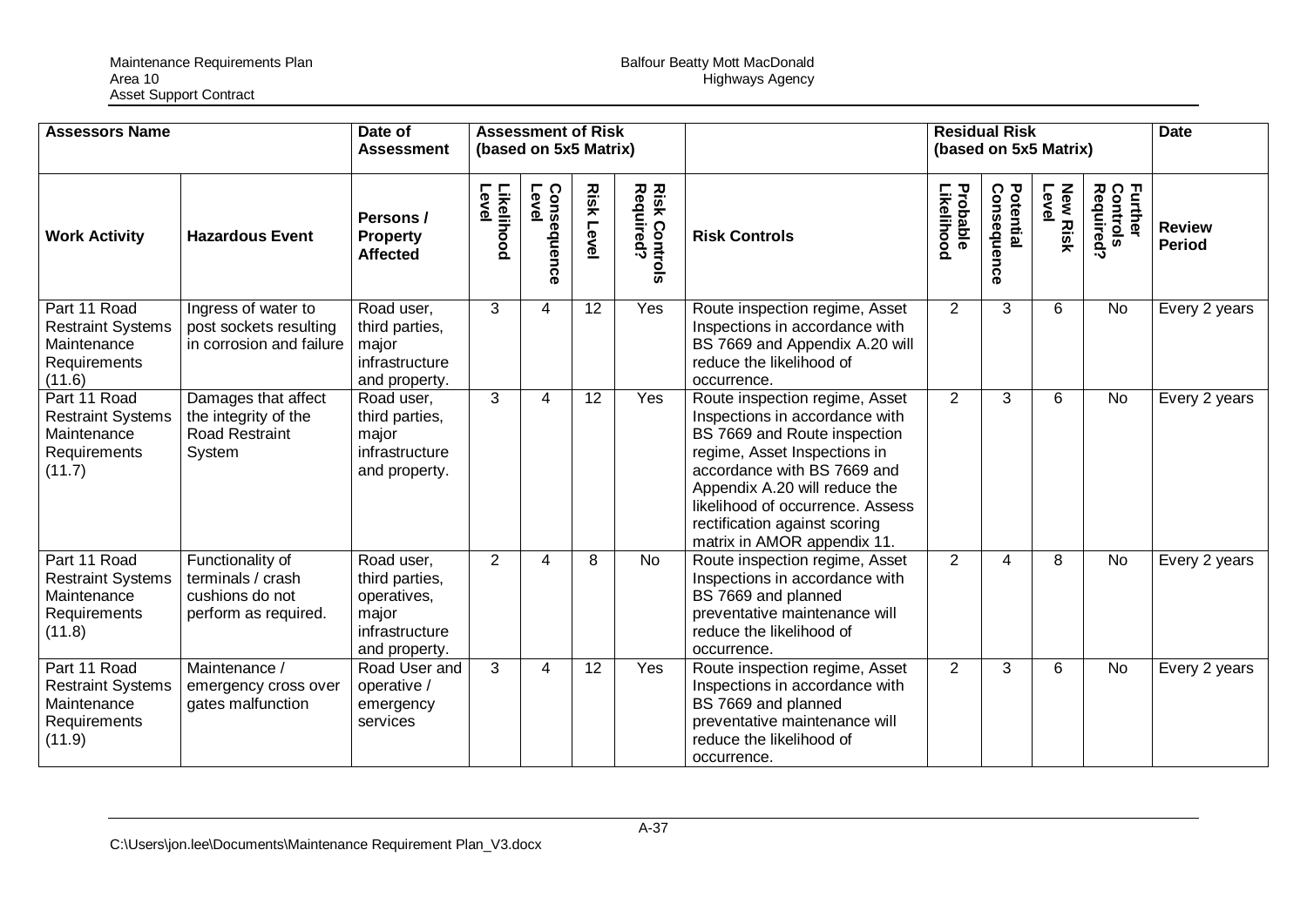| Assessors Name | | Date of Assessment | Assessment of Risk (based on 5x5 Matrix) | | | | | Residual Risk (based on 5x5 Matrix) | | | | Date |
|---|---|---|---|---|---|---|---|---|---|---|---|---|
| **Work Activity** | **Hazardous Event** | **Persons / Property Affected** | **Likelihood Level** | **Consequence Level** | **Risk Level** | **Risk Controls Required?** | **Risk Controls** | **Probable Likelihood** | **Potential Consequence** | **New Risk Level** | **Further Controls Required?** | **Review Period** |
| Part 11 Road Restraint Systems Maintenance Requirements (11.6) | Ingress of water to post sockets resulting in corrosion and failure | Road user, third parties, major infrastructure and property. | 3 | 4 | 12 | Yes | Route inspection regime, Asset Inspections in accordance with BS 7669 and Appendix A.20 will reduce the likelihood of occurrence. | 2 | 3 | 6 | No | Every 2 years |
| Part 11 Road Restraint Systems Maintenance Requirements (11.7) | Damages that affect the integrity of the Road Restraint System | Road user, third parties, major infrastructure and property. | 3 | 4 | 12 | Yes | Route inspection regime, Asset Inspections in accordance with BS 7669 and Route inspection regime, Asset Inspections in accordance with BS 7669 and Appendix A.20 will reduce the likelihood of occurrence. Assess rectification against scoring matrix in AMOR appendix 11. | 2 | 3 | 6 | No | Every 2 years |
| Part 11 Road Restraint Systems Maintenance Requirements (11.8) | Functionality of terminals / crash cushions do not perform as required. | Road user, third parties, operatives, major infrastructure and property. | 2 | 4 | 8 | No | Route inspection regime, Asset Inspections in accordance with BS 7669 and planned preventative maintenance will reduce the likelihood of occurrence. | 2 | 4 | 8 | No | Every 2 years |
| Part 11 Road Restraint Systems Maintenance Requirements (11.9) | Maintenance / emergency cross over gates malfunction | Road User and operative / emergency services | 3 | 4 | 12 | Yes | Route inspection regime, Asset Inspections in accordance with BS 7669 and planned preventative maintenance will reduce the likelihood of occurrence. | 2 | 3 | 6 | No | Every 2 years |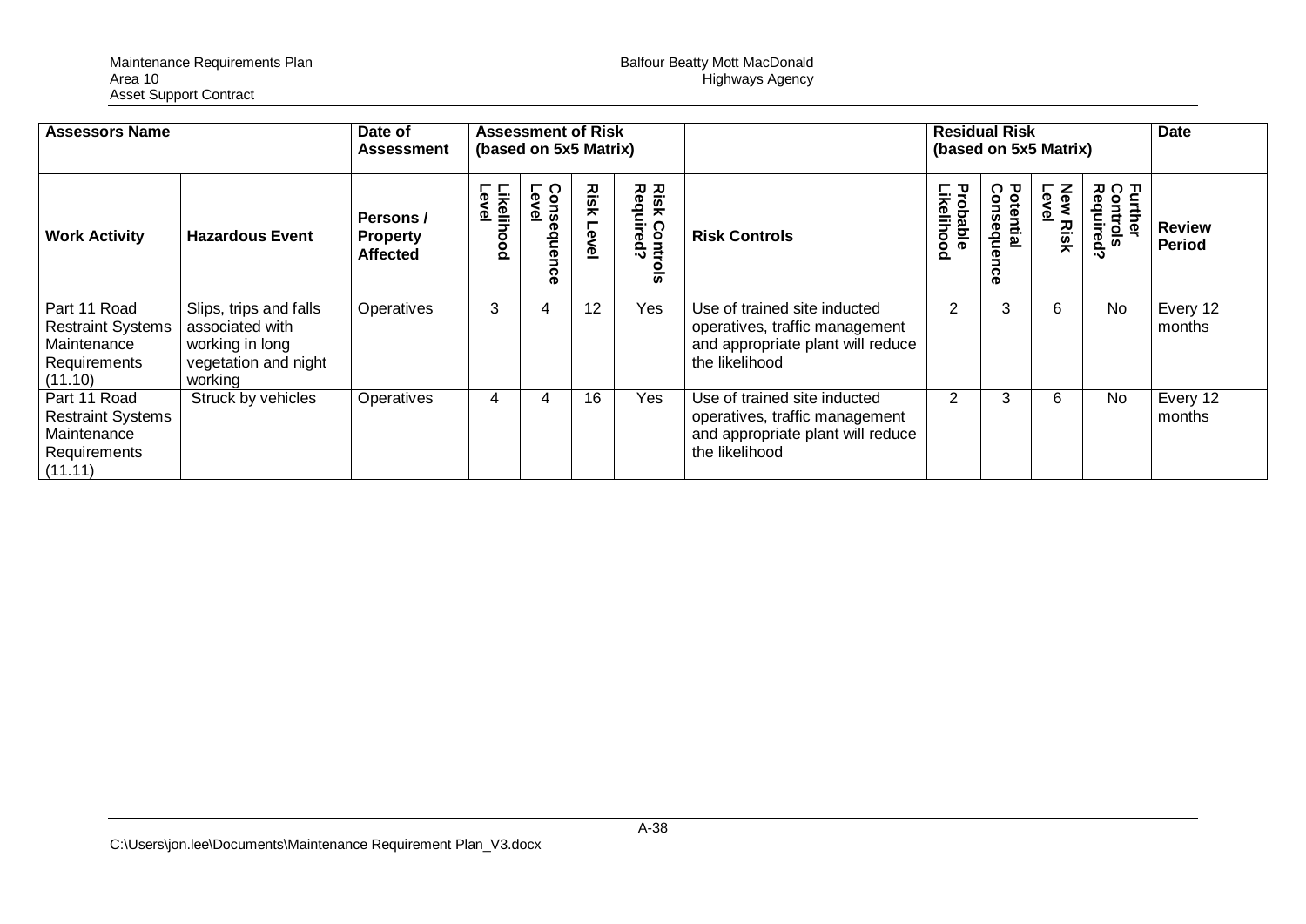| Assessors Name | | Date of Assessment | Assessment of Risk (based on 5x5 Matrix) | | | | | Residual Risk (based on 5x5 Matrix) | | | | Date |
|---|---|---|---|---|---|---|---|---|---|---|---|---|
| **Work Activity** | **Hazardous Event** | **Persons / Property Affected** | **Likelihood Level** | **Consequence Level** | **Risk Level** | **Risk Controls Required?** | **Risk Controls** | **Probable Likelihood** | **Potential Consequence** | **New Risk Level** | **Further Controls Required?** | **Review Period** |
| Part 11 Road Restraint Systems Maintenance Requirements (11.10) | Slips, trips and falls associated with working in long vegetation and night working | Operatives | 3 | 4 | 12 | Yes | Use of trained site inducted operatives, traffic management and appropriate plant will reduce the likelihood | 2 | 3 | 6 | No | Every 12 months |
| Part 11 Road Restraint Systems Maintenance Requirements (11.11) | Struck by vehicles | Operatives | 4 | 4 | 16 | Yes | Use of trained site inducted operatives, traffic management and appropriate plant will reduce the likelihood | 2 | 3 | 6 | No | Every 12 months |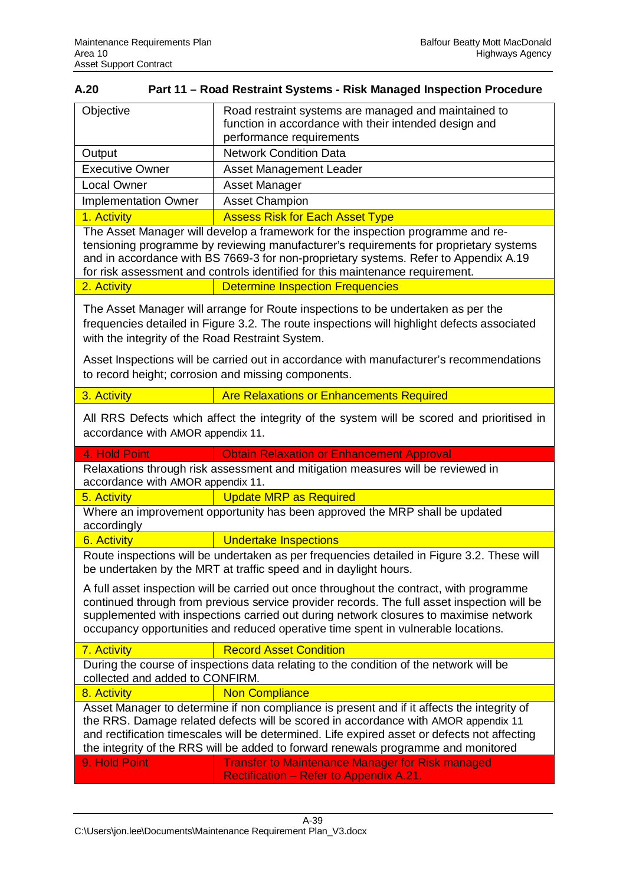## A.20 Part 11 – Road Restraint Systems - Risk Managed Inspection Procedure

| | |
|---|---|
| Objective | Road restraint systems are managed and maintained to function in accordance with their intended design and performance requirements |
| Output | Network Condition Data |
| Executive Owner | Asset Management Leader |
| Local Owner | Asset Manager |
| Implementation Owner | Asset Champion |
| 1. Activity | Assess Risk for Each Asset Type |
| The Asset Manager will develop a framework for the inspection programme and re-tensioning programme by reviewing manufacturer's requirements for proprietary systems and in accordance with BS 7669-3 for non-proprietary systems. Refer to Appendix A.19 for risk assessment and controls identified for this maintenance requirement. | |
| 2. Activity | Determine Inspection Frequencies |
| The Asset Manager will arrange for Route inspections to be undertaken as per the frequencies detailed in Figure 3.2. The route inspections will highlight defects associated with the integrity of the Road Restraint System.<br><br>Asset Inspections will be carried out in accordance with manufacturer's recommendations to record height; corrosion and missing components. | |
| 3. Activity | Are Relaxations or Enhancements Required |
| All RRS Defects which affect the integrity of the system will be scored and prioritised in accordance with AMOR appendix 11. | |
| 4. Hold Point | Obtain Relaxation or Enhancement Approval |
| Relaxations through risk assessment and mitigation measures will be reviewed in accordance with AMOR appendix 11. | |
| 5. Activity | Update MRP as Required |
| Where an improvement opportunity has been approved the MRP shall be updated accordingly | |
| 6. Activity | Undertake Inspections |
| Route inspections will be undertaken as per frequencies detailed in Figure 3.2. These will be undertaken by the MRT at traffic speed and in daylight hours.<br><br>A full asset inspection will be carried out once throughout the contract, with programme continued through from previous service provider records. The full asset inspection will be supplemented with inspections carried out during network closures to maximise network occupancy opportunities and reduced operative time spent in vulnerable locations. | |
| 7. Activity | Record Asset Condition |
| During the course of inspections data relating to the condition of the network will be collected and added to CONFIRM. | |
| 8. Activity | Non Compliance |
| Asset Manager to determine if non compliance is present and if it affects the integrity of the RRS. Damage related defects will be scored in accordance with AMOR appendix 11 and rectification timescales will be determined. Life expired asset or defects not affecting the integrity of the RRS will be added to forward rewards programme and monitored | |
| 9. Hold Point | Transfer to Maintenance Manager for Risk managed Rectification – Refer to Appendix A.21. |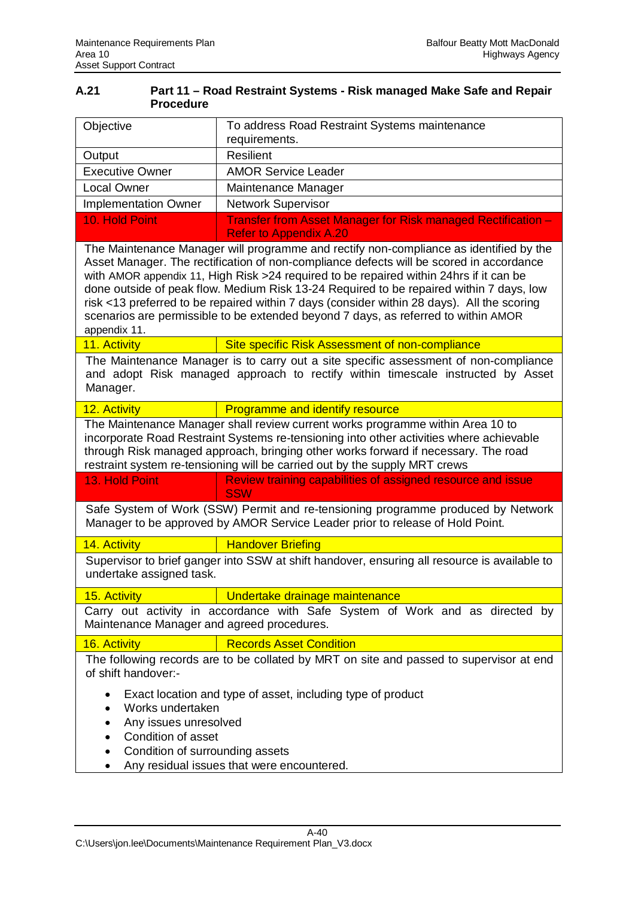## A.21 Part 11 – Road Restraint Systems - Risk managed Make Safe and Repair Procedure

| | |
|---|---|
| Objective | To address Road Restraint Systems maintenance requirements. |
| Output | Resilient |
| Executive Owner | AMOR Service Leader |
| Local Owner | Maintenance Manager |
| Implementation Owner | Network Supervisor |
| 10. Hold Point | Transfer from Asset Manager for Risk managed Rectification – Refer to Appendix A.20 |
| The Maintenance Manager will programme and rectify non-compliance as identified by the Asset Manager. The rectification of non-compliance defects will be scored in accordance with AMOR appendix 11, High Risk >24 required to be repaired within 24hrs if it can be done outside of peak flow. Medium Risk 13-24 Required to be repaired within 7 days, low risk <13 preferred to be repaired within 7 days (consider within 28 days). All the scoring scenarios are permissible to be extended beyond 7 days, as referred to within AMOR appendix 11. | |
| 11. Activity | Site specific Risk Assessment of non-compliance |
| The Maintenance Manager is to carry out a site specific assessment of non-compliance and adopt Risk managed approach to rectify within timescale instructed by Asset Manager. | |
| 12. Activity | Programme and identify resource |
| The Maintenance Manager shall review current works programme within Area 10 to incorporate Road Restraint Systems re-tensioning into other activities where achievable through Risk managed approach, bringing other works forward if necessary. The road restraint system re-tensioning will be carried out by the supply MRT crews | |
| 13. Hold Point | Review training capabilities of assigned resource and issue SSW |
| Safe System of Work (SSW) Permit and re-tensioning programme produced by Network Manager to be approved by AMOR Service Leader prior to release of Hold Point. | |
| 14. Activity | Handover Briefing |
| Supervisor to brief ganger into SSW at shift handover, ensuring all resource is available to undertake assigned task. | |
| 15. Activity | Undertake drainage maintenance |
| Carry out activity in accordance with Safe System of Work and as directed by Maintenance Manager and agreed procedures. | |
| 16. Activity | Records Asset Condition |
| The following records are to be collated by MRT on site and passed to supervisor at end of shift handover:-<br>• Exact location and type of asset, including type of product<br>• Works undertaken<br>• Any issues unresolved<br>• Condition of asset<br>• Condition of surrounding assets<br>• Any residual issues that were encountered. | |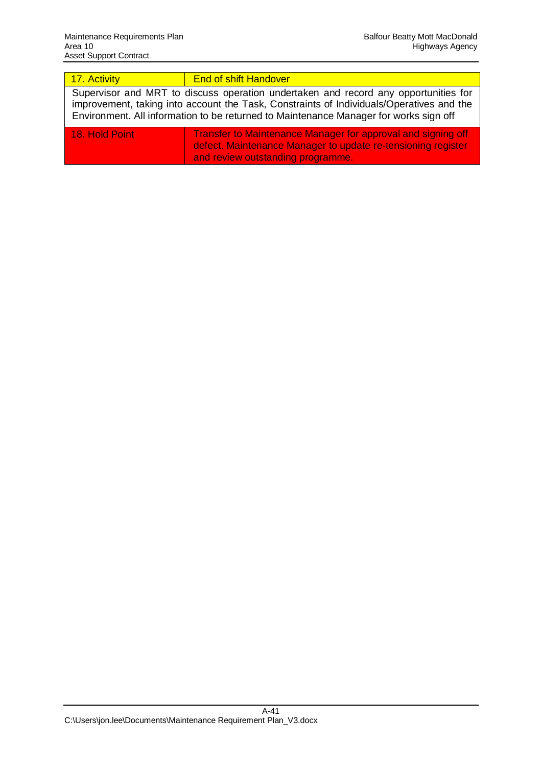| 17. Activity | End of shift Handover |
|---|---|
| Supervisor and MRT to discuss operation undertaken and record any opportunities for improvement, taking into account the Task, Constraints of Individuals/Operatives and the Environment. All information to be returned to Maintenance Manager for works sign off | |
| 18. Hold Point | Transfer to Maintenance Manager for approval and signing off defect. Maintenance Manager to update re-tensioning register and review outstanding programme. |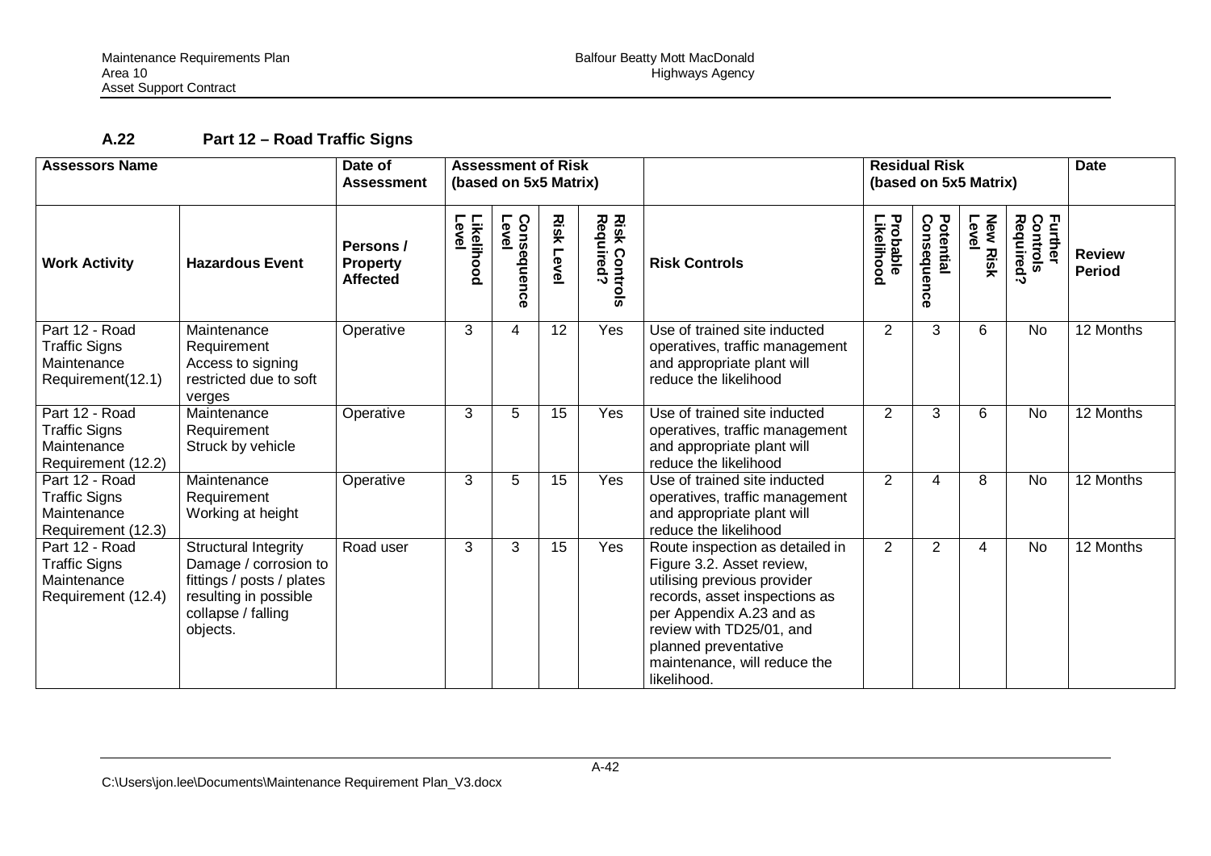### A.22 Part 12 – Road Traffic Signs

| Assessors Name | | Date of Assessment | Assessment of Risk (based on 5x5 Matrix) | | | | | Residual Risk (based on 5x5 Matrix) | | | | Date |
|---|---|---|---|---|---|---|---|---|---|---|---|---|
| **Work Activity** | **Hazardous Event** | **Persons / Property Affected** | **Likelihood Level** | **Consequence Level** | **Risk Level** | **Risk Controls Required?** | **Risk Controls** | **Probable Likelihood** | **Potential Consequence** | **New Risk Level** | **Further Controls Required?** | **Review Period** |
| Part 12 - Road Traffic Signs Maintenance Requirement(12.1) | Maintenance Requirement Access to signing restricted due to soft verges | Operative | 3 | 4 | 12 | Yes | Use of trained site inducted operatives, traffic management and appropriate plant will reduce the likelihood | 2 | 3 | 6 | No | 12 Months |
| Part 12 - Road Traffic Signs Maintenance Requirement (12.2) | Maintenance Requirement Struck by vehicle | Operative | 3 | 5 | 15 | Yes | Use of trained site inducted operatives, traffic management and appropriate plant will reduce the likelihood | 2 | 3 | 6 | No | 12 Months |
| Part 12 - Road Traffic Signs Maintenance Requirement (12.3) | Maintenance Requirement Working at height | Operative | 3 | 5 | 15 | Yes | Use of trained site inducted operatives, traffic management and appropriate plant will reduce the likelihood | 2 | 4 | 8 | No | 12 Months |
| Part 12 - Road Traffic Signs Maintenance Requirement (12.4) | Structural Integrity Damage / corrosion to fittings / posts / plates resulting in possible collapse / falling objects. | Road user | 3 | 3 | 15 | Yes | Route inspection as detailed in Figure 3.2. Asset review, utilising previous provider records, asset inspections as per Appendix A.23 and as review with TD25/01, and planned preventative maintenance, will reduce the likelihood. | 2 | 2 | 4 | No | 12 Months |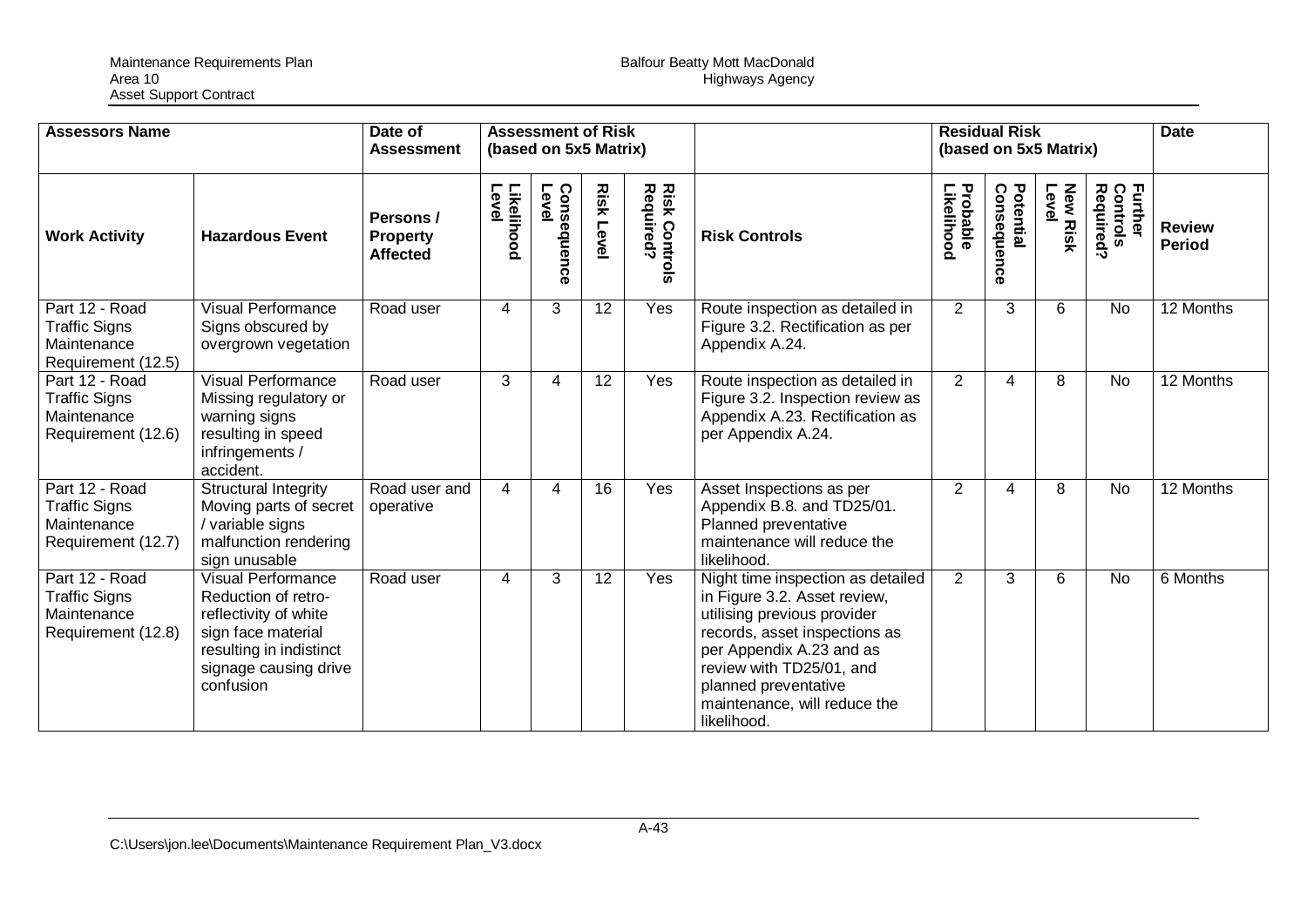| Assessors Name | | Date of Assessment | Assessment of Risk (based on 5x5 Matrix) | | | | | Residual Risk (based on 5x5 Matrix) | | | | Date |
|---|---|---|---|---|---|---|---|---|---|---|---|---|
| **Work Activity** | **Hazardous Event** | **Persons / Property Affected** | **Likelihood Level** | **Consequence Level** | **Risk Level** | **Risk Controls Required?** | **Risk Controls** | **Probable Likelihood** | **Potential Consequence** | **New Risk Level** | **Further Controls Required?** | **Review Period** |
| Part 12 - Road Traffic Signs Maintenance Requirement (12.5) | Visual Performance Signs obscured by overgrown vegetation | Road user | 4 | 3 | 12 | Yes | Route inspection as detailed in Figure 3.2. Rectification as per Appendix A.24. | 2 | 3 | 6 | No | 12 Months |
| Part 12 - Road Traffic Signs Maintenance Requirement (12.6) | Visual Performance Missing regulatory or warning signs resulting in speed infringements / accident. | Road user | 3 | 4 | 12 | Yes | Route inspection as detailed in Figure 3.2. Inspection review as Appendix A.23. Rectification as per Appendix A.24. | 2 | 4 | 8 | No | 12 Months |
| Part 12 - Road Traffic Signs Maintenance Requirement (12.7) | Structural Integrity Moving parts of secret / variable signs malfunction rendering sign unusable | Road user and operative | 4 | 4 | 16 | Yes | Asset Inspections as per Appendix B.8. and TD25/01. Planned preventative maintenance will reduce the likelihood. | 2 | 4 | 8 | No | 12 Months |
| Part 12 - Road Traffic Signs Maintenance Requirement (12.8) | Visual Performance Reduction of retro-reflectivity of white sign face material resulting in indistinct signage causing drive confusion | Road user | 4 | 3 | 12 | Yes | Night time inspection as detailed in Figure 3.2. Asset review, utilising previous provider records, asset inspections as per Appendix A.23 and as review with TD25/01, and planned preventative maintenance, will reduce the likelihood. | 2 | 3 | 6 | No | 6 Months |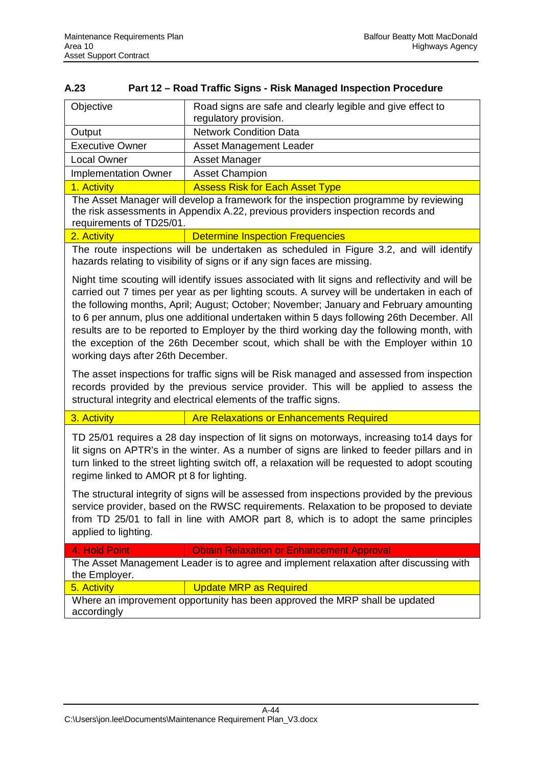### A.23 Part 12 – Road Traffic Signs - Risk Managed Inspection Procedure

| Objective | Road signs are safe and clearly legible and give effect to regulatory provision. |
|---|---|
| Output | Network Condition Data |
| Executive Owner | Asset Management Leader |
| Local Owner | Asset Manager |
| Implementation Owner | Asset Champion |
| 1. Activity | Assess Risk for Each Asset Type |

The Asset Manager will develop a framework for the inspection programme by reviewing the risk assessments in Appendix A.22, previous providers inspection records and requirements of TD25/01.

| 2. Activity | Determine Inspection Frequencies |
|---|---|

The route inspections will be undertaken as scheduled in Figure 3.2, and will identify hazards relating to visibility of signs or if any sign faces are missing.

Night time scouting will identify issues associated with lit signs and reflectivity and will be carried out 7 times per year as per lighting scouts. A survey will be undertaken in each of the following months, April; August; October; November; January and February amounting to 6 per annum, plus one additional undertaken within 5 days following 26th December. All results are to be reported to Employer by the third working day the following month, with the exception of the 26th December scout, which shall be with the Employer within 10 working days after 26th December.

The asset inspections for traffic signs will be Risk managed and assessed from inspection records provided by the previous service provider. This will be applied to assess the structural integrity and electrical elements of the traffic signs.

| 3. Activity | Are Relaxations or Enhancements Required |
|---|---|

TD 25/01 requires a 28 day inspection of lit signs on motorways, increasing to14 days for lit signs on APTR's in the winter. As a number of signs are linked to feeder pillars and in turn linked to the street lighting switch off, a relaxation will be requested to adopt scouting regime linked to AMOR pt 8 for lighting.

The structural integrity of signs will be assessed from inspections provided by the previous service provider, based on the RWSC requirements. Relaxation to be proposed to deviate from TD 25/01 to fall in line with AMOR part 8, which is to adopt the same principles applied to lighting.

| 4. Hold Point | Obtain Relaxation or Enhancement Approval |
|---|---|

The Asset Management Leader is to agree and implement relaxation after discussing with the Employer.

| 5. Activity | Update MRP as Required |
|---|---|

Where an improvement opportunity has been approved the MRP shall be updated accordingly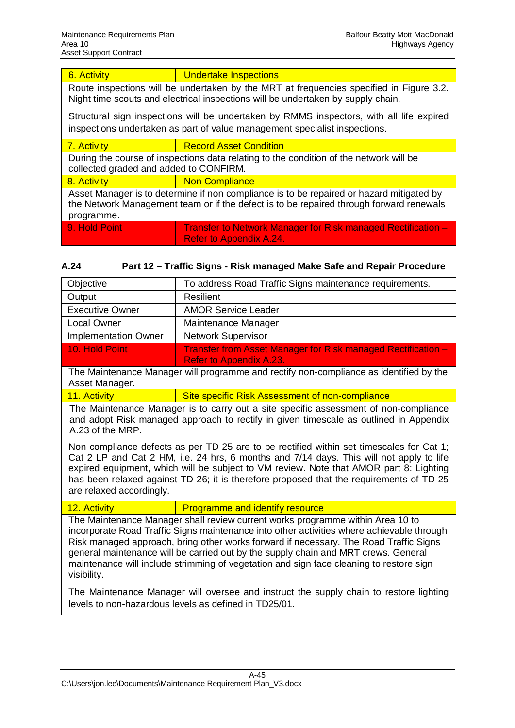| 6. Activity | Undertake Inspections |
|---|---|
| Route inspections will be undertaken by the MRT at frequencies specified in Figure 3.2. Night time scouts and electrical inspections will be undertaken by supply chain.<br><br>Structural sign inspections will be undertaken by RMMS inspectors, with all life expired inspections undertaken as part of value management specialist inspections. | |
| 7. Activity | Record Asset Condition |
| During the course of inspections data relating to the condition of the network will be collected graded and added to CONFIRM. | |
| 8. Activity | Non Compliance |
| Asset Manager is to determine if non compliance is to be repaired or hazard mitigated by the Network Management team or if the defect is to be repaired through forward renewals programme. | |
| 9. Hold Point | Transfer to Network Manager for Risk managed Rectification – Refer to Appendix A.24. |

### A.24 Part 12 – Traffic Signs - Risk managed Make Safe and Repair Procedure

| Objective | To address Road Traffic Signs maintenance requirements. |
|---|---|
| Output | Resilient |
| Executive Owner | AMOR Service Leader |
| Local Owner | Maintenance Manager |
| Implementation Owner | Network Supervisor |
| 10. Hold Point | Transfer from Asset Manager for Risk managed Rectification – Refer to Appendix A.23. |
| The Maintenance Manager will programme and rectify non-compliance as identified by the Asset Manager. | |
| 11. Activity | Site specific Risk Assessment of non-compliance |
| The Maintenance Manager is to carry out a site specific assessment of non-compliance and adopt Risk managed approach to rectify in given timescale as outlined in Appendix A.23 of the MRP.<br><br>Non compliance defects as per TD 25 are to be rectified within set timescales for Cat 1; Cat 2 LP and Cat 2 HM, i.e. 24 hrs, 6 months and 7/14 days. This will not apply to life expired equipment, which will be subject to VM review. Note that AMOR part 8: Lighting has been relaxed against TD 26; it is therefore proposed that the requirements of TD 25 are relaxed accordingly. | |
| 12. Activity | Programme and identify resource |
| The Maintenance Manager shall review current works programme within Area 10 to incorporate Road Traffic Signs maintenance into other activities where achievable through Risk managed approach, bring other works forward if necessary. The Road Traffic Signs general maintenance will be carried out by the supply chain and MRT crews. General maintenance will include strimming of vegetation and sign face cleaning to restore sign visibility.<br><br>The Maintenance Manager will oversee and instruct the supply chain to restore lighting levels to non-hazardous levels as defined in TD25/01. | |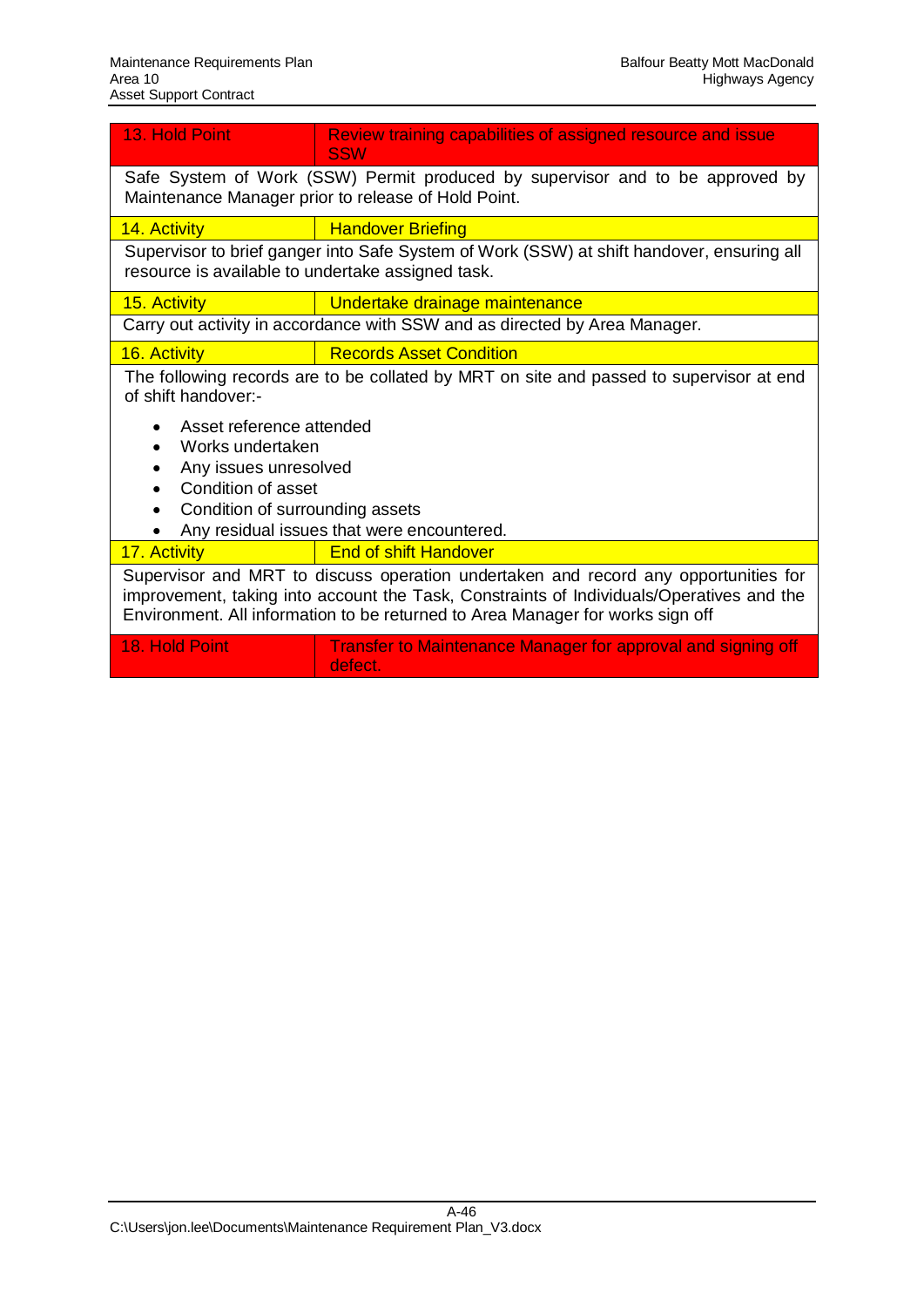| 13. Hold Point | Review training capabilities of assigned resource and issue SSW |
|---|---|

Safe System of Work (SSW) Permit produced by supervisor and to be approved by Maintenance Manager prior to release of Hold Point.

| 14. Activity | Handover Briefing |
|---|---|

Supervisor to brief ganger into Safe System of Work (SSW) at shift handover, ensuring all resource is available to undertake assigned task.

| 15. Activity | Undertake drainage maintenance |
|---|---|

Carry out activity in accordance with SSW and as directed by Area Manager.

| 16. Activity | Records Asset Condition |
|---|---|

The following records are to be collated by MRT on site and passed to supervisor at end of shift handover:-

- Asset reference attended
- Works undertaken
- Any issues unresolved
- Condition of asset
- Condition of surrounding assets
- Any residual issues that were encountered.

| 17. Activity | End of shift Handover |
|---|---|

Supervisor and MRT to discuss operation undertaken and record any opportunities for improvement, taking into account the Task, Constraints of Individuals/Operatives and the Environment. All information to be returned to Area Manager for works sign off

| 18. Hold Point | Transfer to Maintenance Manager for approval and signing off defect. |
|---|---|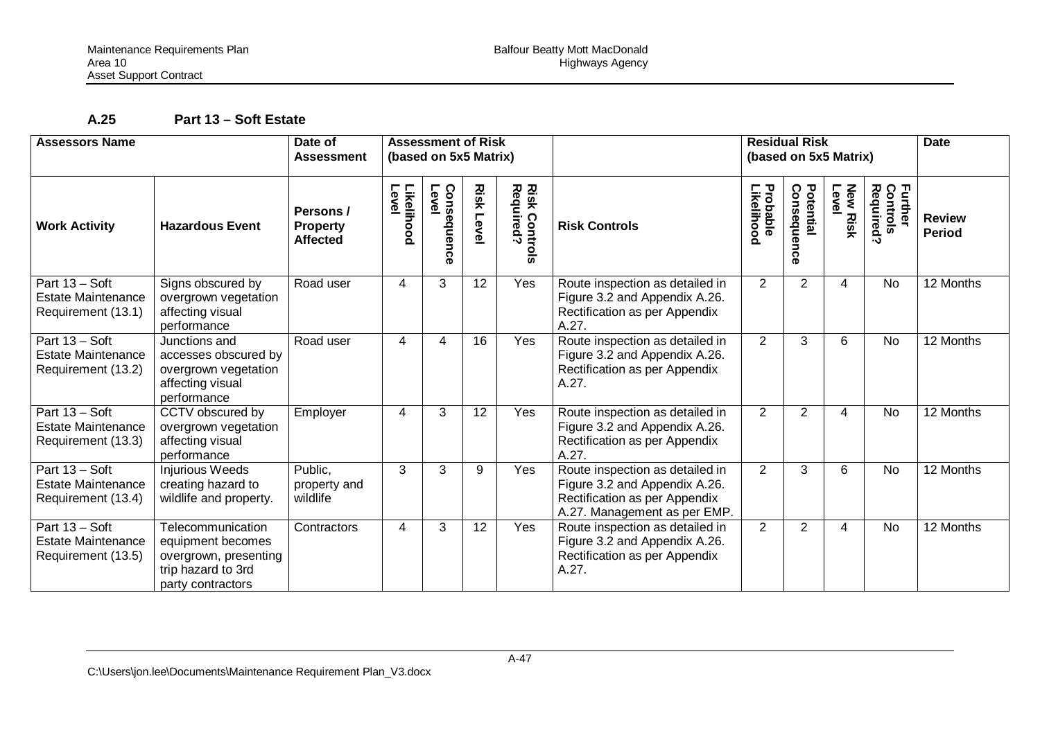### A.25 Part 13 – Soft Estate

| Assessors Name | | Date of Assessment | Assessment of Risk (based on 5x5 Matrix) | | | | | Residual Risk (based on 5x5 Matrix) | | | | Date |
|---|---|---|---|---|---|---|---|---|---|---|---|---|
| **Work Activity** | **Hazardous Event** | **Persons / Property Affected** | **Likelihood Level** | **Consequence Level** | **Risk Level** | **Risk Controls Required?** | **Risk Controls** | **Probable Likelihood** | **Potential Consequence** | **New Risk Level** | **Further Controls Required?** | **Review Period** |
| Part 13 – Soft Estate Maintenance Requirement (13.1) | Signs obscured by overgrown vegetation affecting visual performance | Road user | 4 | 3 | 12 | Yes | Route inspection as detailed in Figure 3.2 and Appendix A.26. Rectification as per Appendix A.27. | 2 | 2 | 4 | No | 12 Months |
| Part 13 – Soft Estate Maintenance Requirement (13.2) | Junctions and accesses obscured by overgrown vegetation affecting visual performance | Road user | 4 | 4 | 16 | Yes | Route inspection as detailed in Figure 3.2 and Appendix A.26. Rectification as per Appendix A.27. | 2 | 3 | 6 | No | 12 Months |
| Part 13 – Soft Estate Maintenance Requirement (13.3) | CCTV obscured by overgrown vegetation affecting visual performance | Employer | 4 | 3 | 12 | Yes | Route inspection as detailed in Figure 3.2 and Appendix A.26. Rectification as per Appendix A.27. | 2 | 2 | 4 | No | 12 Months |
| Part 13 – Soft Estate Maintenance Requirement (13.4) | Injurious Weeds creating hazard to wildlife and property. | Public, property and wildlife | 3 | 3 | 9 | Yes | Route inspection as detailed in Figure 3.2 and Appendix A.26. Rectification as per Appendix A.27. Management as per EMP. | 2 | 3 | 6 | No | 12 Months |
| Part 13 – Soft Estate Maintenance Requirement (13.5) | Telecommunication equipment becomes overgrown, presenting trip hazard to 3rd party contractors | Contractors | 4 | 3 | 12 | Yes | Route inspection as detailed in Figure 3.2 and Appendix A.26. Rectification as per Appendix A.27. | 2 | 2 | 4 | No | 12 Months |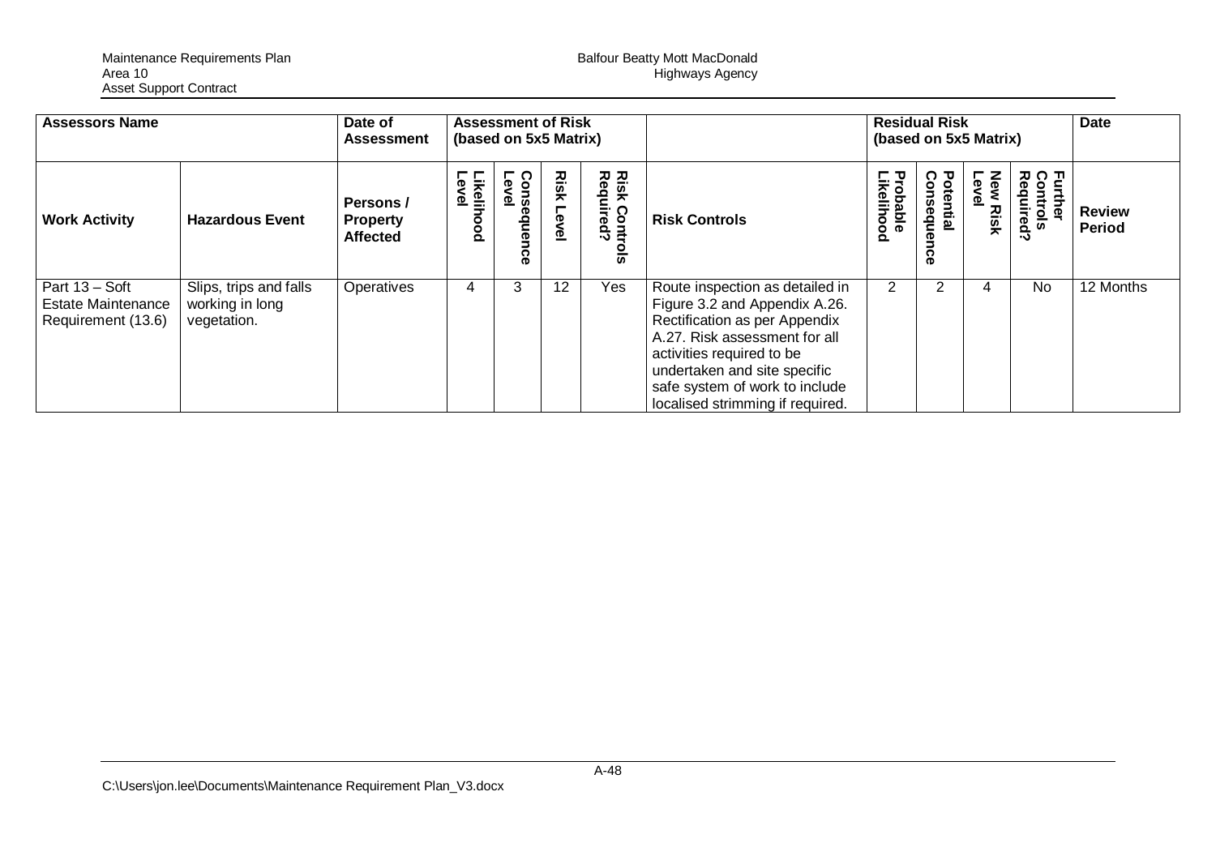| Assessors Name | | Date of Assessment | Assessment of Risk (based on 5x5 Matrix) | | | | | Residual Risk (based on 5x5 Matrix) | | | | Date |
|---|---|---|---|---|---|---|---|---|---|---|---|---|
| Work Activity | Hazardous Event | Persons / Property Affected | Likelihood Level | Consequence Level | Risk Level | Risk Controls Required? | Risk Controls | Probable Likelihood | Potential Consequence | New Risk Level | Further Controls Required? | Review Period |
| Part 13 – Soft Estate Maintenance Requirement (13.6) | Slips, trips and falls working in long vegetation. | Operatives | 4 | 3 | 12 | Yes | Route inspection as detailed in Figure 3.2 and Appendix A.26. Rectification as per Appendix A.27. Risk assessment for all activities required to be undertaken and site specific safe system of work to include localised strimming if required. | 2 | 2 | 4 | No | 12 Months |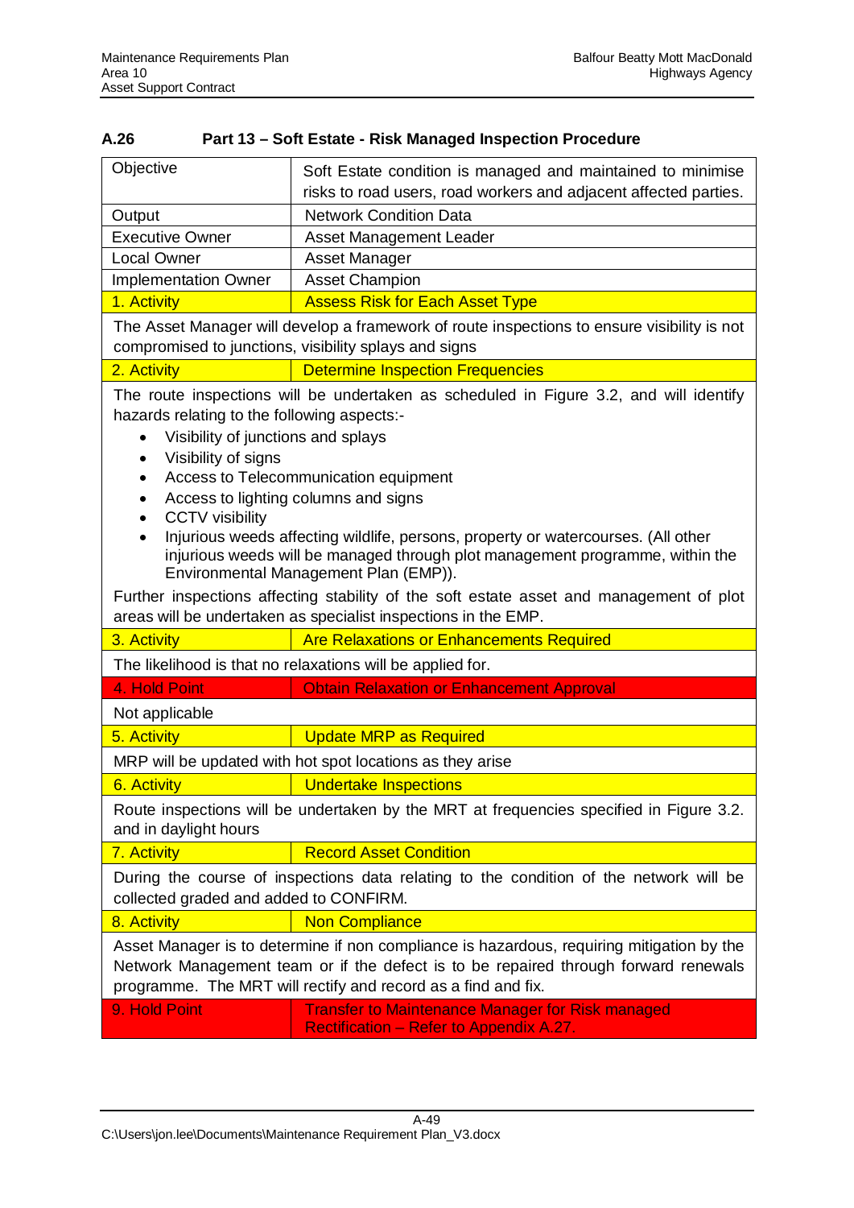### A.26 Part 13 – Soft Estate - Risk Managed Inspection Procedure

| | |
|---|---|
| Objective | Soft Estate condition is managed and maintained to minimise risks to road users, road workers and adjacent affected parties. |
| Output | Network Condition Data |
| Executive Owner | Asset Management Leader |
| Local Owner | Asset Manager |
| Implementation Owner | Asset Champion |
| 1. Activity | Assess Risk for Each Asset Type |
| The Asset Manager will develop a framework of route inspections to ensure visibility is not compromised to junctions, visibility splays and signs | |
| 2. Activity | Determine Inspection Frequencies |
| The route inspections will be undertaken as scheduled in Figure 3.2, and will identify hazards relating to the following aspects:-<br>• Visibility of junctions and splays<br>• Visibility of signs<br>• Access to Telecommunication equipment<br>• Access to lighting columns and signs<br>• CCTV visibility<br>• Injurious weeds affecting wildlife, persons, property or watercourses. (All other injurious weeds will be managed through plot management programme, within the Environmental Management Plan (EMP)).<br>Further inspections affecting stability of the soft estate asset and management of plot areas will be undertaken as specialist inspections in the EMP. | |
| 3. Activity | Are Relaxations or Enhancements Required |
| The likelihood is that no relaxations will be applied for. | |
| 4. Hold Point | Obtain Relaxation or Enhancement Approval |
| Not applicable | |
| 5. Activity | Update MRP as Required |
| MRP will be updated with hot spot locations as they arise | |
| 6. Activity | Undertake Inspections |
| Route inspections will be undertaken by the MRT at frequencies specified in Figure 3.2. and in daylight hours | |
| 7. Activity | Record Asset Condition |
| During the course of inspections data relating to the condition of the network will be collected graded and added to CONFIRM. | |
| 8. Activity | Non Compliance |
| Asset Manager is to determine if non compliance is hazardous, requiring mitigation by the Network Management team or if the defect is to be repaired through forward renewals programme. The MRT will rectify and record as a find and fix. | |
| 9. Hold Point | Transfer to Maintenance Manager for Risk managed Rectification – Refer to Appendix A.27. |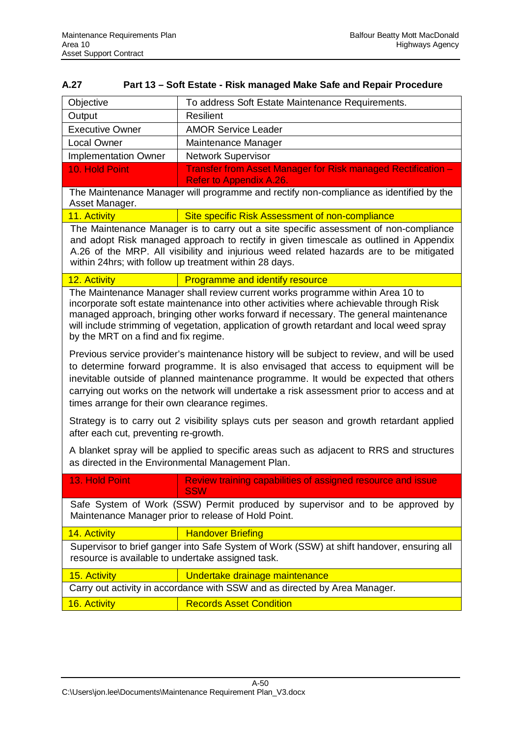### A.27 Part 13 – Soft Estate - Risk managed Make Safe and Repair Procedure

| Objective | To address Soft Estate Maintenance Requirements. |
|---|---|
| Output | Resilient |
| Executive Owner | AMOR Service Leader |
| Local Owner | Maintenance Manager |
| Implementation Owner | Network Supervisor |
| 10. Hold Point | Transfer from Asset Manager for Risk managed Rectification – Refer to Appendix A.26. |
| The Maintenance Manager will programme and rectify non-compliance as identified by the Asset Manager. | |
| 11. Activity | Site specific Risk Assessment of non-compliance |
| The Maintenance Manager is to carry out a site specific assessment of non-compliance and adopt Risk managed approach to rectify in given timescale as outlined in Appendix A.26 of the MRP. All visibility and injurious weed related hazards are to be mitigated within 24hrs; with follow up treatment within 28 days. | |
| 12. Activity | Programme and identify resource |
| The Maintenance Manager shall review current works programme within Area 10 to incorporate soft estate maintenance into other activities where achievable through Risk managed approach, bringing other works forward if necessary. The general maintenance will include strimming of vegetation, application of growth retardant and local weed spray by the MRT on a find and fix regime.<br><br>Previous service provider's maintenance history will be subject to review, and will be used to determine forward programme. It is also envisaged that access to equipment will be inevitable outside of planned maintenance programme. It would be expected that others carrying out works on the network will undertake a risk assessment prior to access and at times arrange for their own clearance regimes.<br><br>Strategy is to carry out 2 visibility splays cuts per season and growth retardant applied after each cut, preventing re-growth.<br><br>A blanket spray will be applied to specific areas such as adjacent to RRS and structures as directed in the Environmental Management Plan. | |
| 13. Hold Point | Review training capabilities of assigned resource and issue SSW |
| Safe System of Work (SSW) Permit produced by supervisor and to be approved by Maintenance Manager prior to release of Hold Point. | |
| 14. Activity | Handover Briefing |
| Supervisor to brief ganger into Safe System of Work (SSW) at shift handover, ensuring all resource is available to undertake assigned task. | |
| 15. Activity | Undertake drainage maintenance |
| Carry out activity in accordance with SSW and as directed by Area Manager. | |
| 16. Activity | Records Asset Condition |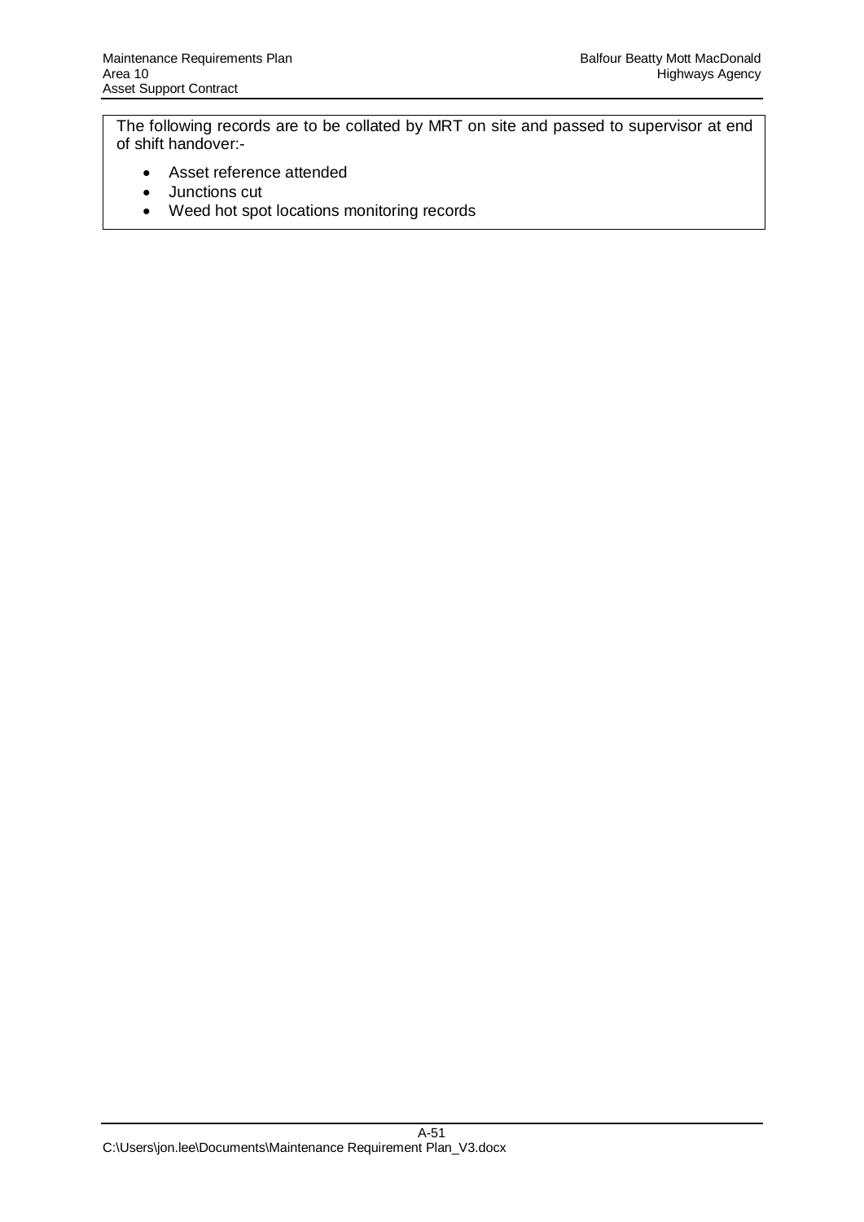The following records are to be collated by MRT on site and passed to supervisor at end of shift handover:-

- Asset reference attended
- Junctions cut
- Weed hot spot locations monitoring records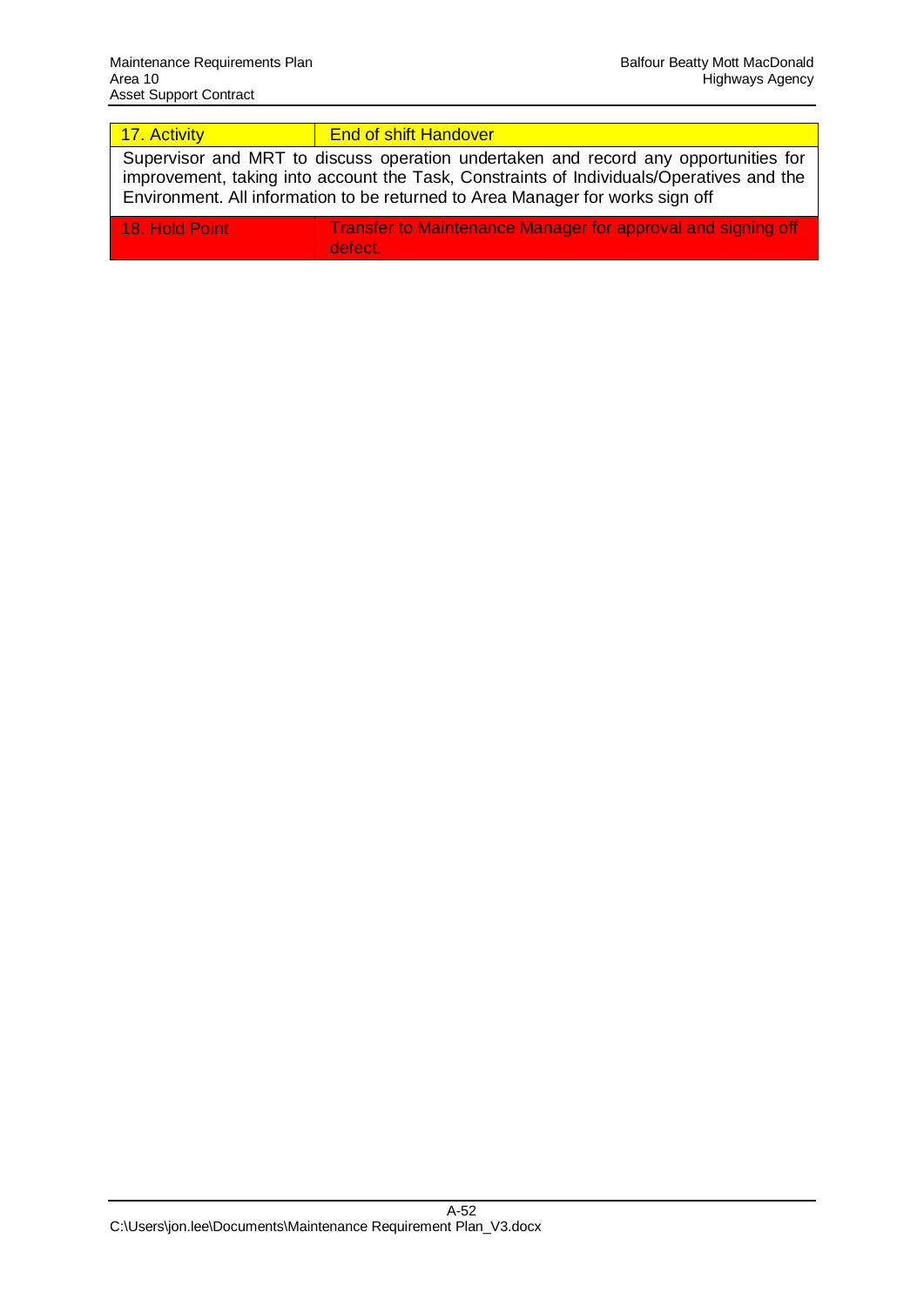| 17. Activity | End of shift Handover |
| --- | --- |
| Supervisor and MRT to discuss operation undertaken and record any opportunities for improvement, taking into account the Task, Constraints of Individuals/Operatives and the Environment. All information to be returned to Area Manager for works sign off | |
| 18. Hold Point | Transfer to Maintenance Manager for approval and signing off defect. |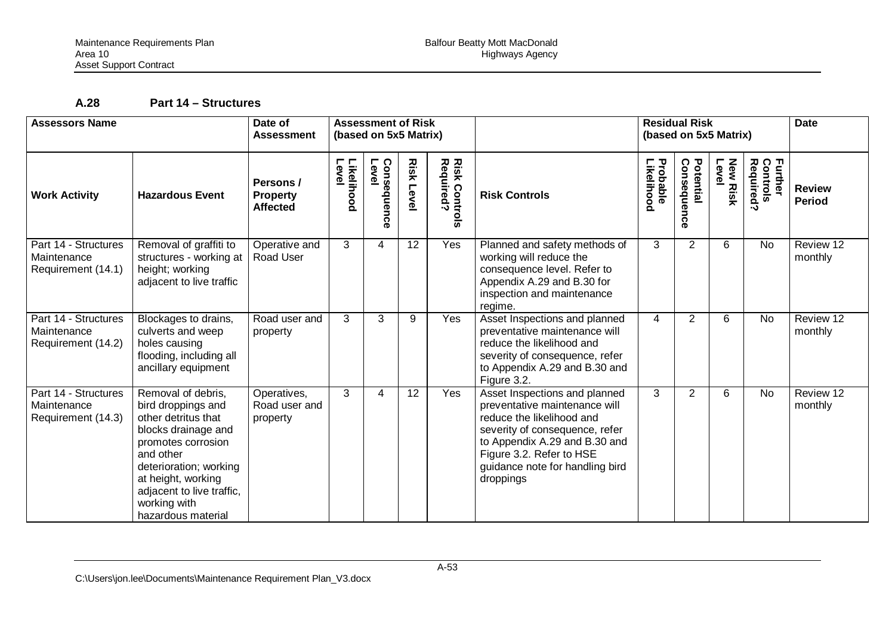### A.28 Part 14 – Structures

| Assessors Name | | Date of Assessment | Assessment of Risk (based on 5x5 Matrix) | | | | | Residual Risk (based on 5x5 Matrix) | | | | Date |
|---|---|---|---|---|---|---|---|---|---|---|---|---|
| **Work Activity** | **Hazardous Event** | **Persons / Property Affected** | **Likelihood Level** | **Consequence Level** | **Risk Level** | **Risk Controls Required?** | **Risk Controls** | **Probable Likelihood** | **Potential Consequence** | **New Risk Level** | **Further Controls Required?** | **Review Period** |
| Part 14 - Structures Maintenance Requirement (14.1) | Removal of graffiti to structures - working at height; working adjacent to live traffic | Operative and Road User | 3 | 4 | 12 | Yes | Planned and safety methods of working will reduce the consequence level. Refer to Appendix A.29 and B.30 for inspection and maintenance regime. | 3 | 2 | 6 | No | Review 12 monthly |
| Part 14 - Structures Maintenance Requirement (14.2) | Blockages to drains, culverts and weep holes causing flooding, including all ancillary equipment | Road user and property | 3 | 3 | 9 | Yes | Asset Inspections and planned preventative maintenance will reduce the likelihood and severity of consequence, refer to Appendix A.29 and B.30 and Figure 3.2. | 4 | 2 | 6 | No | Review 12 monthly |
| Part 14 - Structures Maintenance Requirement (14.3) | Removal of debris, bird droppings and other detritus that blocks drainage and promotes corrosion and other deterioration; working at height, working adjacent to live traffic, working with hazardous material | Operatives, Road user and property | 3 | 4 | 12 | Yes | Asset Inspections and planned preventative maintenance will reduce the likelihood and severity of consequence, refer to Appendix A.29 and B.30 and Figure 3.2. Refer to HSE guidance note for handling bird droppings | 3 | 2 | 6 | No | Review 12 monthly |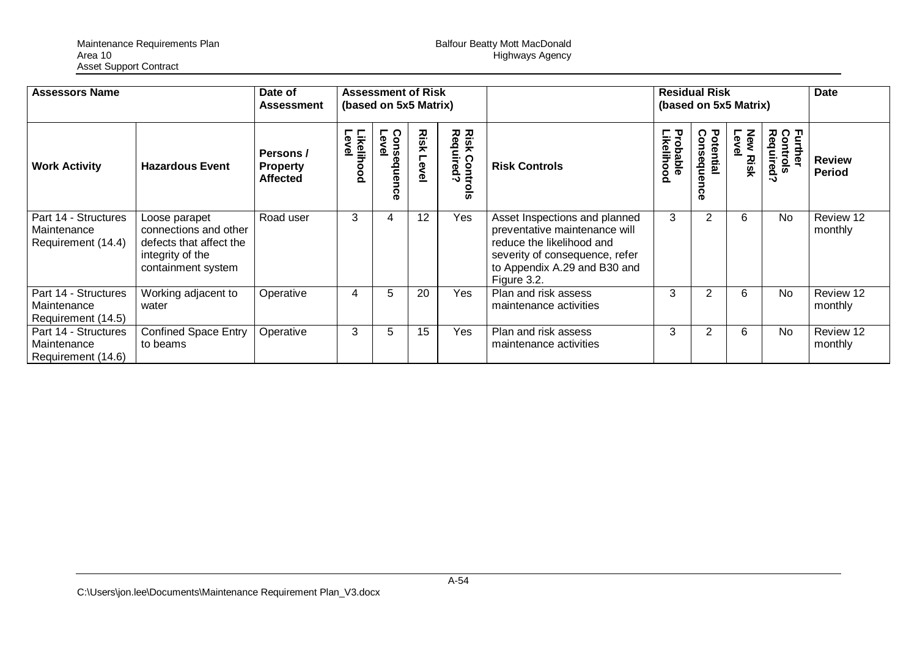| Assessors Name | | Date of Assessment | Assessment of Risk (based on 5x5 Matrix) | | | | | Residual Risk (based on 5x5 Matrix) | | | | Date |
|---|---|---|---|---|---|---|---|---|---|---|---|---|
| **Work Activity** | **Hazardous Event** | **Persons / Property Affected** | **Likelihood Level** | **Consequence Level** | **Risk Level** | **Risk Controls Required?** | **Risk Controls** | **Probable Likelihood** | **Potential Consequence** | **New Risk Level** | **Further Controls Required?** | **Review Period** |
| Part 14 - Structures Maintenance Requirement (14.4) | Loose parapet connections and other defects that affect the integrity of the containment system | Road user | 3 | 4 | 12 | Yes | Asset Inspections and planned preventative maintenance will reduce the likelihood and severity of consequence, refer to Appendix A.29 and B30 and Figure 3.2. | 3 | 2 | 6 | No | Review 12 monthly |
| Part 14 - Structures Maintenance Requirement (14.5) | Working adjacent to water | Operative | 4 | 5 | 20 | Yes | Plan and risk assess maintenance activities | 3 | 2 | 6 | No | Review 12 monthly |
| Part 14 - Structures Maintenance Requirement (14.6) | Confined Space Entry to beams | Operative | 3 | 5 | 15 | Yes | Plan and risk assess maintenance activities | 3 | 2 | 6 | No | Review 12 monthly |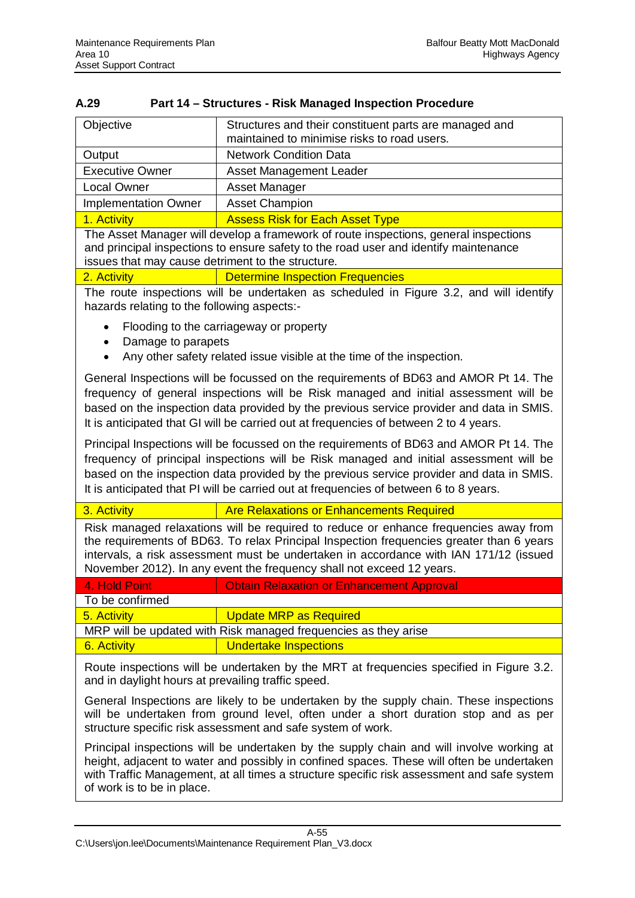## A.29 Part 14 – Structures - Risk Managed Inspection Procedure

| | |
|---|---|
| Objective | Structures and their constituent parts are managed and maintained to minimise risks to road users. |
| Output | Network Condition Data |
| Executive Owner | Asset Management Leader |
| Local Owner | Asset Manager |
| Implementation Owner | Asset Champion |
| 1. Activity | Assess Risk for Each Asset Type |

The Asset Manager will develop a framework of route inspections, general inspections and principal inspections to ensure safety to the road user and identify maintenance issues that may cause detriment to the structure.

| | |
|---|---|
| 2. Activity | Determine Inspection Frequencies |

The route inspections will be undertaken as scheduled in Figure 3.2, and will identify hazards relating to the following aspects:-

- Flooding to the carriageway or property
- Damage to parapets
- Any other safety related issue visible at the time of the inspection.

General Inspections will be focussed on the requirements of BD63 and AMOR Pt 14. The frequency of general inspections will be Risk managed and initial assessment will be based on the inspection data provided by the previous service provider and data in SMIS. It is anticipated that GI will be carried out at frequencies of between 2 to 4 years.

Principal Inspections will be focussed on the requirements of BD63 and AMOR Pt 14. The frequency of principal inspections will be Risk managed and initial assessment will be based on the inspection data provided by the previous service provider and data in SMIS. It is anticipated that PI will be carried out at frequencies of between 6 to 8 years.

| | |
|---|---|
| 3. Activity | Are Relaxations or Enhancements Required |

Risk managed relaxations will be required to reduce or enhance frequencies away from the requirements of BD63. To relax Principal Inspection frequencies greater than 6 years intervals, a risk assessment must be undertaken in accordance with IAN 171/12 (issued November 2012). In any event the frequency shall not exceed 12 years.

| | |
|---|---|
| 4. Hold Point | Obtain Relaxation or Enhancement Approval |

To be confirmed

| | |
|---|---|
| 5. Activity | Update MRP as Required |

MRP will be updated with Risk managed frequencies as they arise

| | |
|---|---|
| 6. Activity | Undertake Inspections |

Route inspections will be undertaken by the MRT at frequencies specified in Figure 3.2. and in daylight hours at prevailing traffic speed.

General Inspections are likely to be undertaken by the supply chain. These inspections will be undertaken from ground level, often under a short duration stop and as per structure specific risk assessment and safe system of work.

Principal inspections will be undertaken by the supply chain and will involve working at height, adjacent to water and possibly in confined spaces. These will often be undertaken with Traffic Management, at all times a structure specific risk assessment and safe system of work is to be in place.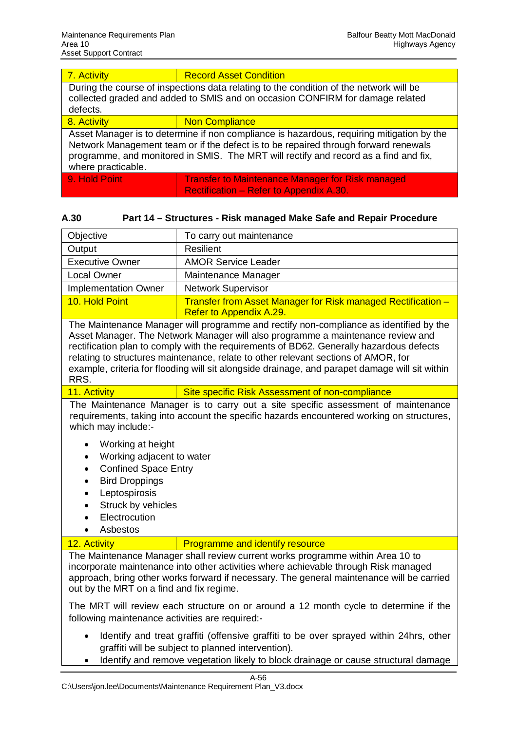| 7. Activity | Record Asset Condition |
|---|---|

During the course of inspections data relating to the condition of the network will be collected graded and added to SMIS and on occasion CONFIRM for damage related defects.

| 8. Activity | Non Compliance |
|---|---|

Asset Manager is to determine if non compliance is hazardous, requiring mitigation by the Network Management team or if the defect is to be repaired through forward renewals programme, and monitored in SMIS. The MRT will rectify and record as a find and fix, where practicable.

| 9. Hold Point | Transfer to Maintenance Manager for Risk managed Rectification – Refer to Appendix A.30. |
|---|---|

### A.30 Part 14 – Structures - Risk managed Make Safe and Repair Procedure

| Objective | To carry out maintenance |
|---|---|
| Output | Resilient |
| Executive Owner | AMOR Service Leader |
| Local Owner | Maintenance Manager |
| Implementation Owner | Network Supervisor |
| 10. Hold Point | Transfer from Asset Manager for Risk managed Rectification – Refer to Appendix A.29. |

The Maintenance Manager will programme and rectify non-compliance as identified by the Asset Manager. The Network Manager will also programme a maintenance review and rectification plan to comply with the requirements of BD62. Generally hazardous defects relating to structures maintenance, relate to other relevant sections of AMOR, for example, criteria for flooding will sit alongside drainage, and parapet damage will sit within RRS.

| 11. Activity | Site specific Risk Assessment of non-compliance |
|---|---|

The Maintenance Manager is to carry out a site specific assessment of maintenance requirements, taking into account the specific hazards encountered working on structures, which may include:-

- Working at height
- Working adjacent to water
- Confined Space Entry
- Bird Droppings
- Leptospirosis
- Struck by vehicles
- Electrocution
- Asbestos

| 12. Activity | Programme and identify resource |
|---|---|

The Maintenance Manager shall review current works programme within Area 10 to incorporate maintenance into other activities where achievable through Risk managed approach, bring other works forward if necessary. The general maintenance will be carried out by the MRT on a find and fix regime.

The MRT will review each structure on or around a 12 month cycle to determine if the following maintenance activities are required:-

- Identify and treat graffiti (offensive graffiti to be over sprayed within 24hrs, other graffiti will be subject to planned intervention).
- Identify and remove vegetation likely to block drainage or cause structural damage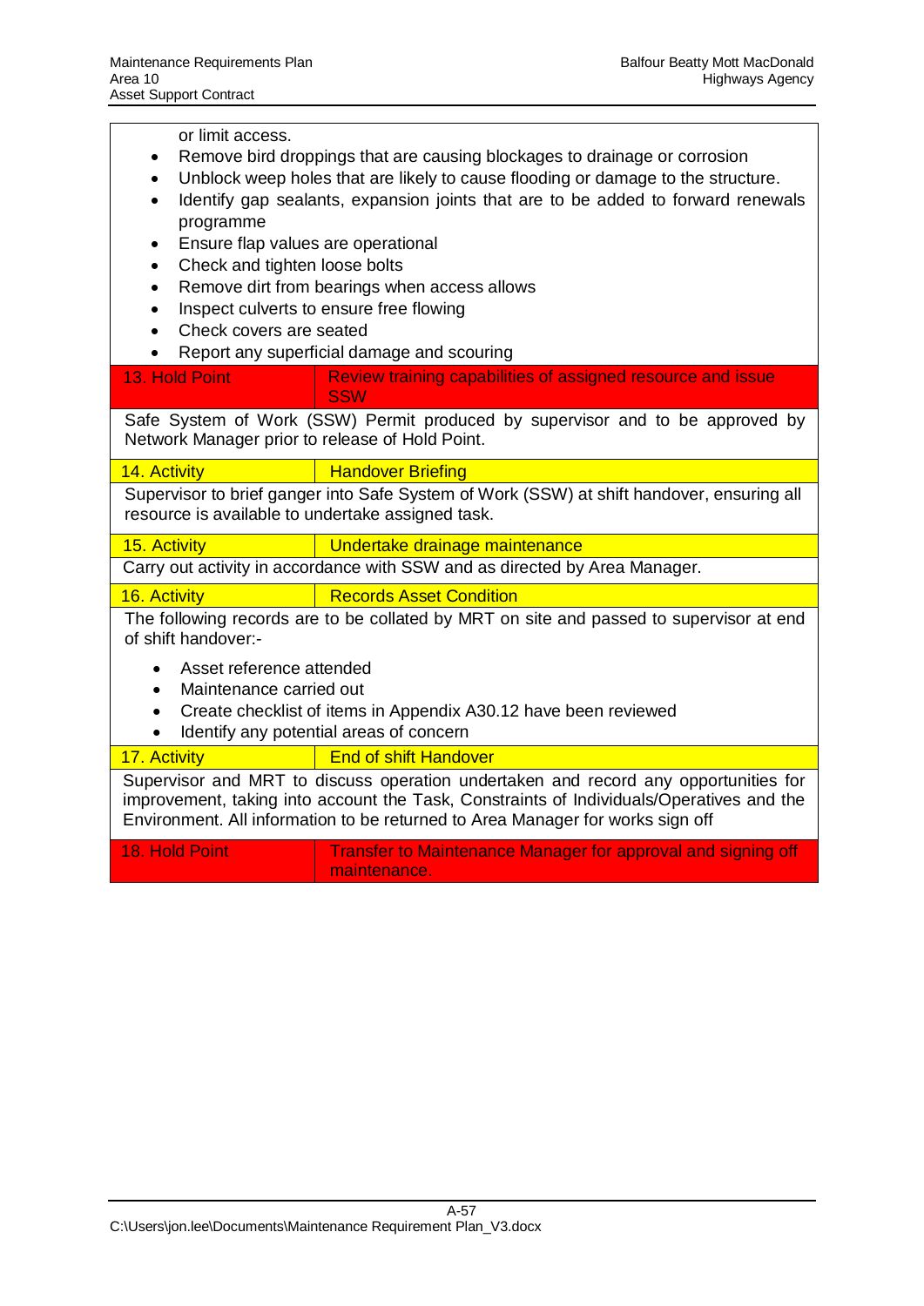or limit access.

- Remove bird droppings that are causing blockages to drainage or corrosion
- Unblock weep holes that are likely to cause flooding or damage to the structure.
- Identify gap sealants, expansion joints that are to be added to forward renewals programme
- Ensure flap values are operational
- Check and tighten loose bolts
- Remove dirt from bearings when access allows
- Inspect culverts to ensure free flowing
- Check covers are seated
- Report any superficial damage and scouring

| 13. Hold Point | Review training capabilities of assigned resource and issue SSW |
|---|---|

Safe System of Work (SSW) Permit produced by supervisor and to be approved by Network Manager prior to release of Hold Point.

| 14. Activity | Handover Briefing |
|---|---|

Supervisor to brief ganger into Safe System of Work (SSW) at shift handover, ensuring all resource is available to undertake assigned task.

| 15. Activity | Undertake drainage maintenance |
|---|---|

Carry out activity in accordance with SSW and as directed by Area Manager.

| 16. Activity | Records Asset Condition |
|---|---|

The following records are to be collated by MRT on site and passed to supervisor at end of shift handover:-

- Asset reference attended
- Maintenance carried out
- Create checklist of items in Appendix A30.12 have been reviewed
- Identify any potential areas of concern

| 17. Activity | End of shift Handover |
|---|---|

Supervisor and MRT to discuss operation undertaken and record any opportunities for improvement, taking into account the Task, Constraints of Individuals/Operatives and the Environment. All information to be returned to Area Manager for works sign off

| 18. Hold Point | Transfer to Maintenance Manager for approval and signing off maintenance. |
|---|---|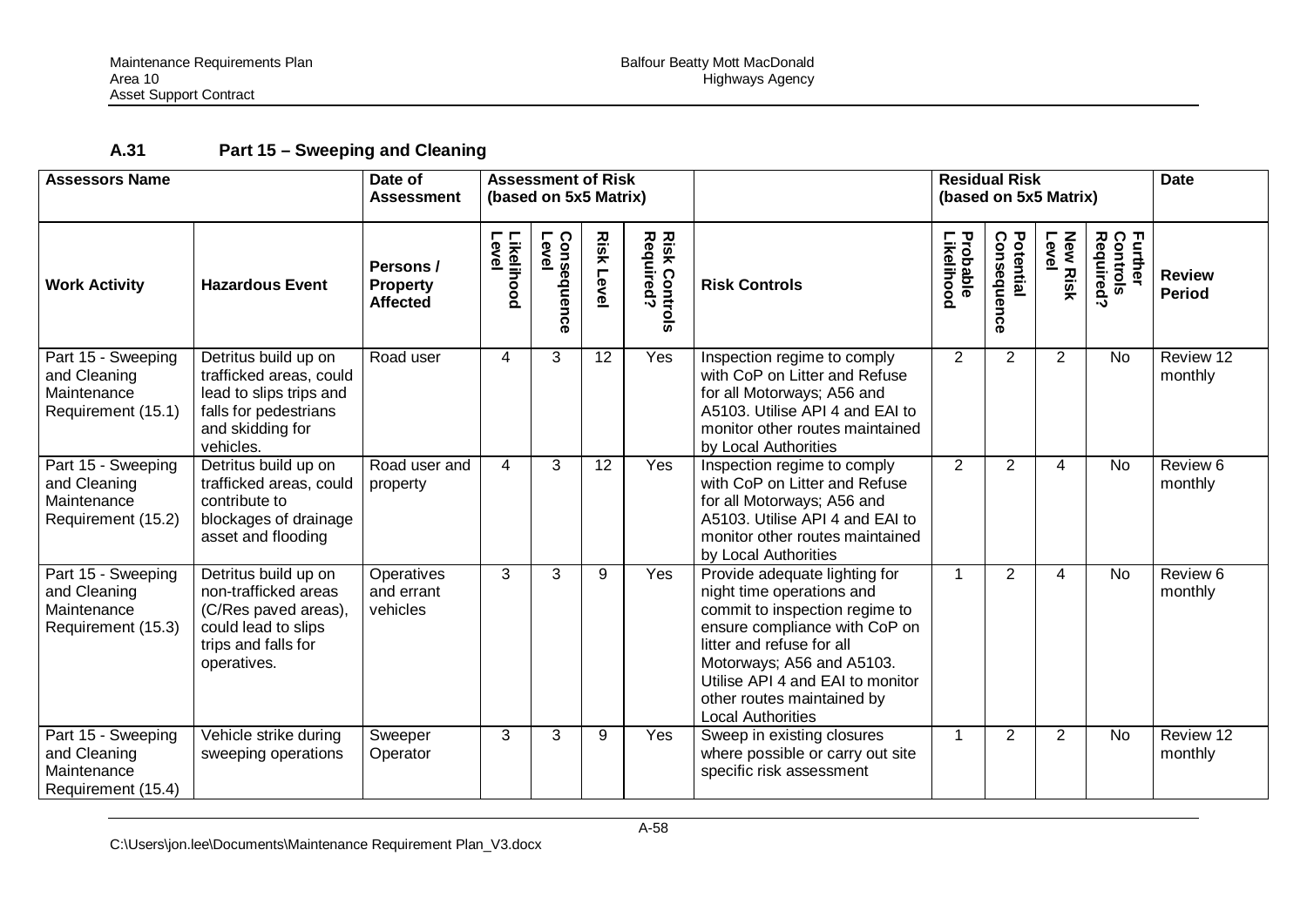### A.31 Part 15 – Sweeping and Cleaning

| Assessors Name | | Date of Assessment | Assessment of Risk (based on 5x5 Matrix) | | | | | Residual Risk (based on 5x5 Matrix) | | | | Date |
|---|---|---|---|---|---|---|---|---|---|---|---|---|
| **Work Activity** | **Hazardous Event** | **Persons / Property Affected** | **Likelihood Level** | **Consequence Level** | **Risk Level** | **Risk Controls Required?** | **Risk Controls** | **Probable Likelihood** | **Potential Consequence** | **New Risk Level** | **Further Controls Required?** | **Review Period** |
| Part 15 - Sweeping and Cleaning Maintenance Requirement (15.1) | Detritus build up on trafficked areas, could lead to slips trips and falls for pedestrians and skidding for vehicles. | Road user | 4 | 3 | 12 | Yes | Inspection regime to comply with CoP on Litter and Refuse for all Motorways; A56 and A5103. Utilise API 4 and EAI to monitor other routes maintained by Local Authorities | 2 | 2 | 2 | No | Review 12 monthly |
| Part 15 - Sweeping and Cleaning Maintenance Requirement (15.2) | Detritus build up on trafficked areas, could contribute to blockages of drainage asset and flooding | Road user and property | 4 | 3 | 12 | Yes | Inspection regime to comply with CoP on Litter and Refuse for all Motorways; A56 and A5103. Utilise API 4 and EAI to monitor other routes maintained by Local Authorities | 2 | 2 | 4 | No | Review 6 monthly |
| Part 15 - Sweeping and Cleaning Maintenance Requirement (15.3) | Detritus build up on non-trafficked areas (C/Res paved areas), could lead to slips trips and falls for operatives. | Operatives and errant vehicles | 3 | 3 | 9 | Yes | Provide adequate lighting for night time operations and commit to inspection regime to ensure compliance with CoP on litter and refuse for all Motorways; A56 and A5103. Utilise API 4 and EAI to monitor other routes maintained by Local Authorities | 1 | 2 | 4 | No | Review 6 monthly |
| Part 15 - Sweeping and Cleaning Maintenance Requirement (15.4) | Vehicle strike during sweeping operations | Sweeper Operator | 3 | 3 | 9 | Yes | Sweep in existing closures where possible or carry out site specific risk assessment | 1 | 2 | 2 | No | Review 12 monthly |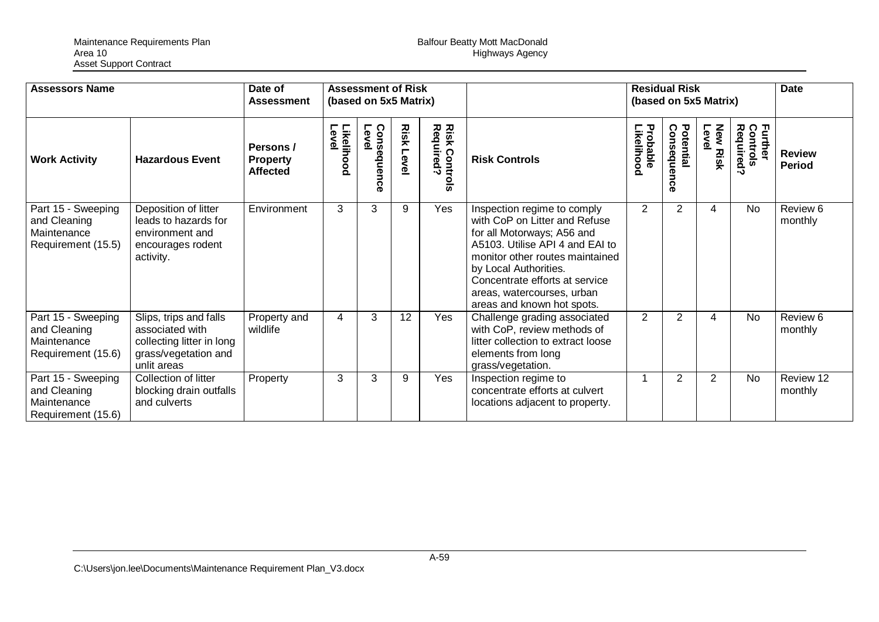| Assessors Name | | Date of Assessment | Assessment of Risk (based on 5x5 Matrix) | | | | | Residual Risk (based on 5x5 Matrix) | | | | Date |
|---|---|---|---|---|---|---|---|---|---|---|---|---|
| **Work Activity** | **Hazardous Event** | **Persons / Property Affected** | **Likelihood Level** | **Consequence Level** | **Risk Level** | **Risk Controls Required?** | **Risk Controls** | **Probable Likelihood** | **Potential Consequence** | **New Risk Level** | **Further Controls Required?** | **Review Period** |
| Part 15 - Sweeping and Cleaning Maintenance Requirement (15.5) | Deposition of litter leads to hazards for environment and encourages rodent activity. | Environment | 3 | 3 | 9 | Yes | Inspection regime to comply with CoP on Litter and Refuse for all Motorways; A56 and A5103. Utilise API 4 and EAI to monitor other routes maintained by Local Authorities. Concentrate efforts at service areas, watercourses, urban areas and known hot spots. | 2 | 2 | 4 | No | Review 6 monthly |
| Part 15 - Sweeping and Cleaning Maintenance Requirement (15.6) | Slips, trips and falls associated with collecting litter in long grass/vegetation and unlit areas | Property and wildlife | 4 | 3 | 12 | Yes | Challenge grading associated with CoP, review methods of litter collection to extract loose elements from long grass/vegetation. | 2 | 2 | 4 | No | Review 6 monthly |
| Part 15 - Sweeping and Cleaning Maintenance Requirement (15.6) | Collection of litter blocking drain outfalls and culverts | Property | 3 | 3 | 9 | Yes | Inspection regime to concentrate efforts at culvert locations adjacent to property. | 1 | 2 | 2 | No | Review 12 monthly |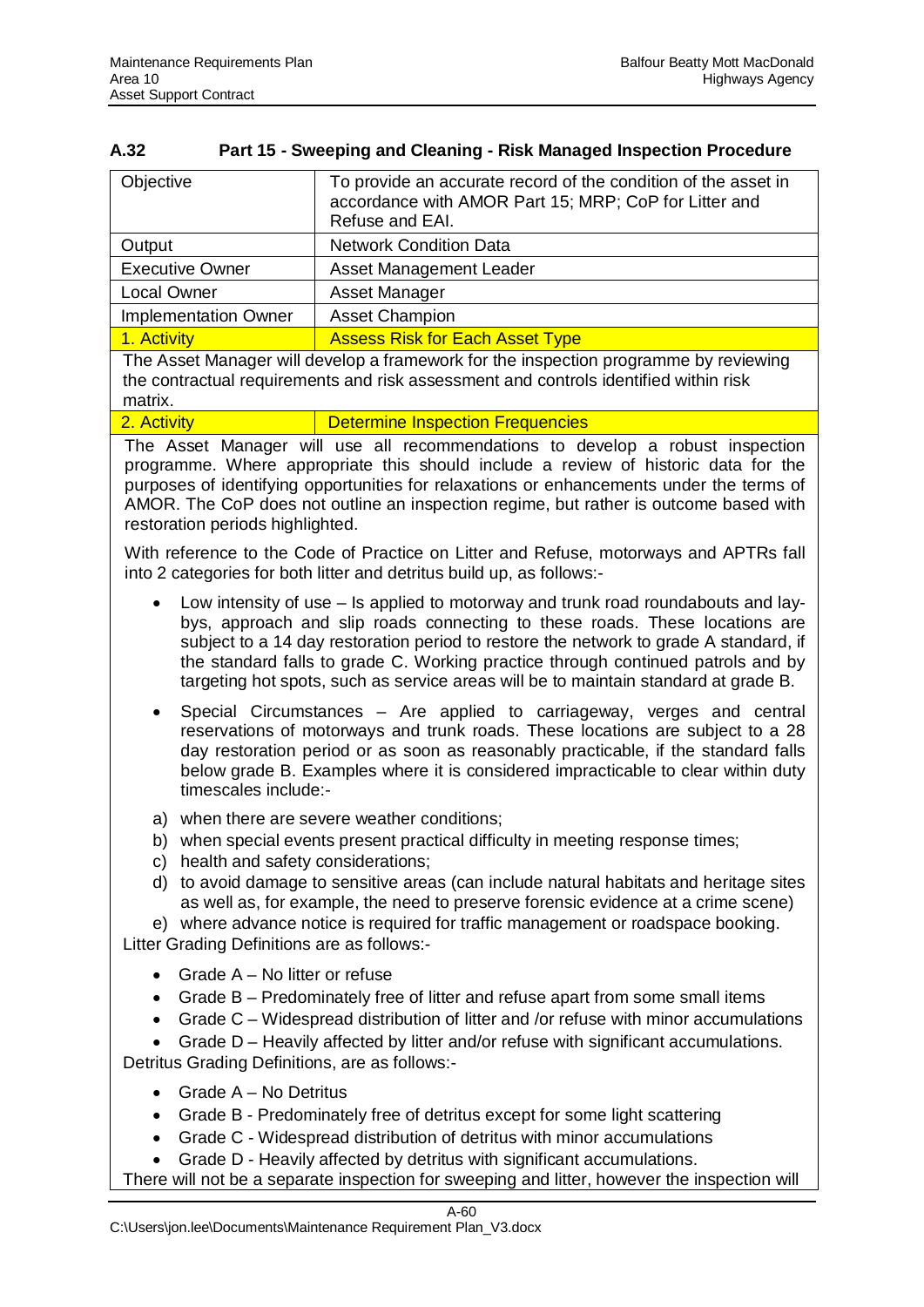### A.32 Part 15 - Sweeping and Cleaning - Risk Managed Inspection Procedure

| Objective | To provide an accurate record of the condition of the asset in accordance with AMOR Part 15; MRP; CoP for Litter and Refuse and EAI. |
|---|---|
| Output | Network Condition Data |
| Executive Owner | Asset Management Leader |
| Local Owner | Asset Manager |
| Implementation Owner | Asset Champion |
| 1. Activity | Assess Risk for Each Asset Type |

The Asset Manager will develop a framework for the inspection programme by reviewing the contractual requirements and risk assessment and controls identified within risk matrix.

| 2. Activity | Determine Inspection Frequencies |
|---|---|

The Asset Manager will use all recommendations to develop a robust inspection programme. Where appropriate this should include a review of historic data for the purposes of identifying opportunities for relaxations or enhancements under the terms of AMOR. The CoP does not outline an inspection regime, but rather is outcome based with restoration periods highlighted.

With reference to the Code of Practice on Litter and Refuse, motorways and APTRs fall into 2 categories for both litter and detritus build up, as follows:-

- Low intensity of use – Is applied to motorway and trunk road roundabouts and lay-bys, approach and slip roads connecting to these roads. These locations are subject to a 14 day restoration period to restore the network to grade A standard, if the standard falls to grade C. Working practice through continued patrols and by targeting hot spots, such as service areas will be to maintain standard at grade B.
- Special Circumstances – Are applied to carriageway, verges and central reservations of motorways and trunk roads. These locations are subject to a 28 day restoration period or as soon as reasonably practicable, if the standard falls below grade B. Examples where it is considered impracticable to clear within duty timescales include:-

a) when there are severe weather conditions;
b) when special events present practical difficulty in meeting response times;
c) health and safety considerations;
d) to avoid damage to sensitive areas (can include natural habitats and heritage sites as well as, for example, the need to preserve forensic evidence at a crime scene)
e) where advance notice is required for traffic management or roadspace booking.

Litter Grading Definitions are as follows:-

- Grade A – No litter or refuse
- Grade B – Predominately free of litter and refuse apart from some small items
- Grade C – Widespread distribution of litter and /or refuse with minor accumulations
- Grade D – Heavily affected by litter and/or refuse with significant accumulations.

Detritus Grading Definitions, are as follows:-

- Grade A – No Detritus
- Grade B - Predominately free of detritus except for some light scattering
- Grade C - Widespread distribution of detritus with minor accumulations
- Grade D - Heavily affected by detritus with significant accumulations.

There will not be a separate inspection for sweeping and litter, however the inspection will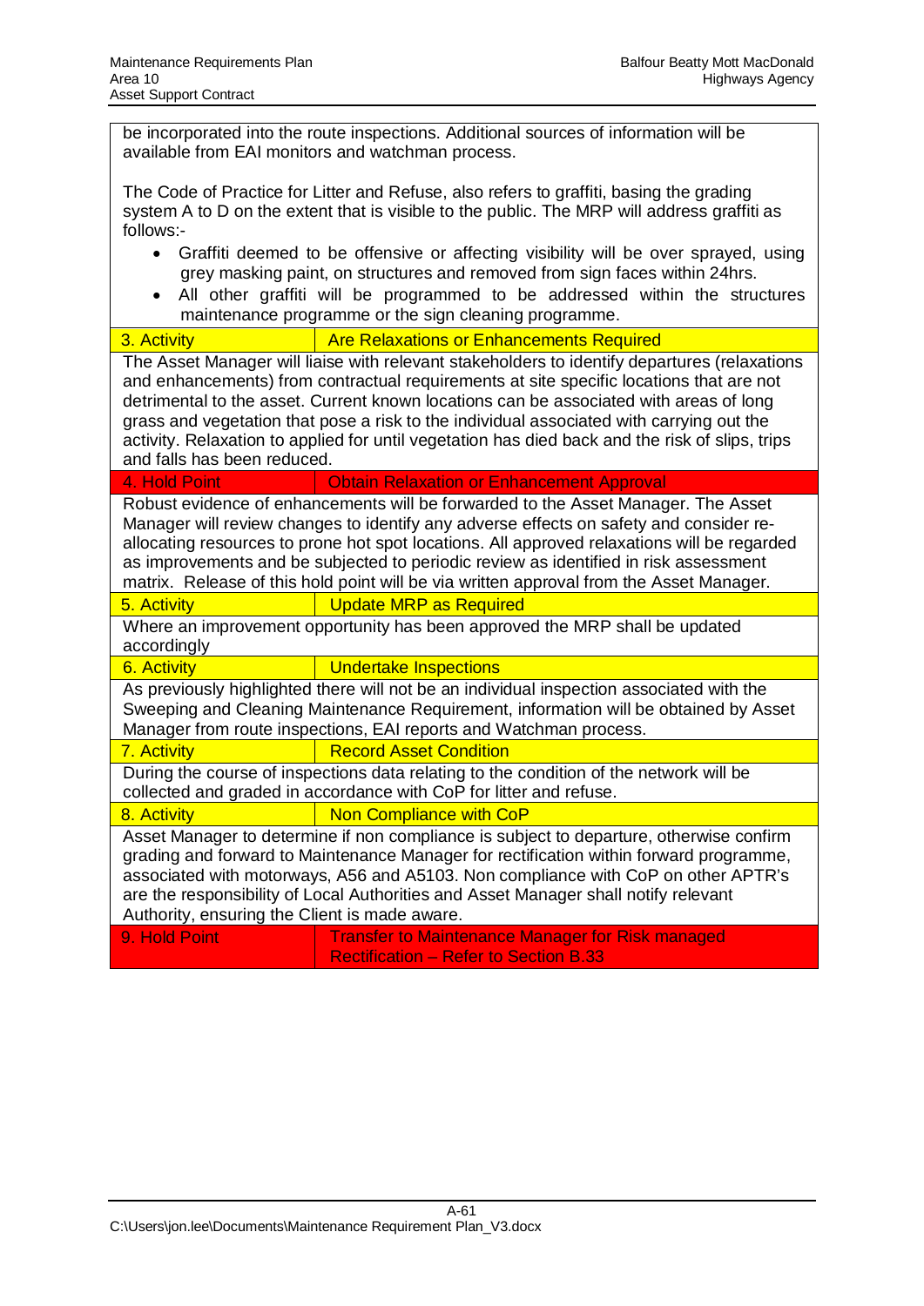be incorporated into the route inspections. Additional sources of information will be available from EAI monitors and watchman process.

The Code of Practice for Litter and Refuse, also refers to graffiti, basing the grading system A to D on the extent that is visible to the public. The MRP will address graffiti as follows:-

- Graffiti deemed to be offensive or affecting visibility will be over sprayed, using grey masking paint, on structures and removed from sign faces within 24hrs.
- All other graffiti will be programmed to be addressed within the structures maintenance programme or the sign cleaning programme.

| 3. Activity | Are Relaxations or Enhancements Required |
|---|---|

The Asset Manager will liaise with relevant stakeholders to identify departures (relaxations and enhancements) from contractual requirements at site specific locations that are not detrimental to the asset. Current known locations can be associated with areas of long grass and vegetation that pose a risk to the individual associated with carrying out the activity. Relaxation to applied for until vegetation has died back and the risk of slips, trips and falls has been reduced.

| 4. Hold Point | Obtain Relaxation or Enhancement Approval |
|---|---|

Robust evidence of enhancements will be forwarded to the Asset Manager. The Asset Manager will review changes to identify any adverse effects on safety and consider re-allocating resources to prone hot spot locations. All approved relaxations will be regarded as improvements and be subjected to periodic review as identified in risk assessment matrix. Release of this hold point will be via written approval from the Asset Manager.

| 5. Activity | Update MRP as Required |
|---|---|

Where an improvement opportunity has been approved the MRP shall be updated accordingly

| 6. Activity | Undertake Inspections |
|---|---|

As previously highlighted there will not be an individual inspection associated with the Sweeping and Cleaning Maintenance Requirement, information will be obtained by Asset Manager from route inspections, EAI reports and Watchman process.

| 7. Activity | Record Asset Condition |
|---|---|

During the course of inspections data relating to the condition of the network will be collected and graded in accordance with CoP for litter and refuse.

| 8. Activity | Non Compliance with CoP |
|---|---|

Asset Manager to determine if non compliance is subject to departure, otherwise confirm grading and forward to Maintenance Manager for rectification within forward programme, associated with motorways, A56 and A5103. Non compliance with CoP on other APTR's are the responsibility of Local Authorities and Asset Manager shall notify relevant Authority, ensuring the Client is made aware.

| 9. Hold Point | Transfer to Maintenance Manager for Risk managed Rectification – Refer to Section B.33 |
|---|---|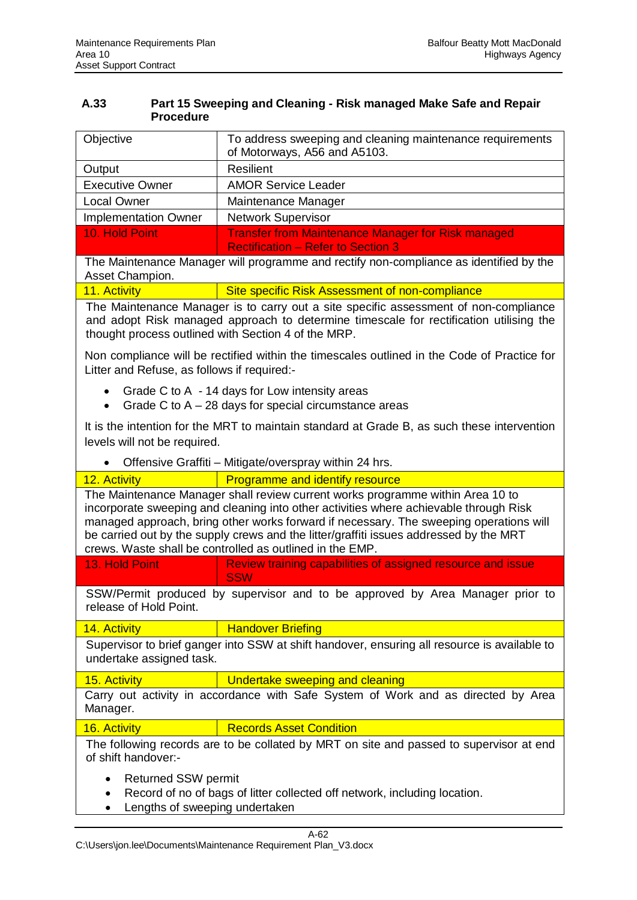### A.33 Part 15 Sweeping and Cleaning - Risk managed Make Safe and Repair Procedure

| Objective | To address sweeping and cleaning maintenance requirements of Motorways, A56 and A5103. |
|---|---|
| Output | Resilient |
| Executive Owner | AMOR Service Leader |
| Local Owner | Maintenance Manager |
| Implementation Owner | Network Supervisor |
| 10. Hold Point | Transfer from Maintenance Manager for Risk managed Rectification – Refer to Section 3 |

The Maintenance Manager will programme and rectify non-compliance as identified by the Asset Champion.

| 11. Activity | Site specific Risk Assessment of non-compliance |
|---|---|

The Maintenance Manager is to carry out a site specific assessment of non-compliance and adopt Risk managed approach to determine timescale for rectification utilising the thought process outlined with Section 4 of the MRP.

Non compliance will be rectified within the timescales outlined in the Code of Practice for Litter and Refuse, as follows if required:-

- Grade C to A - 14 days for Low intensity areas
- Grade C to A – 28 days for special circumstance areas

It is the intention for the MRT to maintain standard at Grade B, as such these intervention levels will not be required.

- Offensive Graffiti – Mitigate/overspray within 24 hrs.

| 12. Activity | Programme and identify resource |
|---|---|

The Maintenance Manager shall review current works programme within Area 10 to incorporate sweeping and cleaning into other activities where achievable through Risk managed approach, bring other works forward if necessary. The sweeping operations will be carried out by the supply crews and the litter/graffiti issues addressed by the MRT crews. Waste shall be controlled as outlined in the EMP.

| 13. Hold Point | Review training capabilities of assigned resource and issue SSW |
|---|---|

SSW/Permit produced by supervisor and to be approved by Area Manager prior to release of Hold Point.

| 14. Activity | Handover Briefing |
|---|---|

Supervisor to brief ganger into SSW at shift handover, ensuring all resource is available to undertake assigned task.

| 15. Activity | Undertake sweeping and cleaning |
|---|---|

Carry out activity in accordance with Safe System of Work and as directed by Area Manager.

| 16. Activity | Records Asset Condition |
|---|---|

The following records are to be collated by MRT on site and passed to supervisor at end of shift handover:-

- Returned SSW permit
- Record of no of bags of litter collected off network, including location.
- Lengths of sweeping undertaken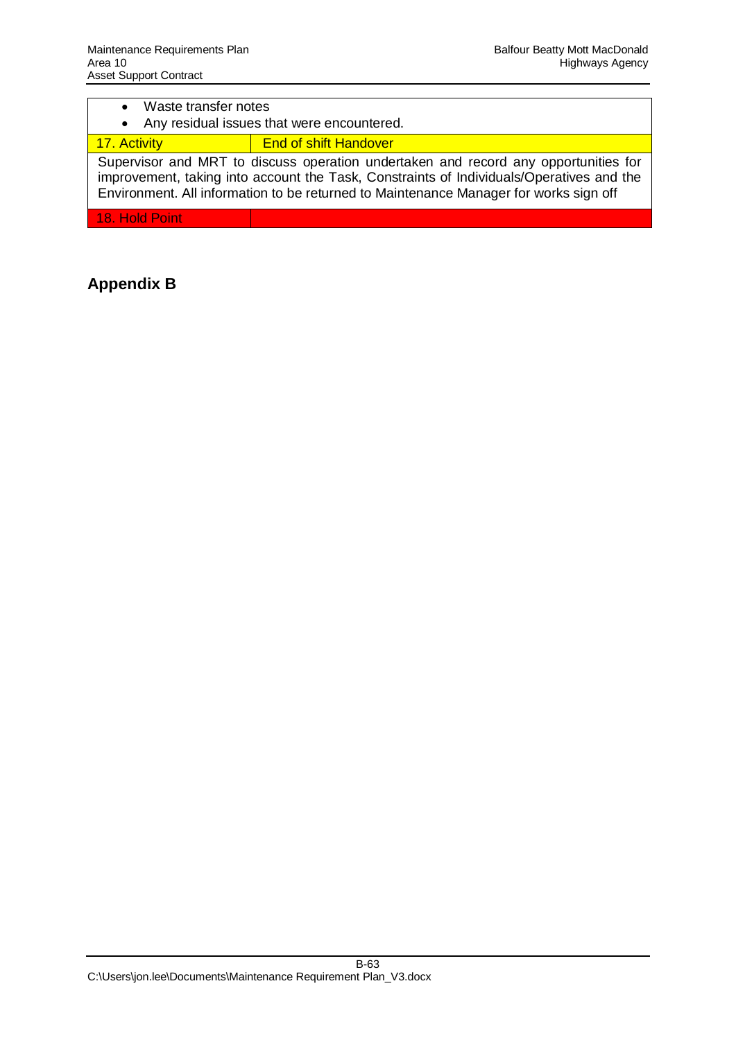| | |
|---|---|
| • Waste transfer notes<br>• Any residual issues that were encountered. | |
| 17. Activity | End of shift Handover |
| Supervisor and MRT to discuss operation undertaken and record any opportunities for improvement, taking into account the Task, Constraints of Individuals/Operatives and the Environment. All information to be returned to Maintenance Manager for works sign off | |
| 18. Hold Point | |

## Appendix B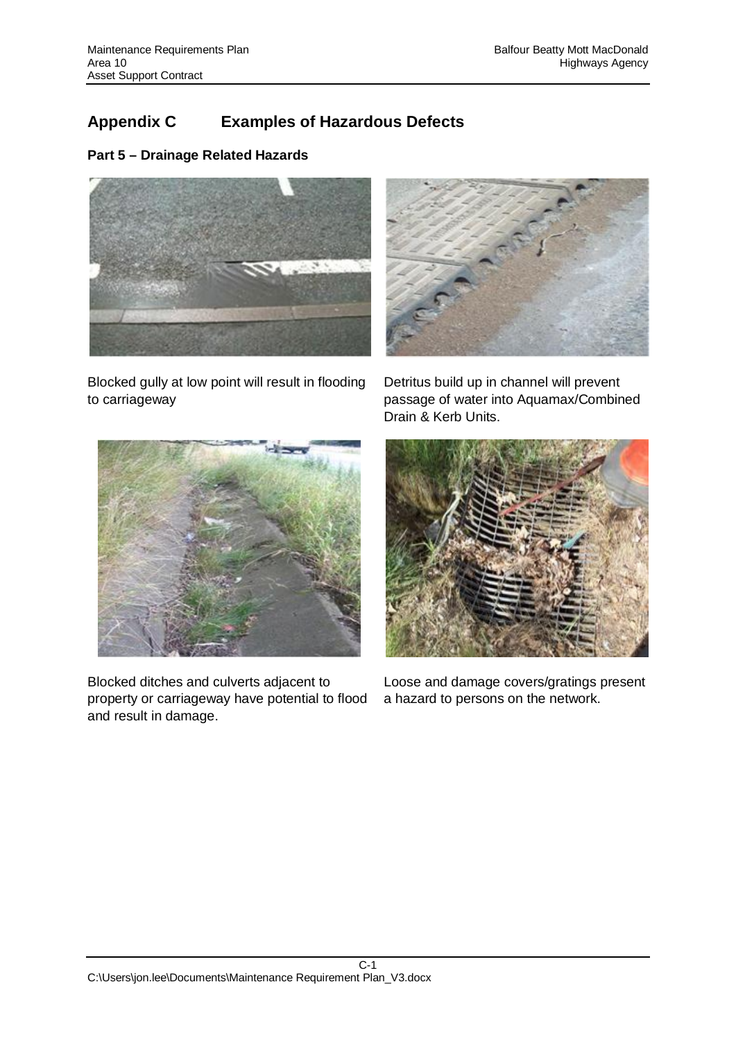## Appendix C Examples of Hazardous Defects

### Part 5 – Drainage Related Hazards

Blocked gully at low point will result in flooding to carriageway

Detritus build up in channel will prevent passage of water into Aquamax/Combined Drain & Kerb Units.

Blocked ditches and culverts adjacent to property or carriageway have potential to flood and result in damage.

Loose and damage covers/gratings present a hazard to persons on the network.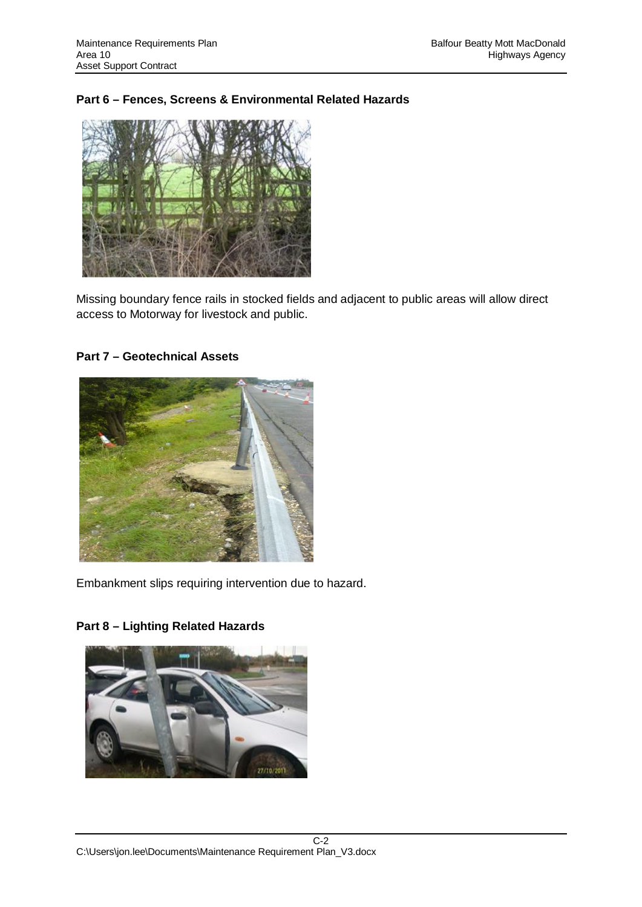**Part 6 – Fences, Screens & Environmental Related Hazards**

Missing boundary fence rails in stocked fields and adjacent to public areas will allow direct access to Motorway for livestock and public.

**Part 7 – Geotechnical Assets**

Embankment slips requiring intervention due to hazard.

**Part 8 – Lighting Related Hazards**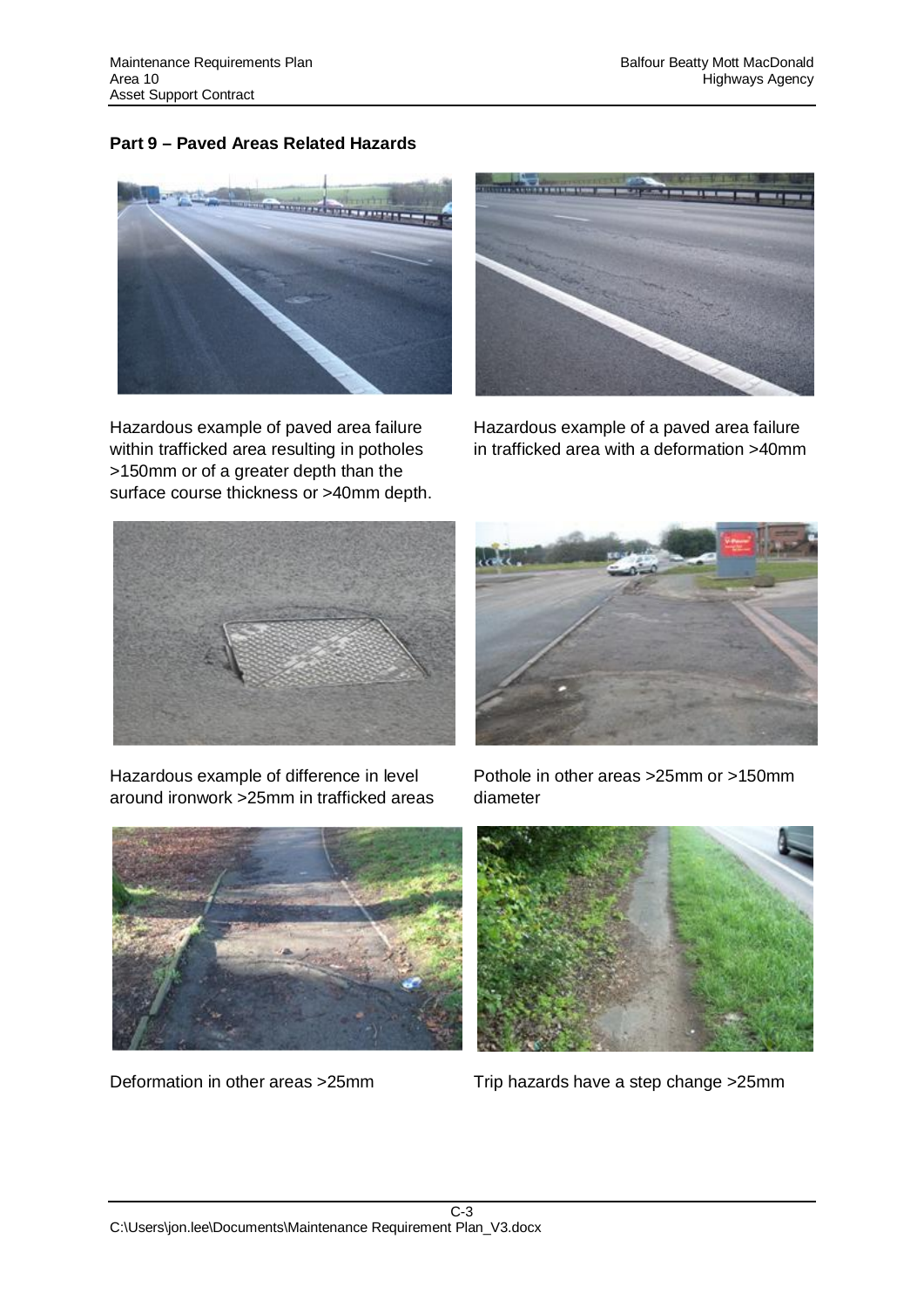## Part 9 – Paved Areas Related Hazards

Hazardous example of paved area failure within trafficked area resulting in potholes >150mm or of a greater depth than the surface course thickness or >40mm depth.

Hazardous example of a paved area failure in trafficked area with a deformation >40mm

Hazardous example of difference in level around ironwork >25mm in trafficked areas

Pothole in other areas >25mm or >150mm diameter

Deformation in other areas >25mm

Trip hazards have a step change >25mm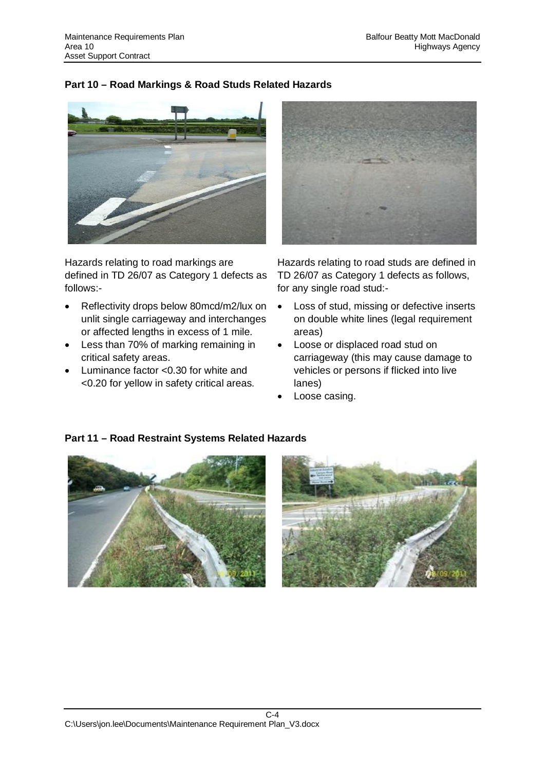## Part 10 – Road Markings & Road Studs Related Hazards

Hazards relating to road markings are defined in TD 26/07 as Category 1 defects as follows:-

- Reflectivity drops below 80mcd/m2/lux on unlit single carriageway and interchanges or affected lengths in excess of 1 mile.
- Less than 70% of marking remaining in critical safety areas.
- Luminance factor <0.30 for white and <0.20 for yellow in safety critical areas.

Hazards relating to road studs are defined in TD 26/07 as Category 1 defects as follows, for any single road stud:-

- Loss of stud, missing or defective inserts on double white lines (legal requirement areas)
- Loose or displaced road stud on carriageway (this may cause damage to vehicles or persons if flicked into live lanes)
- Loose casing.

## Part 11 – Road Restraint Systems Related Hazards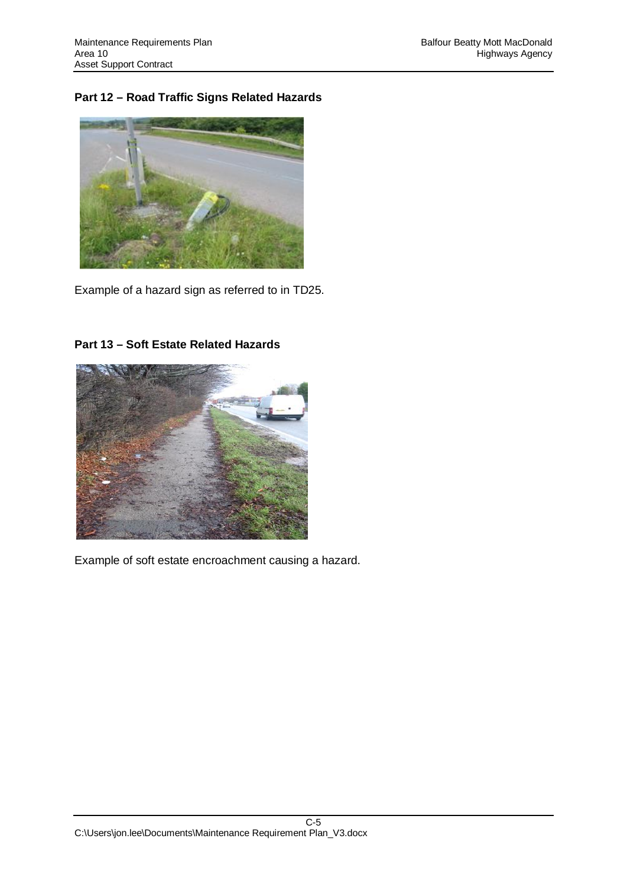**Part 12 – Road Traffic Signs Related Hazards**

Example of a hazard sign as referred to in TD25.

**Part 13 – Soft Estate Related Hazards**

Example of soft estate encroachment causing a hazard.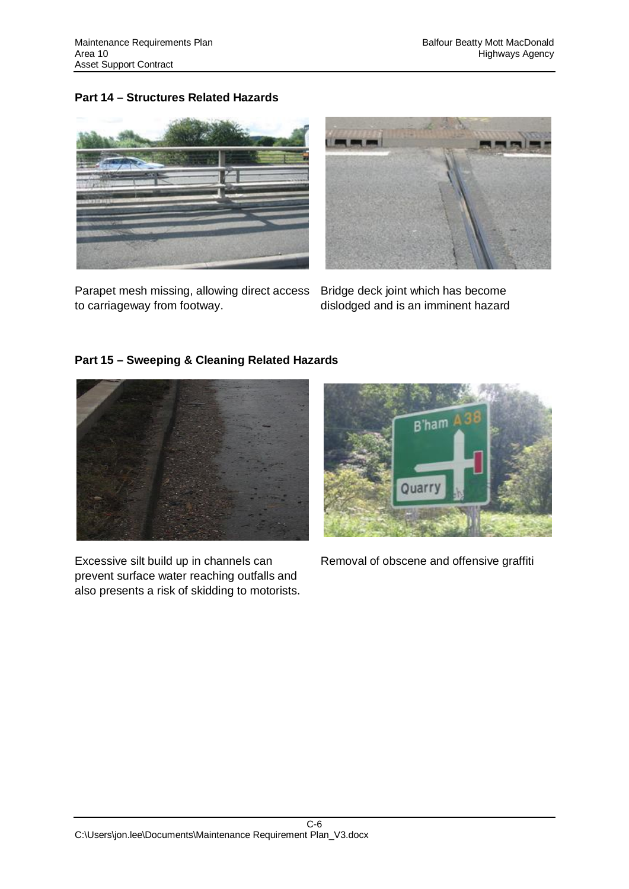**Part 14 – Structures Related Hazards**

Parapet mesh missing, allowing direct access to carriageway from footway.

Bridge deck joint which has become dislodged and is an imminent hazard

**Part 15 – Sweeping & Cleaning Related Hazards**

Excessive silt build up in channels can prevent surface water reaching outfalls and also presents a risk of skidding to motorists.

Removal of obscene and offensive graffiti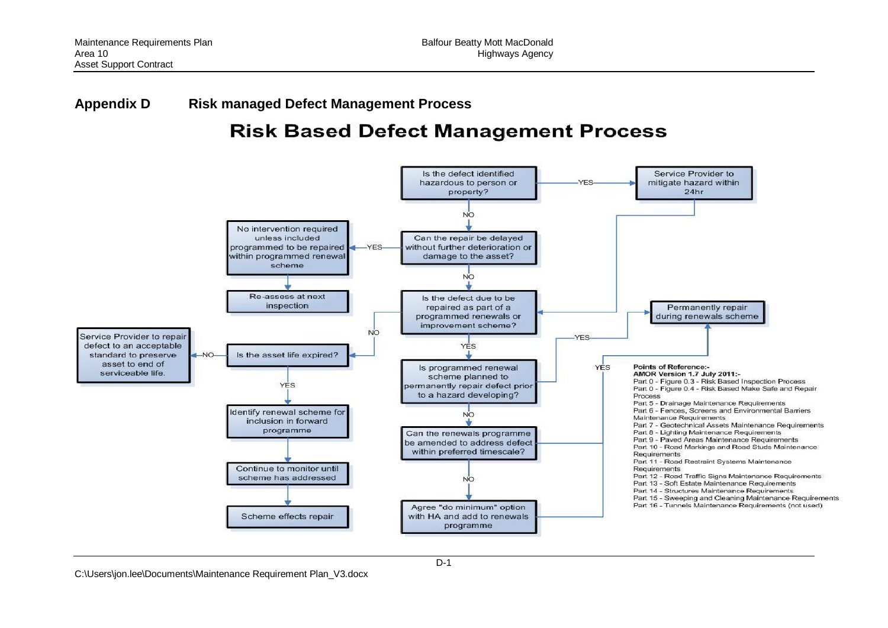## Appendix D Risk managed Defect Management Process

# Risk Based Defect Management Process

Is the defect identified hazardous to person or property?

YES

Service Provider to mitigate hazard within 24hr

NO

Can the repair be delayed without further deterioration or damage to the asset?

YES

No intervention required unless included programmed to be repaired within programmed renewal scheme

Re-assess at next inspection

NO

Is the defect due to be repaired as part of a programmed renewals or improvement scheme?

NO

Is the asset life expired?

NO

Service Provider to repair defect to an acceptable standard to preserve asset to end of serviceable life.

YES

Identify renewal scheme for inclusion in forward programme

Continue to monitor until scheme has addressed

Scheme effects repair

YES

Is programmed renewal scheme planned to permanently repair defect prior to a hazard developing?

YES

Permanently repair during renewals scheme

NO

Can the renewals programme be amended to address defect within preferred timescale?

YES

NO

Agree "do minimum" option with HA and add to renewals programme

**Points of Reference:-**
**AMOR Version 1.7 July 2011:-**
Part 0 - Figure 0.3 - Risk Based Inspection Process
Part 0 - Figure 0.4 - Risk Based Make Safe and Repair Process
Part 5 - Drainage Maintenance Requirements
Part 6 - Fences, Screens and Environmental Barriers Maintenance Requirements
Part 7 - Geotechnical Assets Maintenance Requirements
Part 8 - Lighting Maintenance Requirements
Part 9 - Paved Areas Maintenance Requirements
Part 10 - Road Markings and Road Studs Maintenance Requirements
Part 11 - Road Restraint Systems Maintenance Requirements
Part 12 - Road Traffic Signs Maintenance Requirements
Part 13 - Soft Estate Maintenance Requirements
Part 14 - Structures Maintenance Requirements
Part 15 - Sweeping and Cleaning Maintenance Requirements
Part 16 - Tunnels Maintenance Requirements (not used)